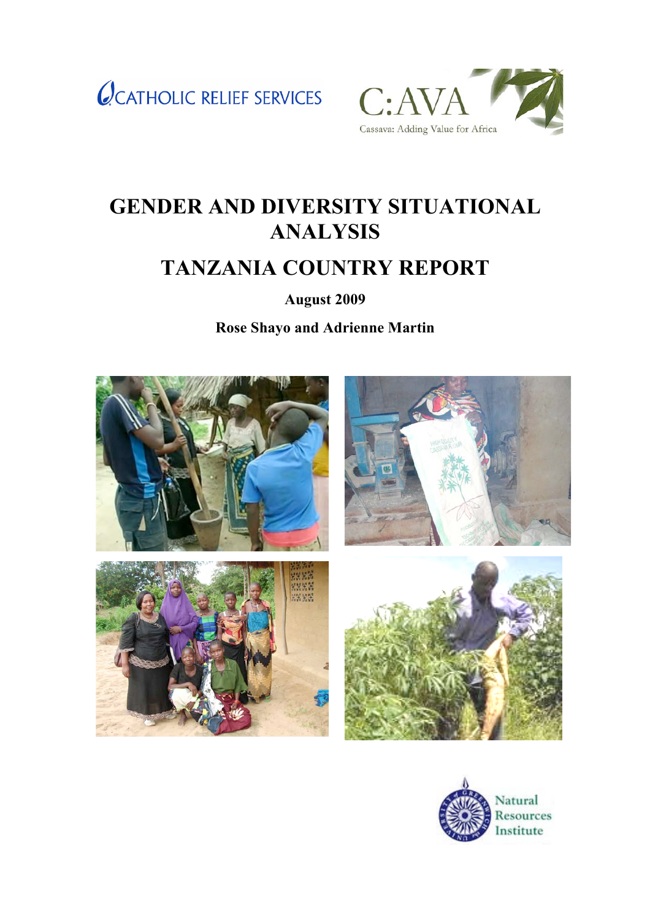CATHOLIC RELIEF SERVICES

C:AVA
Cassava: Adding Value for Africa

# GENDER AND DIVERSITY SITUATIONAL ANALYSIS

# TANZANIA COUNTRY REPORT

**August 2009**

**Rose Shayo and Adrienne Martin**

Natural Resources Institute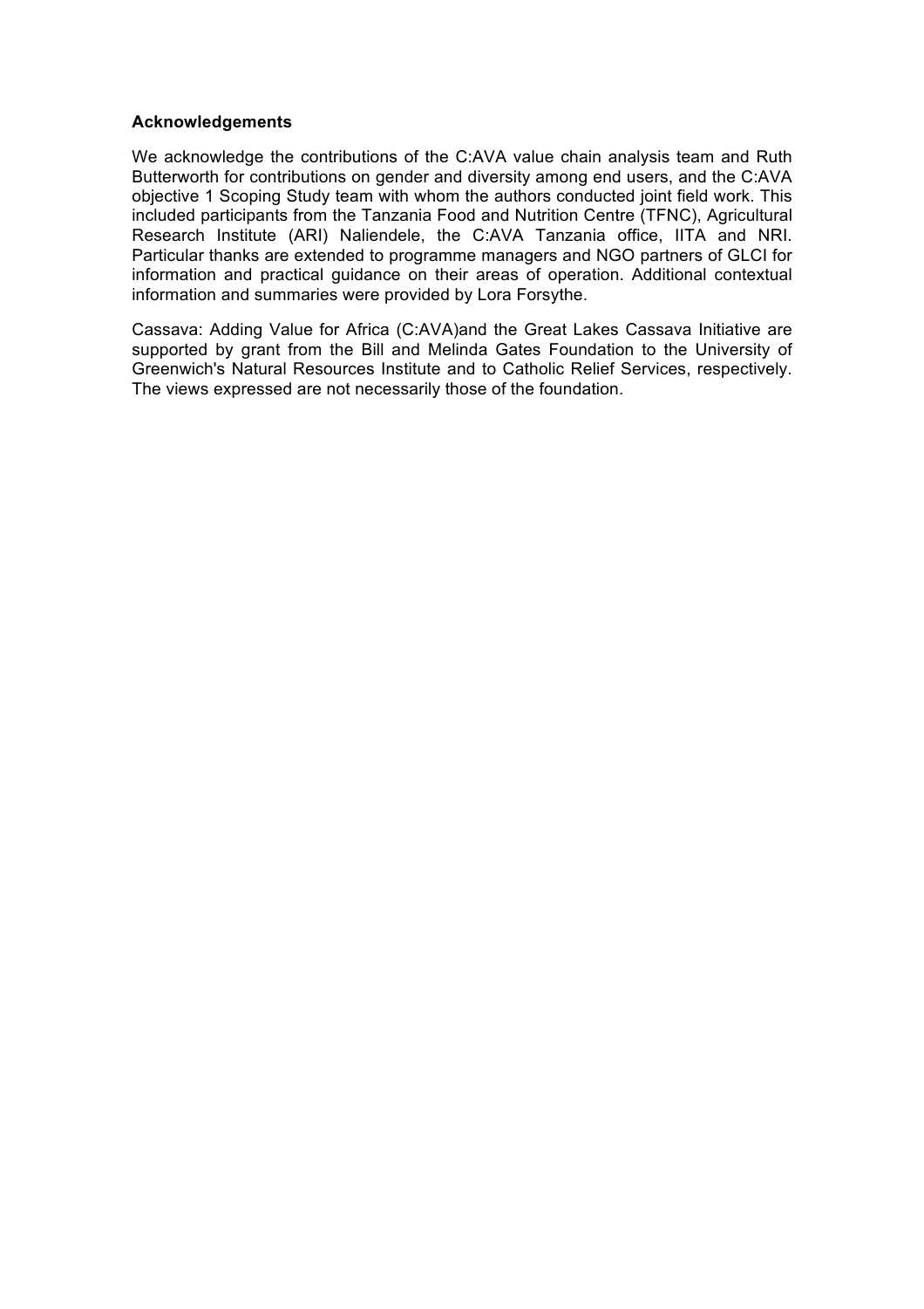**Acknowledgements**

We acknowledge the contributions of the C:AVA value chain analysis team and Ruth Butterworth for contributions on gender and diversity among end users, and the C:AVA objective 1 Scoping Study team with whom the authors conducted joint field work. This included participants from the Tanzania Food and Nutrition Centre (TFNC), Agricultural Research Institute (ARI) Naliendele, the C:AVA Tanzania office, IITA and NRI. Particular thanks are extended to programme managers and NGO partners of GLCI for information and practical guidance on their areas of operation. Additional contextual information and summaries were provided by Lora Forsythe.

Cassava: Adding Value for Africa (C:AVA)and the Great Lakes Cassava Initiative are supported by grant from the Bill and Melinda Gates Foundation to the University of Greenwich's Natural Resources Institute and to Catholic Relief Services, respectively. The views expressed are not necessarily those of the foundation.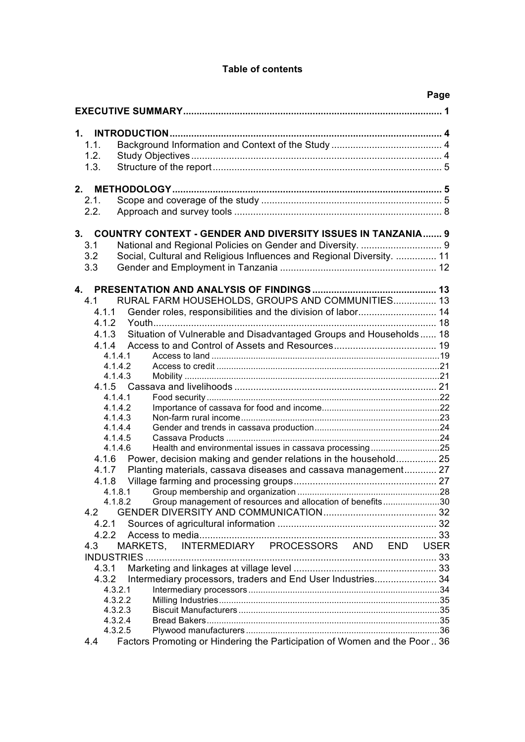**Table of contents**

| | Page |
|---|---|
| **EXECUTIVE SUMMARY** | **1** |
| **1. INTRODUCTION** | **4** |
| 1.1. Background Information and Context of the Study | 4 |
| 1.2. Study Objectives | 4 |
| 1.3. Structure of the report | 5 |
| **2. METHODOLOGY** | **5** |
| 2.1. Scope and coverage of the study | 5 |
| 2.2. Approach and survey tools | 8 |
| **3. COUNTRY CONTEXT - GENDER AND DIVERSITY ISSUES IN TANZANIA** | **9** |
| 3.1 National and Regional Policies on Gender and Diversity. | 9 |
| 3.2 Social, Cultural and Religious Influences and Regional Diversity. | 11 |
| 3.3 Gender and Employment in Tanzania | 12 |
| **4. PRESENTATION AND ANALYSIS OF FINDINGS** | **13** |
| 4.1 RURAL FARM HOUSEHOLDS, GROUPS AND COMMUNITIES | 13 |
| 4.1.1 Gender roles, responsibilities and the division of labor | 14 |
| 4.1.2 Youth | 18 |
| 4.1.3 Situation of Vulnerable and Disadvantaged Groups and Households | 18 |
| 4.1.4 Access to and Control of Assets and Resources | 19 |
| 4.1.4.1 Access to land | 19 |
| 4.1.4.2 Access to credit | 21 |
| 4.1.4.3 Mobility | 21 |
| 4.1.5 Cassava and livelihoods | 21 |
| 4.1.4.1 Food security | 22 |
| 4.1.4.2 Importance of cassava for food and income | 22 |
| 4.1.4.3 Non-farm rural income | 23 |
| 4.1.4.4 Gender and trends in cassava production | 24 |
| 4.1.4.5 Cassava Products | 24 |
| 4.1.4.6 Health and environmental issues in cassava processing | 25 |
| 4.1.6 Power, decision making and gender relations in the household | 25 |
| 4.1.7 Planting materials, cassava diseases and cassava management | 27 |
| 4.1.8 Village farming and processing groups | 27 |
| 4.1.8.1 Group membership and organization | 28 |
| 4.1.8.2 Group management of resources and allocation of benefits | 30 |
| 4.2 GENDER DIVERSITY AND COMMUNICATION | 32 |
| 4.2.1 Sources of agricultural information | 32 |
| 4.2.2 Access to media | 33 |
| 4.3 MARKETS, INTERMEDIARY PROCESSORS AND END USER INDUSTRIES | 33 |
| 4.3.1 Marketing and linkages at village level | 33 |
| 4.3.2 Intermediary processors, traders and End User Industries | 34 |
| 4.3.2.1 Intermediary processors | 34 |
| 4.3.2.2 Milling Industries | 35 |
| 4.3.2.3 Biscuit Manufacturers | 35 |
| 4.3.2.4 Bread Bakers | 35 |
| 4.3.2.5 Plywood manufacturers | 36 |
| 4.4 Factors Promoting or Hindering the Participation of Women and the Poor | 36 |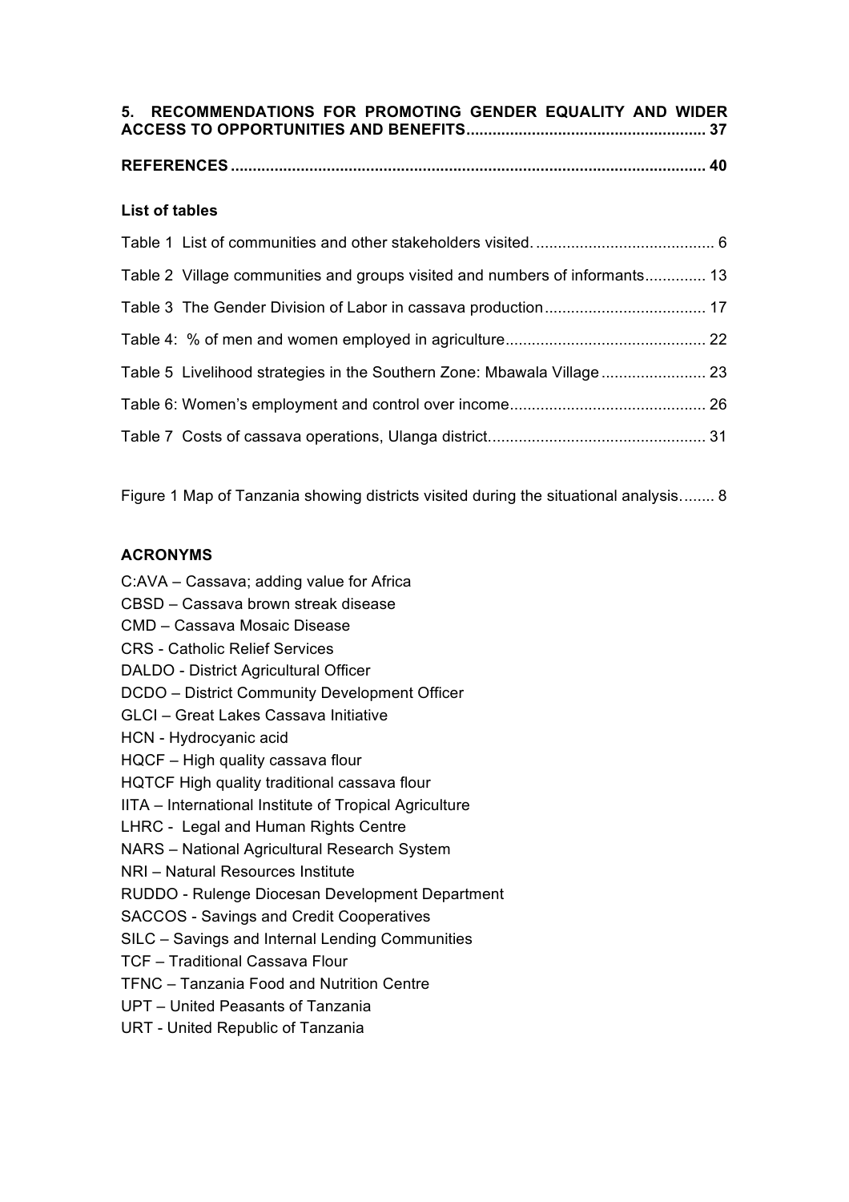**5. RECOMMENDATIONS FOR PROMOTING GENDER EQUALITY AND WIDER ACCESS TO OPPORTUNITIES AND BENEFITS....................................................... 37**

**REFERENCES ............................................................................................................ 40**

**List of tables**

Table 1 List of communities and other stakeholders visited. ......................................... 6

Table 2 Village communities and groups visited and numbers of informants............. 13

Table 3 The Gender Division of Labor in cassava production..................................... 17

Table 4: % of men and women employed in agriculture.............................................. 22

Table 5 Livelihood strategies in the Southern Zone: Mbawala Village ........................ 23

Table 6: Women's employment and control over income............................................. 26

Table 7 Costs of cassava operations, Ulanga district.................................................. 31

Figure 1 Map of Tanzania showing districts visited during the situational analysis........ 8

**ACRONYMS**

C:AVA – Cassava; adding value for Africa
CBSD – Cassava brown streak disease
CMD – Cassava Mosaic Disease
CRS - Catholic Relief Services
DALDO - District Agricultural Officer
DCDO – District Community Development Officer
GLCI – Great Lakes Cassava Initiative
HCN - Hydrocyanic acid
HQCF – High quality cassava flour
HQTCF High quality traditional cassava flour
IITA – International Institute of Tropical Agriculture
LHRC - Legal and Human Rights Centre
NARS – National Agricultural Research System
NRI – Natural Resources Institute
RUDDO - Rulenge Diocesan Development Department
SACCOS - Savings and Credit Cooperatives
SILC – Savings and Internal Lending Communities
TCF – Traditional Cassava Flour
TFNC – Tanzania Food and Nutrition Centre
UPT – United Peasants of Tanzania
URT - United Republic of Tanzania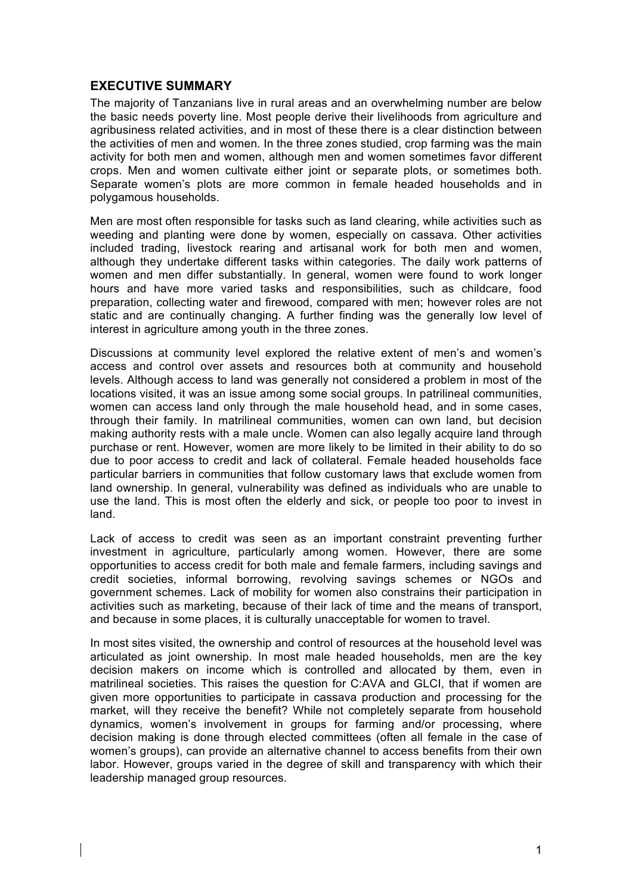## EXECUTIVE SUMMARY

The majority of Tanzanians live in rural areas and an overwhelming number are below the basic needs poverty line. Most people derive their livelihoods from agriculture and agribusiness related activities, and in most of these there is a clear distinction between the activities of men and women. In the three zones studied, crop farming was the main activity for both men and women, although men and women sometimes favor different crops. Men and women cultivate either joint or separate plots, or sometimes both. Separate women's plots are more common in female headed households and in polygamous households.

Men are most often responsible for tasks such as land clearing, while activities such as weeding and planting were done by women, especially on cassava. Other activities included trading, livestock rearing and artisanal work for both men and women, although they undertake different tasks within categories. The daily work patterns of women and men differ substantially. In general, women were found to work longer hours and have more varied tasks and responsibilities, such as childcare, food preparation, collecting water and firewood, compared with men; however roles are not static and are continually changing. A further finding was the generally low level of interest in agriculture among youth in the three zones.

Discussions at community level explored the relative extent of men's and women's access and control over assets and resources both at community and household levels. Although access to land was generally not considered a problem in most of the locations visited, it was an issue among some social groups. In patrilineal communities, women can access land only through the male household head, and in some cases, through their family. In matrilineal communities, women can own land, but decision making authority rests with a male uncle. Women can also legally acquire land through purchase or rent. However, women are more likely to be limited in their ability to do so due to poor access to credit and lack of collateral. Female headed households face particular barriers in communities that follow customary laws that exclude women from land ownership. In general, vulnerability was defined as individuals who are unable to use the land. This is most often the elderly and sick, or people too poor to invest in land.

Lack of access to credit was seen as an important constraint preventing further investment in agriculture, particularly among women. However, there are some opportunities to access credit for both male and female farmers, including savings and credit societies, informal borrowing, revolving savings schemes or NGOs and government schemes. Lack of mobility for women also constrains their participation in activities such as marketing, because of their lack of time and the means of transport, and because in some places, it is culturally unacceptable for women to travel.

In most sites visited, the ownership and control of resources at the household level was articulated as joint ownership. In most male headed households, men are the key decision makers on income which is controlled and allocated by them, even in matrilineal societies. This raises the question for C:AVA and GLCI, that if women are given more opportunities to participate in cassava production and processing for the market, will they receive the benefit? While not completely separate from household dynamics, women's involvement in groups for farming and/or processing, where decision making is done through elected committees (often all female in the case of women's groups), can provide an alternative channel to access benefits from their own labor. However, groups varied in the degree of skill and transparency with which their leadership managed group resources.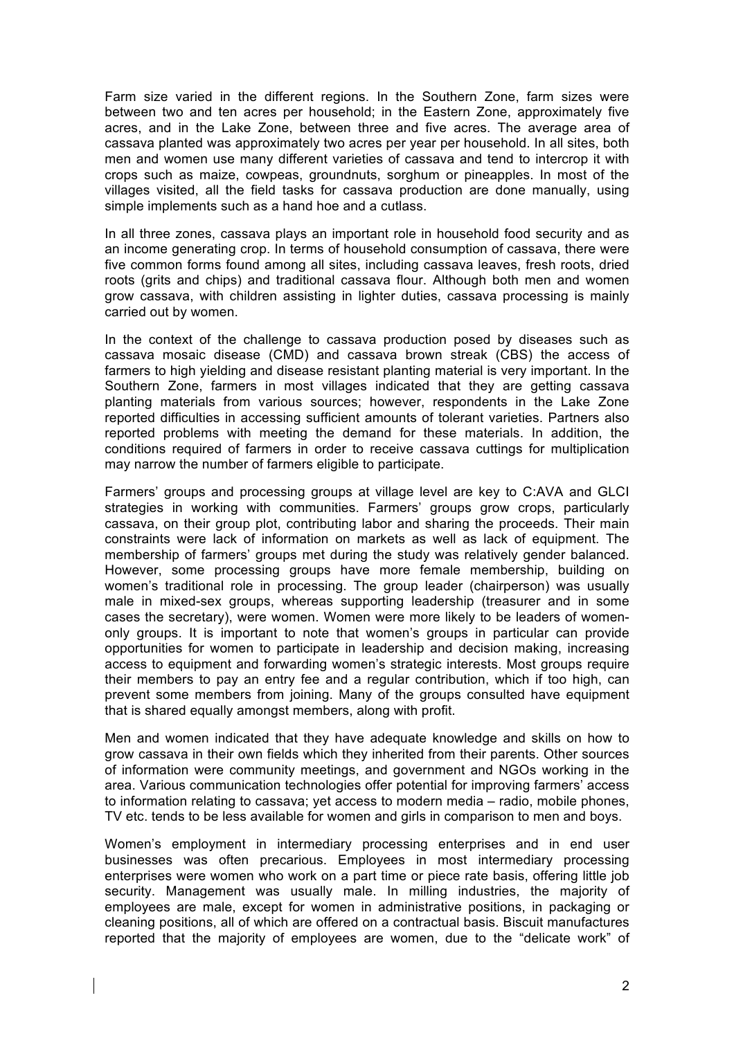Farm size varied in the different regions. In the Southern Zone, farm sizes were between two and ten acres per household; in the Eastern Zone, approximately five acres, and in the Lake Zone, between three and five acres. The average area of cassava planted was approximately two acres per year per household. In all sites, both men and women use many different varieties of cassava and tend to intercrop it with crops such as maize, cowpeas, groundnuts, sorghum or pineapples. In most of the villages visited, all the field tasks for cassava production are done manually, using simple implements such as a hand hoe and a cutlass.

In all three zones, cassava plays an important role in household food security and as an income generating crop. In terms of household consumption of cassava, there were five common forms found among all sites, including cassava leaves, fresh roots, dried roots (grits and chips) and traditional cassava flour. Although both men and women grow cassava, with children assisting in lighter duties, cassava processing is mainly carried out by women.

In the context of the challenge to cassava production posed by diseases such as cassava mosaic disease (CMD) and cassava brown streak (CBS) the access of farmers to high yielding and disease resistant planting material is very important. In the Southern Zone, farmers in most villages indicated that they are getting cassava planting materials from various sources; however, respondents in the Lake Zone reported difficulties in accessing sufficient amounts of tolerant varieties. Partners also reported problems with meeting the demand for these materials. In addition, the conditions required of farmers in order to receive cassava cuttings for multiplication may narrow the number of farmers eligible to participate.

Farmers' groups and processing groups at village level are key to C:AVA and GLCI strategies in working with communities. Farmers' groups grow crops, particularly cassava, on their group plot, contributing labor and sharing the proceeds. Their main constraints were lack of information on markets as well as lack of equipment. The membership of farmers' groups met during the study was relatively gender balanced. However, some processing groups have more female membership, building on women's traditional role in processing. The group leader (chairperson) was usually male in mixed-sex groups, whereas supporting leadership (treasurer and in some cases the secretary), were women. Women were more likely to be leaders of women-only groups. It is important to note that women's groups in particular can provide opportunities for women to participate in leadership and decision making, increasing access to equipment and forwarding women's strategic interests. Most groups require their members to pay an entry fee and a regular contribution, which if too high, can prevent some members from joining. Many of the groups consulted have equipment that is shared equally amongst members, along with profit.

Men and women indicated that they have adequate knowledge and skills on how to grow cassava in their own fields which they inherited from their parents. Other sources of information were community meetings, and government and NGOs working in the area. Various communication technologies offer potential for improving farmers' access to information relating to cassava; yet access to modern media – radio, mobile phones, TV etc. tends to be less available for women and girls in comparison to men and boys.

Women's employment in intermediary processing enterprises and in end user businesses was often precarious. Employees in most intermediary processing enterprises were women who work on a part time or piece rate basis, offering little job security. Management was usually male. In milling industries, the majority of employees are male, except for women in administrative positions, in packaging or cleaning positions, all of which are offered on a contractual basis. Biscuit manufactures reported that the majority of employees are women, due to the "delicate work" of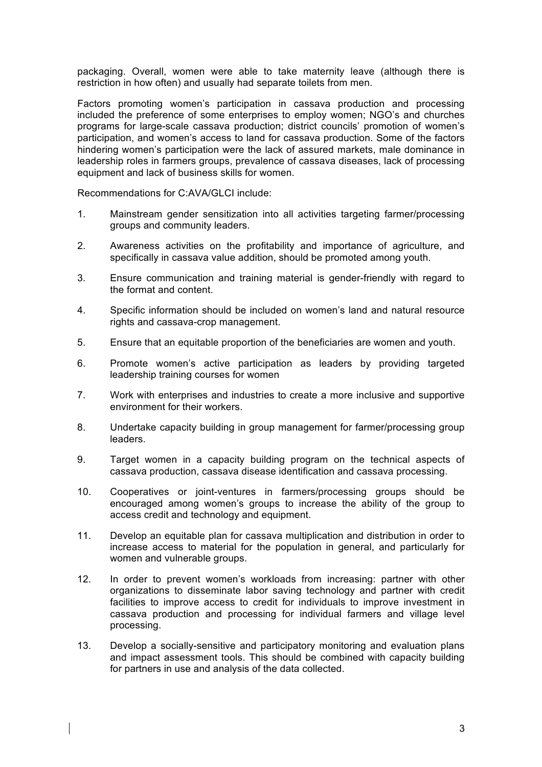packaging. Overall, women were able to take maternity leave (although there is restriction in how often) and usually had separate toilets from men.

Factors promoting women's participation in cassava production and processing included the preference of some enterprises to employ women; NGO's and churches programs for large-scale cassava production; district councils' promotion of women's participation, and women's access to land for cassava production. Some of the factors hindering women's participation were the lack of assured markets, male dominance in leadership roles in farmers groups, prevalence of cassava diseases, lack of processing equipment and lack of business skills for women.

Recommendations for C:AVA/GLCI include:

1. Mainstream gender sensitization into all activities targeting farmer/processing groups and community leaders.
2. Awareness activities on the profitability and importance of agriculture, and specifically in cassava value addition, should be promoted among youth.
3. Ensure communication and training material is gender-friendly with regard to the format and content.
4. Specific information should be included on women's land and natural resource rights and cassava-crop management.
5. Ensure that an equitable proportion of the beneficiaries are women and youth.
6. Promote women's active participation as leaders by providing targeted leadership training courses for women
7. Work with enterprises and industries to create a more inclusive and supportive environment for their workers.
8. Undertake capacity building in group management for farmer/processing group leaders.
9. Target women in a capacity building program on the technical aspects of cassava production, cassava disease identification and cassava processing.
10. Cooperatives or joint-ventures in farmers/processing groups should be encouraged among women's groups to increase the ability of the group to access credit and technology and equipment.
11. Develop an equitable plan for cassava multiplication and distribution in order to increase access to material for the population in general, and particularly for women and vulnerable groups.
12. In order to prevent women's workloads from increasing: partner with other organizations to disseminate labor saving technology and partner with credit facilities to improve access to credit for individuals to improve investment in cassava production and processing for individual farmers and village level processing.
13. Develop a socially-sensitive and participatory monitoring and evaluation plans and impact assessment tools. This should be combined with capacity building for partners in use and analysis of the data collected.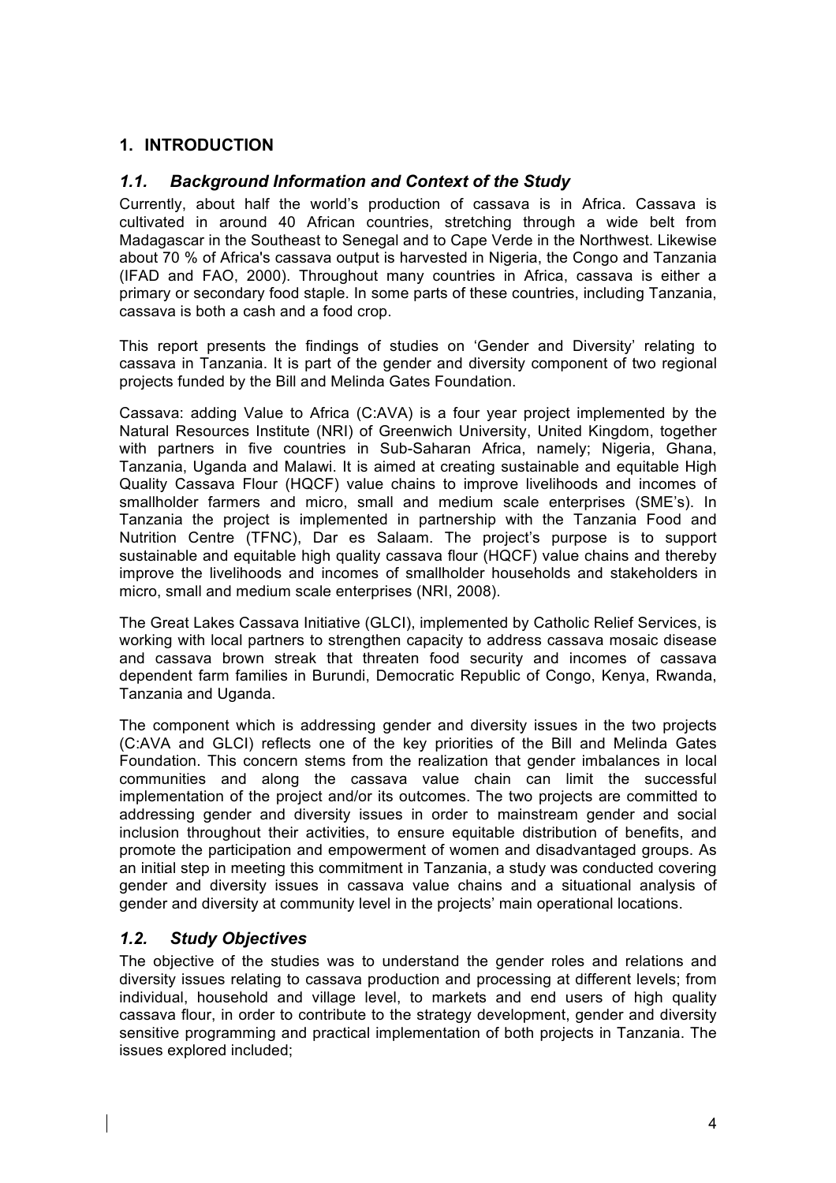# 1. INTRODUCTION

## *1.1. Background Information and Context of the Study*

Currently, about half the world's production of cassava is in Africa. Cassava is cultivated in around 40 African countries, stretching through a wide belt from Madagascar in the Southeast to Senegal and to Cape Verde in the Northwest. Likewise about 70 % of Africa's cassava output is harvested in Nigeria, the Congo and Tanzania (IFAD and FAO, 2000). Throughout many countries in Africa, cassava is either a primary or secondary food staple. In some parts of these countries, including Tanzania, cassava is both a cash and a food crop.

This report presents the findings of studies on 'Gender and Diversity' relating to cassava in Tanzania. It is part of the gender and diversity component of two regional projects funded by the Bill and Melinda Gates Foundation.

Cassava: adding Value to Africa (C:AVA) is a four year project implemented by the Natural Resources Institute (NRI) of Greenwich University, United Kingdom, together with partners in five countries in Sub-Saharan Africa, namely; Nigeria, Ghana, Tanzania, Uganda and Malawi. It is aimed at creating sustainable and equitable High Quality Cassava Flour (HQCF) value chains to improve livelihoods and incomes of smallholder farmers and micro, small and medium scale enterprises (SME's). In Tanzania the project is implemented in partnership with the Tanzania Food and Nutrition Centre (TFNC), Dar es Salaam. The project's purpose is to support sustainable and equitable high quality cassava flour (HQCF) value chains and thereby improve the livelihoods and incomes of smallholder households and stakeholders in micro, small and medium scale enterprises (NRI, 2008).

The Great Lakes Cassava Initiative (GLCI), implemented by Catholic Relief Services, is working with local partners to strengthen capacity to address cassava mosaic disease and cassava brown streak that threaten food security and incomes of cassava dependent farm families in Burundi, Democratic Republic of Congo, Kenya, Rwanda, Tanzania and Uganda.

The component which is addressing gender and diversity issues in the two projects (C:AVA and GLCI) reflects one of the key priorities of the Bill and Melinda Gates Foundation. This concern stems from the realization that gender imbalances in local communities and along the cassava value chain can limit the successful implementation of the project and/or its outcomes. The two projects are committed to addressing gender and diversity issues in order to mainstream gender and social inclusion throughout their activities, to ensure equitable distribution of benefits, and promote the participation and empowerment of women and disadvantaged groups. As an initial step in meeting this commitment in Tanzania, a study was conducted covering gender and diversity issues in cassava value chains and a situational analysis of gender and diversity at community level in the projects' main operational locations.

## *1.2. Study Objectives*

The objective of the studies was to understand the gender roles and relations and diversity issues relating to cassava production and processing at different levels; from individual, household and village level, to markets and end users of high quality cassava flour, in order to contribute to the strategy development, gender and diversity sensitive programming and practical implementation of both projects in Tanzania. The issues explored included;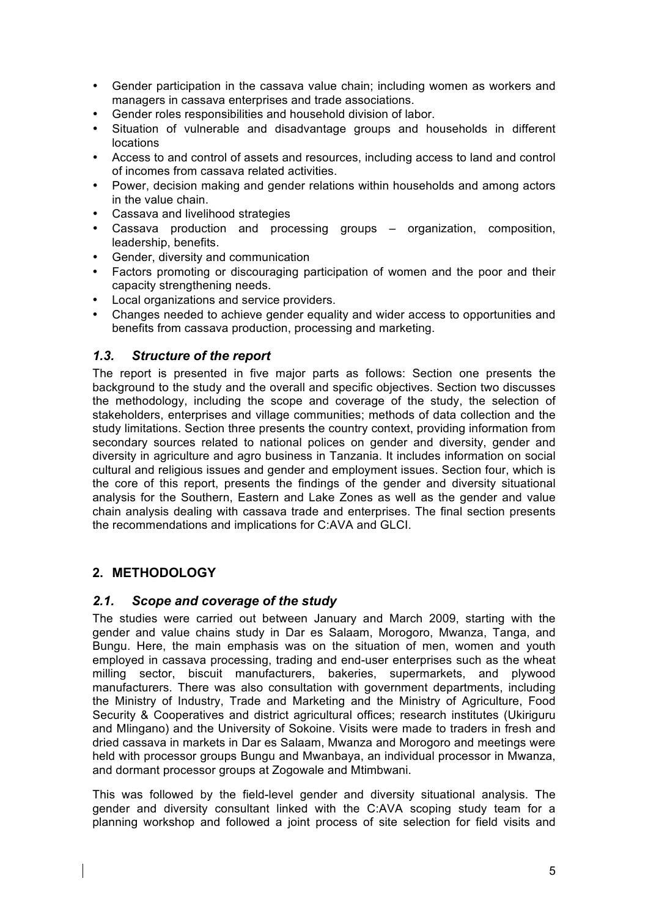- Gender participation in the cassava value chain; including women as workers and managers in cassava enterprises and trade associations.
- Gender roles responsibilities and household division of labor.
- Situation of vulnerable and disadvantage groups and households in different locations
- Access to and control of assets and resources, including access to land and control of incomes from cassava related activities.
- Power, decision making and gender relations within households and among actors in the value chain.
- Cassava and livelihood strategies
- Cassava production and processing groups – organization, composition, leadership, benefits.
- Gender, diversity and communication
- Factors promoting or discouraging participation of women and the poor and their capacity strengthening needs.
- Local organizations and service providers.
- Changes needed to achieve gender equality and wider access to opportunities and benefits from cassava production, processing and marketing.

### *1.3. Structure of the report*

The report is presented in five major parts as follows: Section one presents the background to the study and the overall and specific objectives. Section two discusses the methodology, including the scope and coverage of the study, the selection of stakeholders, enterprises and village communities; methods of data collection and the study limitations. Section three presents the country context, providing information from secondary sources related to national polices on gender and diversity, gender and diversity in agriculture and agro business in Tanzania. It includes information on social cultural and religious issues and gender and employment issues. Section four, which is the core of this report, presents the findings of the gender and diversity situational analysis for the Southern, Eastern and Lake Zones as well as the gender and value chain analysis dealing with cassava trade and enterprises. The final section presents the recommendations and implications for C:AVA and GLCI.

## 2. METHODOLOGY

### *2.1. Scope and coverage of the study*

The studies were carried out between January and March 2009, starting with the gender and value chains study in Dar es Salaam, Morogoro, Mwanza, Tanga, and Bungu. Here, the main emphasis was on the situation of men, women and youth employed in cassava processing, trading and end-user enterprises such as the wheat milling sector, biscuit manufacturers, bakeries, supermarkets, and plywood manufacturers. There was also consultation with government departments, including the Ministry of Industry, Trade and Marketing and the Ministry of Agriculture, Food Security & Cooperatives and district agricultural offices; research institutes (Ukiriguru and Mlingano) and the University of Sokoine. Visits were made to traders in fresh and dried cassava in markets in Dar es Salaam, Mwanza and Morogoro and meetings were held with processor groups Bungu and Mwanbaya, an individual processor in Mwanza, and dormant processor groups at Zogowale and Mtimbwani.

This was followed by the field-level gender and diversity situational analysis. The gender and diversity consultant linked with the C:AVA scoping study team for a planning workshop and followed a joint process of site selection for field visits and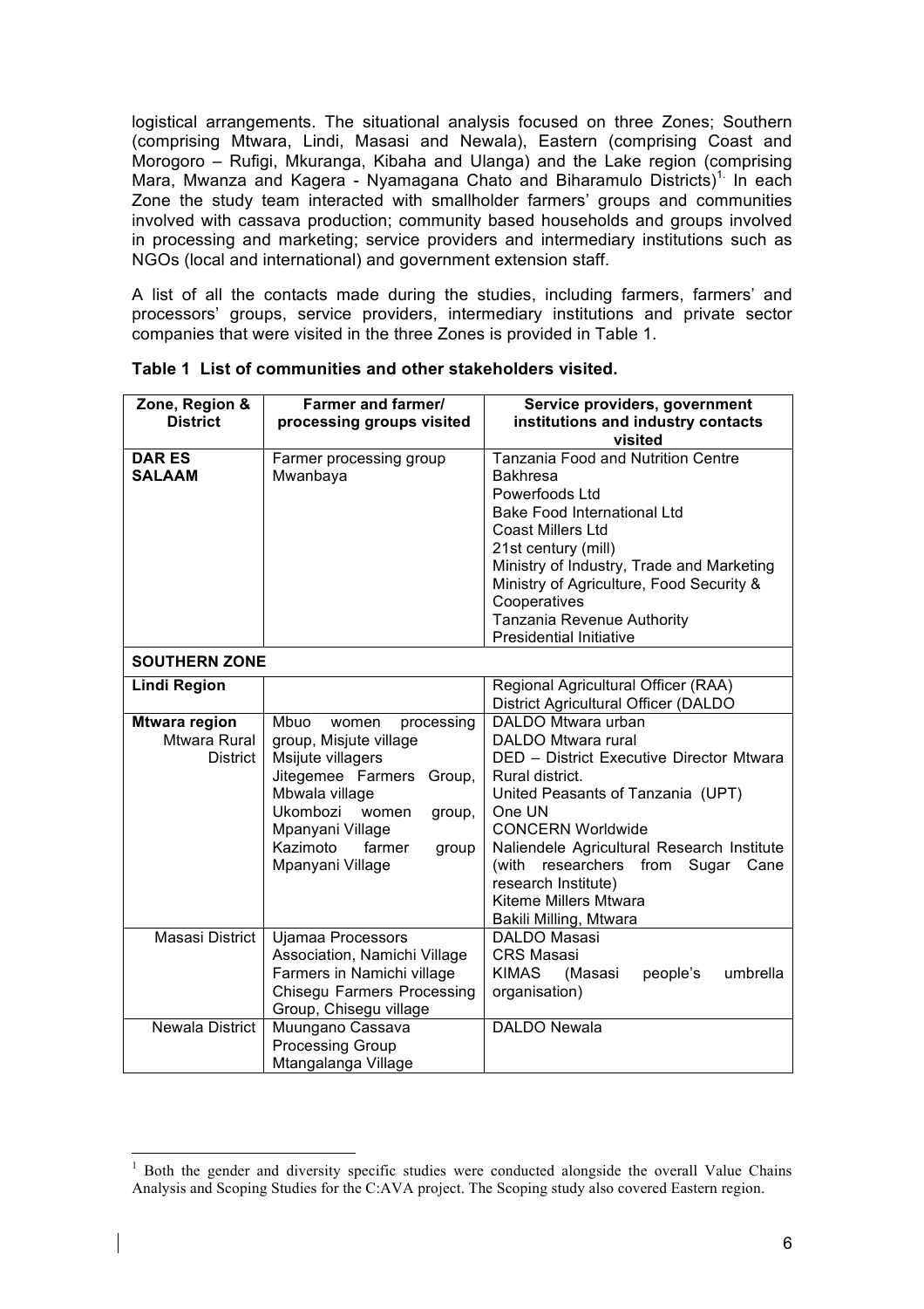logistical arrangements. The situational analysis focused on three Zones; Southern (comprising Mtwara, Lindi, Masasi and Newala), Eastern (comprising Coast and Morogoro – Rufigi, Mkuranga, Kibaha and Ulanga) and the Lake region (comprising Mara, Mwanza and Kagera - Nyamagana Chato and Biharamulo Districts)[1]. In each Zone the study team interacted with smallholder farmers' groups and communities involved with cassava production; community based households and groups involved in processing and marketing; service providers and intermediary institutions such as NGOs (local and international) and government extension staff.

A list of all the contacts made during the studies, including farmers, farmers' and processors' groups, service providers, intermediary institutions and private sector companies that were visited in the three Zones is provided in Table 1.

**Table 1 List of communities and other stakeholders visited.**

| Zone, Region & District | Farmer and farmer/ processing groups visited | Service providers, government institutions and industry contacts visited |
|---|---|---|
| **DAR ES SALAAM** | Farmer processing group Mwanbaya | Tanzania Food and Nutrition Centre<br>Bakhresa<br>Powerfoods Ltd<br>Bake Food International Ltd<br>Coast Millers Ltd<br>21st century (mill)<br>Ministry of Industry, Trade and Marketing<br>Ministry of Agriculture, Food Security & Cooperatives<br>Tanzania Revenue Authority<br>Presidential Initiative |
| **SOUTHERN ZONE** | | |
| **Lindi Region** | | Regional Agricultural Officer (RAA)<br>District Agricultural Officer (DALDO |
| **Mtwara region** Mtwara Rural District | Mbuo women processing group, Misjute village<br>Msijute villagers<br>Jitegemee Farmers Group, Mbwala village<br>Ukombozi women group, Mpanyani Village<br>Kazimoto farmer group Mpanyani Village | DALDO Mtwara urban<br>DALDO Mtwara rural<br>DED – District Executive Director Mtwara Rural district.<br>United Peasants of Tanzania (UPT)<br>One UN<br>CONCERN Worldwide<br>Naliendele Agricultural Research Institute (with researchers from Sugar Cane research Institute)<br>Kiteme Millers Mtwara<br>Bakili Milling, Mtwara |
| Masasi District | Ujamaa Processors Association, Namichi Village<br>Farmers in Namichi village<br>Chisegu Farmers Processing Group, Chisegu village | DALDO Masasi<br>CRS Masasi<br>KIMAS (Masasi people's umbrella organisation) |
| Newala District | Muungano Cassava Processing Group Mtangalanga Village | DALDO Newala |

[1] Both the gender and diversity specific studies were conducted alongside the overall Value Chains Analysis and Scoping Studies for the C:AVA project. The Scoping study also covered Eastern region.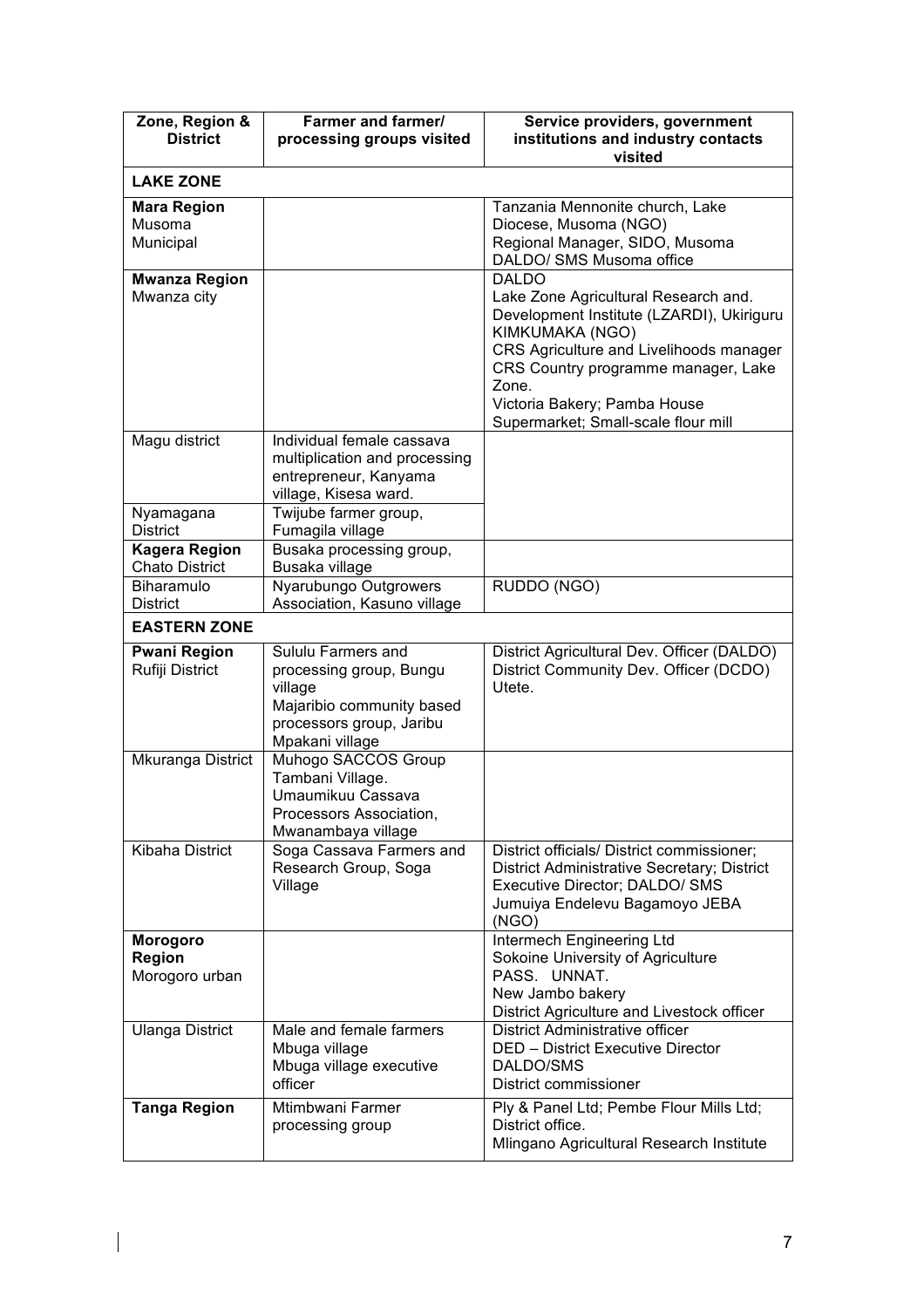| Zone, Region & District | Farmer and farmer/ processing groups visited | Service providers, government institutions and industry contacts visited |
|---|---|---|
| **LAKE ZONE** | | |
| **Mara Region** Musoma Municipal | | Tanzania Mennonite church, Lake Diocese, Musoma (NGO) Regional Manager, SIDO, Musoma DALDO/ SMS Musoma office |
| **Mwanza Region** Mwanza city | | DALDO Lake Zone Agricultural Research and. Development Institute (LZARDI), Ukiriguru KIMKUMAKA (NGO) CRS Agriculture and Livelihoods manager CRS Country programme manager, Lake Zone. Victoria Bakery; Pamba House Supermarket; Small-scale flour mill |
| Magu district | Individual female cassava multiplication and processing entrepreneur, Kanyama village, Kisesa ward. | |
| Nyamagana District | Twijube farmer group, Fumagila village | |
| **Kagera Region** Chato District | Busaka processing group, Busaka village | |
| Biharamulo District | Nyarubungo Outgrowers Association, Kasuno village | RUDDO (NGO) |
| **EASTERN ZONE** | | |
| **Pwani Region** Rufiji District | Sululu Farmers and processing group, Bungu village Majaribio community based processors group, Jaribu Mpakani village | District Agricultural Dev. Officer (DALDO) District Community Dev. Officer (DCDO) Utete. |
| Mkuranga District | Muhogo SACCOS Group Tambani Village. Umaumikuu Cassava Processors Association, Mwanambaya village | |
| Kibaha District | Soga Cassava Farmers and Research Group, Soga Village | District officials/ District commissioner; District Administrative Secretary; District Executive Director; DALDO/ SMS Jumuiya Endelevu Bagamoyo JEBA (NGO) |
| **Morogoro Region** Morogoro urban | | Intermech Engineering Ltd Sokoine University of Agriculture PASS. UNNAT. New Jambo bakery District Agriculture and Livestock officer |
| Ulanga District | Male and female farmers Mbuga village Mbuga village executive officer | District Administrative officer DED – District Executive Director DALDO/SMS District commissioner |
| **Tanga Region** | Mtimbwani Farmer processing group | Ply & Panel Ltd; Pembe Flour Mills Ltd; District office. Mlingano Agricultural Research Institute |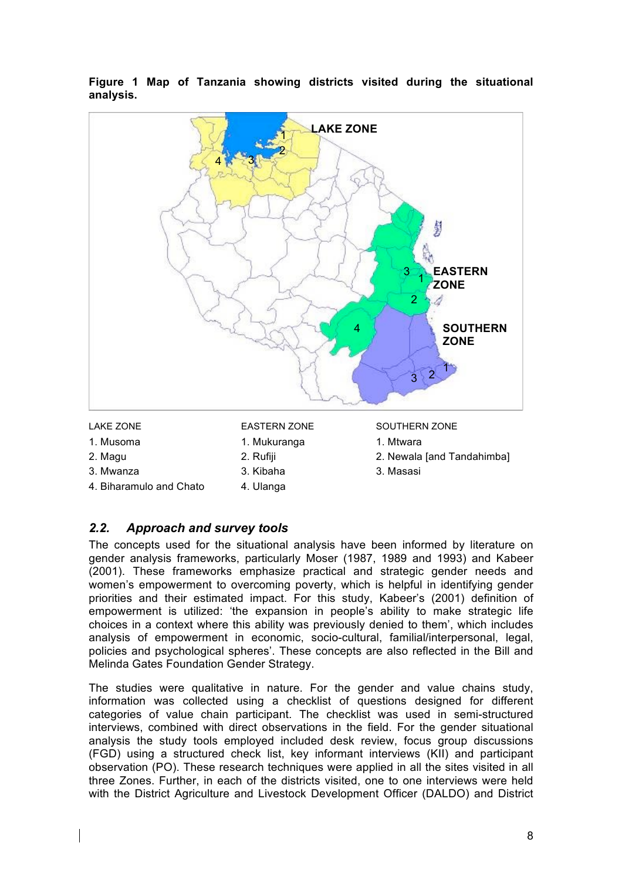**Figure 1 Map of Tanzania showing districts visited during the situational analysis.**

| LAKE ZONE | EASTERN ZONE | SOUTHERN ZONE |
| --- | --- | --- |
| 1. Musoma | 1. Mukuranga | 1. Mtwara |
| 2. Magu | 2. Rufiji | 2. Newala [and Tandahimba] |
| 3. Mwanza | 3. Kibaha | 3. Masasi |
| 4. Biharamulo and Chato | 4. Ulanga | |

### *2.2. Approach and survey tools*

The concepts used for the situational analysis have been informed by literature on gender analysis frameworks, particularly Moser (1987, 1989 and 1993) and Kabeer (2001). These frameworks emphasize practical and strategic gender needs and women's empowerment to overcoming poverty, which is helpful in identifying gender priorities and their estimated impact. For this study, Kabeer's (2001) definition of empowerment is utilized: 'the expansion in people's ability to make strategic life choices in a context where this ability was previously denied to them', which includes analysis of empowerment in economic, socio-cultural, familial/interpersonal, legal, policies and psychological spheres'. These concepts are also reflected in the Bill and Melinda Gates Foundation Gender Strategy.

The studies were qualitative in nature. For the gender and value chains study, information was collected using a checklist of questions designed for different categories of value chain participant. The checklist was used in semi-structured interviews, combined with direct observations in the field. For the gender situational analysis the study tools employed included desk review, focus group discussions (FGD) using a structured check list, key informant interviews (KII) and participant observation (PO). These research techniques were applied in all the sites visited in all three Zones. Further, in each of the districts visited, one to one interviews were held with the District Agriculture and Livestock Development Officer (DALDO) and District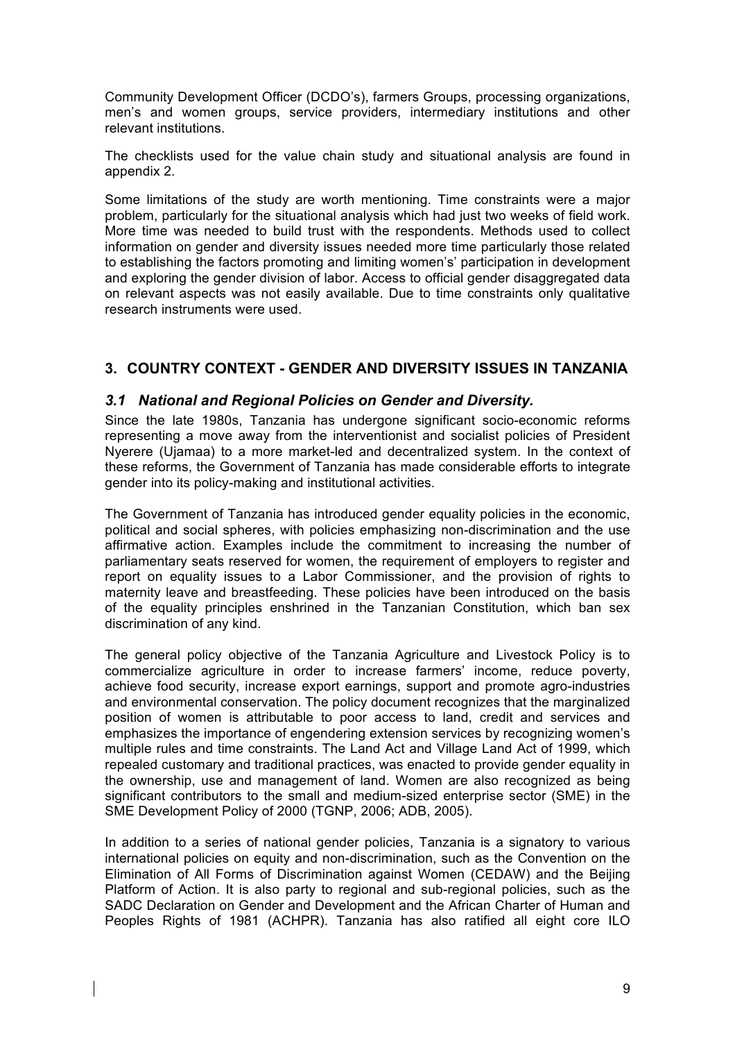Community Development Officer (DCDO's), farmers Groups, processing organizations, men's and women groups, service providers, intermediary institutions and other relevant institutions.

The checklists used for the value chain study and situational analysis are found in appendix 2.

Some limitations of the study are worth mentioning. Time constraints were a major problem, particularly for the situational analysis which had just two weeks of field work. More time was needed to build trust with the respondents. Methods used to collect information on gender and diversity issues needed more time particularly those related to establishing the factors promoting and limiting women's' participation in development and exploring the gender division of labor. Access to official gender disaggregated data on relevant aspects was not easily available. Due to time constraints only qualitative research instruments were used.

## 3. COUNTRY CONTEXT - GENDER AND DIVERSITY ISSUES IN TANZANIA

### *3.1 National and Regional Policies on Gender and Diversity.*

Since the late 1980s, Tanzania has undergone significant socio-economic reforms representing a move away from the interventionist and socialist policies of President Nyerere (Ujamaa) to a more market-led and decentralized system. In the context of these reforms, the Government of Tanzania has made considerable efforts to integrate gender into its policy-making and institutional activities.

The Government of Tanzania has introduced gender equality policies in the economic, political and social spheres, with policies emphasizing non-discrimination and the use affirmative action. Examples include the commitment to increasing the number of parliamentary seats reserved for women, the requirement of employers to register and report on equality issues to a Labor Commissioner, and the provision of rights to maternity leave and breastfeeding. These policies have been introduced on the basis of the equality principles enshrined in the Tanzanian Constitution, which ban sex discrimination of any kind.

The general policy objective of the Tanzania Agriculture and Livestock Policy is to commercialize agriculture in order to increase farmers' income, reduce poverty, achieve food security, increase export earnings, support and promote agro-industries and environmental conservation. The policy document recognizes that the marginalized position of women is attributable to poor access to land, credit and services and emphasizes the importance of engendering extension services by recognizing women's multiple rules and time constraints. The Land Act and Village Land Act of 1999, which repealed customary and traditional practices, was enacted to provide gender equality in the ownership, use and management of land. Women are also recognized as being significant contributors to the small and medium-sized enterprise sector (SME) in the SME Development Policy of 2000 (TGNP, 2006; ADB, 2005).

In addition to a series of national gender policies, Tanzania is a signatory to various international policies on equity and non-discrimination, such as the Convention on the Elimination of All Forms of Discrimination against Women (CEDAW) and the Beijing Platform of Action. It is also party to regional and sub-regional policies, such as the SADC Declaration on Gender and Development and the African Charter of Human and Peoples Rights of 1981 (ACHPR). Tanzania has also ratified all eight core ILO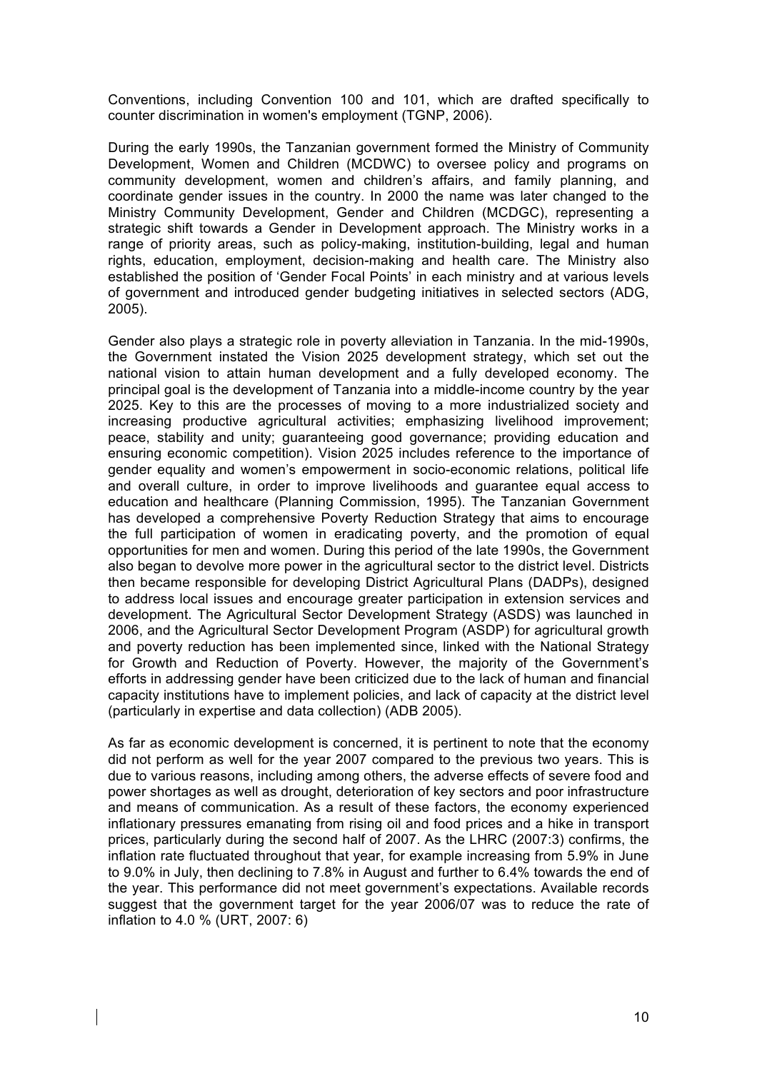Conventions, including Convention 100 and 101, which are drafted specifically to counter discrimination in women's employment (TGNP, 2006).

During the early 1990s, the Tanzanian government formed the Ministry of Community Development, Women and Children (MCDWC) to oversee policy and programs on community development, women and children's affairs, and family planning, and coordinate gender issues in the country. In 2000 the name was later changed to the Ministry Community Development, Gender and Children (MCDGC), representing a strategic shift towards a Gender in Development approach. The Ministry works in a range of priority areas, such as policy-making, institution-building, legal and human rights, education, employment, decision-making and health care. The Ministry also established the position of 'Gender Focal Points' in each ministry and at various levels of government and introduced gender budgeting initiatives in selected sectors (ADG, 2005).

Gender also plays a strategic role in poverty alleviation in Tanzania. In the mid-1990s, the Government instated the Vision 2025 development strategy, which set out the national vision to attain human development and a fully developed economy. The principal goal is the development of Tanzania into a middle-income country by the year 2025. Key to this are the processes of moving to a more industrialized society and increasing productive agricultural activities; emphasizing livelihood improvement; peace, stability and unity; guaranteeing good governance; providing education and ensuring economic competition). Vision 2025 includes reference to the importance of gender equality and women's empowerment in socio-economic relations, political life and overall culture, in order to improve livelihoods and guarantee equal access to education and healthcare (Planning Commission, 1995). The Tanzanian Government has developed a comprehensive Poverty Reduction Strategy that aims to encourage the full participation of women in eradicating poverty, and the promotion of equal opportunities for men and women. During this period of the late 1990s, the Government also began to devolve more power in the agricultural sector to the district level. Districts then became responsible for developing District Agricultural Plans (DADPs), designed to address local issues and encourage greater participation in extension services and development. The Agricultural Sector Development Strategy (ASDS) was launched in 2006, and the Agricultural Sector Development Program (ASDP) for agricultural growth and poverty reduction has been implemented since, linked with the National Strategy for Growth and Reduction of Poverty. However, the majority of the Government's efforts in addressing gender have been criticized due to the lack of human and financial capacity institutions have to implement policies, and lack of capacity at the district level (particularly in expertise and data collection) (ADB 2005).

As far as economic development is concerned, it is pertinent to note that the economy did not perform as well for the year 2007 compared to the previous two years. This is due to various reasons, including among others, the adverse effects of severe food and power shortages as well as drought, deterioration of key sectors and poor infrastructure and means of communication. As a result of these factors, the economy experienced inflationary pressures emanating from rising oil and food prices and a hike in transport prices, particularly during the second half of 2007. As the LHRC (2007:3) confirms, the inflation rate fluctuated throughout that year, for example increasing from 5.9% in June to 9.0% in July, then declining to 7.8% in August and further to 6.4% towards the end of the year. This performance did not meet government's expectations. Available records suggest that the government target for the year 2006/07 was to reduce the rate of inflation to 4.0 % (URT, 2007: 6)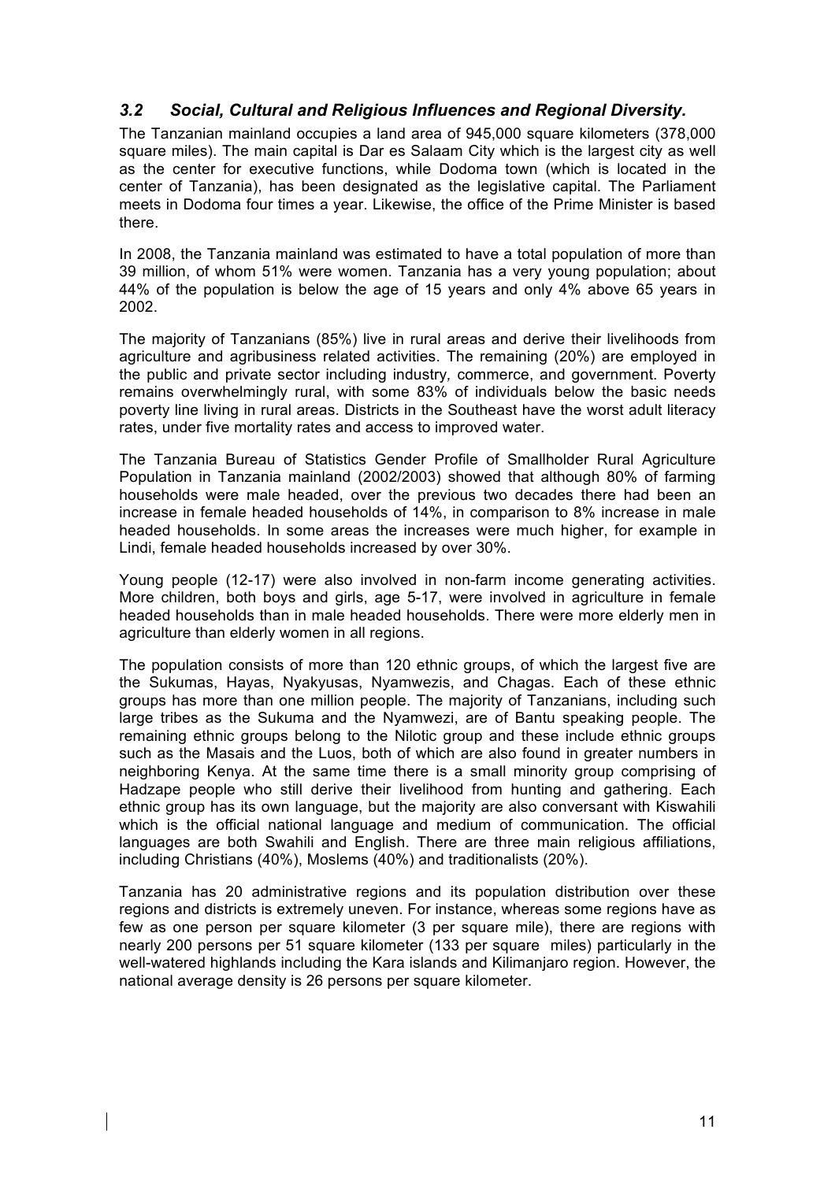### *3.2 Social, Cultural and Religious Influences and Regional Diversity.*

The Tanzanian mainland occupies a land area of 945,000 square kilometers (378,000 square miles). The main capital is Dar es Salaam City which is the largest city as well as the center for executive functions, while Dodoma town (which is located in the center of Tanzania), has been designated as the legislative capital. The Parliament meets in Dodoma four times a year. Likewise, the office of the Prime Minister is based there.

In 2008, the Tanzania mainland was estimated to have a total population of more than 39 million, of whom 51% were women. Tanzania has a very young population; about 44% of the population is below the age of 15 years and only 4% above 65 years in 2002.

The majority of Tanzanians (85%) live in rural areas and derive their livelihoods from agriculture and agribusiness related activities. The remaining (20%) are employed in the public and private sector including industry*,* commerce, and government. Poverty remains overwhelmingly rural, with some 83% of individuals below the basic needs poverty line living in rural areas. Districts in the Southeast have the worst adult literacy rates, under five mortality rates and access to improved water.

The Tanzania Bureau of Statistics Gender Profile of Smallholder Rural Agriculture Population in Tanzania mainland (2002/2003) showed that although 80% of farming households were male headed, over the previous two decades there had been an increase in female headed households of 14%, in comparison to 8% increase in male headed households. In some areas the increases were much higher, for example in Lindi, female headed households increased by over 30%.

Young people (12-17) were also involved in non-farm income generating activities. More children, both boys and girls, age 5-17, were involved in agriculture in female headed households than in male headed households. There were more elderly men in agriculture than elderly women in all regions.

The population consists of more than 120 ethnic groups, of which the largest five are the Sukumas, Hayas, Nyakyusas, Nyamwezis, and Chagas. Each of these ethnic groups has more than one million people. The majority of Tanzanians, including such large tribes as the Sukuma and the Nyamwezi, are of Bantu speaking people. The remaining ethnic groups belong to the Nilotic group and these include ethnic groups such as the Masais and the Luos, both of which are also found in greater numbers in neighboring Kenya. At the same time there is a small minority group comprising of Hadzape people who still derive their livelihood from hunting and gathering. Each ethnic group has its own language, but the majority are also conversant with Kiswahili which is the official national language and medium of communication. The official languages are both Swahili and English. There are three main religious affiliations, including Christians (40%), Moslems (40%) and traditionalists (20%).

Tanzania has 20 administrative regions and its population distribution over these regions and districts is extremely uneven. For instance, whereas some regions have as few as one person per square kilometer (3 per square mile), there are regions with nearly 200 persons per 51 square kilometer (133 per square miles) particularly in the well-watered highlands including the Kara islands and Kilimanjaro region. However, the national average density is 26 persons per square kilometer.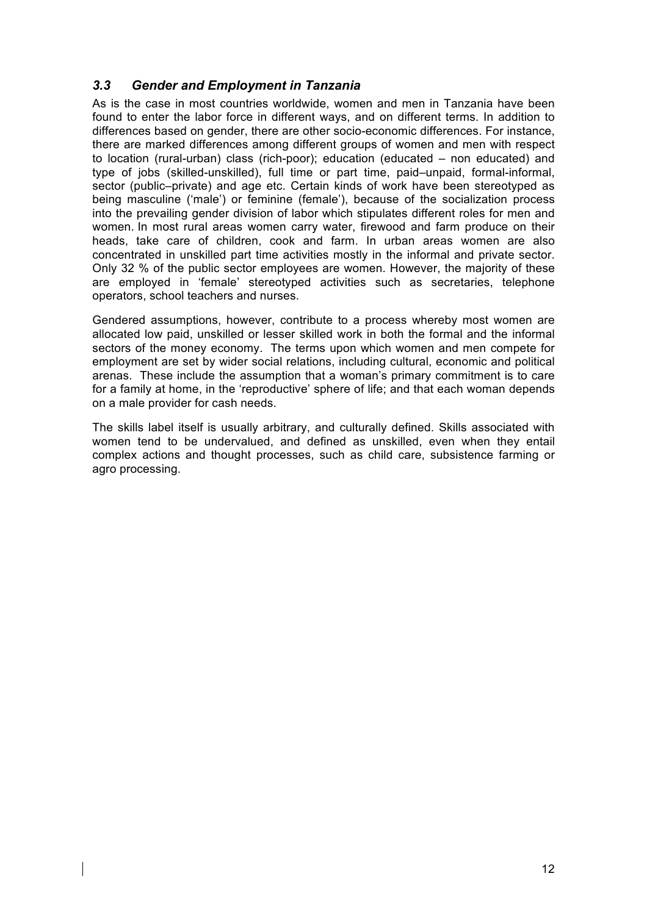### *3.3 Gender and Employment in Tanzania*

As is the case in most countries worldwide, women and men in Tanzania have been found to enter the labor force in different ways, and on different terms. In addition to differences based on gender, there are other socio-economic differences. For instance, there are marked differences among different groups of women and men with respect to location (rural-urban) class (rich-poor); education (educated – non educated) and type of jobs (skilled-unskilled), full time or part time, paid–unpaid, formal-informal, sector (public–private) and age etc. Certain kinds of work have been stereotyped as being masculine ('male') or feminine (female'), because of the socialization process into the prevailing gender division of labor which stipulates different roles for men and women. In most rural areas women carry water, firewood and farm produce on their heads, take care of children, cook and farm. In urban areas women are also concentrated in unskilled part time activities mostly in the informal and private sector. Only 32 % of the public sector employees are women. However, the majority of these are employed in 'female' stereotyped activities such as secretaries, telephone operators, school teachers and nurses.

Gendered assumptions, however, contribute to a process whereby most women are allocated low paid, unskilled or lesser skilled work in both the formal and the informal sectors of the money economy. The terms upon which women and men compete for employment are set by wider social relations, including cultural, economic and political arenas. These include the assumption that a woman's primary commitment is to care for a family at home, in the 'reproductive' sphere of life; and that each woman depends on a male provider for cash needs.

The skills label itself is usually arbitrary, and culturally defined. Skills associated with women tend to be undervalued, and defined as unskilled, even when they entail complex actions and thought processes, such as child care, subsistence farming or agro processing.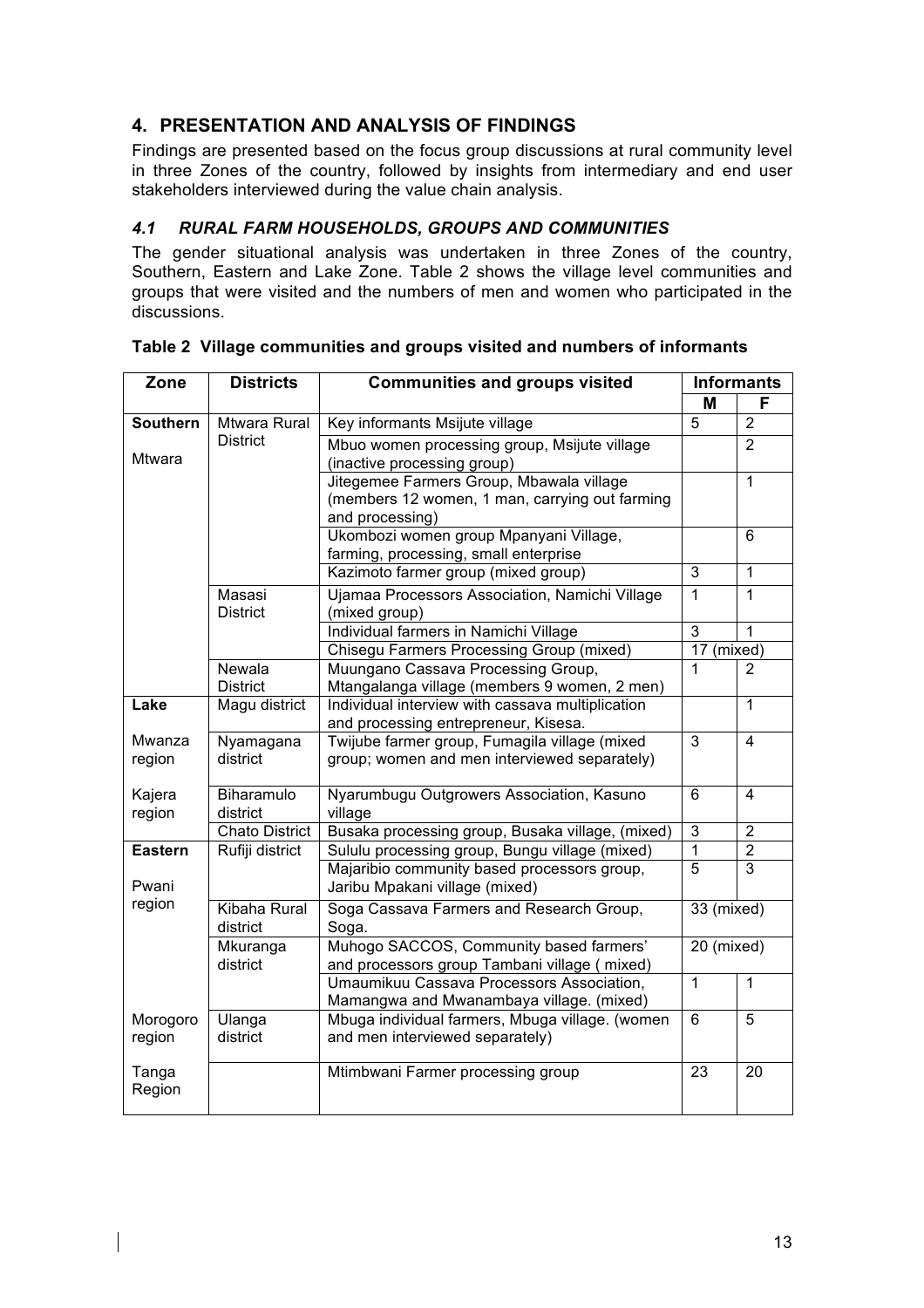## 4. PRESENTATION AND ANALYSIS OF FINDINGS

Findings are presented based on the focus group discussions at rural community level in three Zones of the country, followed by insights from intermediary and end user stakeholders interviewed during the value chain analysis.

### *4.1 RURAL FARM HOUSEHOLDS, GROUPS AND COMMUNITIES*

The gender situational analysis was undertaken in three Zones of the country, Southern, Eastern and Lake Zone. Table 2 shows the village level communities and groups that were visited and the numbers of men and women who participated in the discussions.

**Table 2 Village communities and groups visited and numbers of informants**

| Zone | Districts | Communities and groups visited | Informants | |
|---|---|---|---|---|
| | | | M | F |
| **Southern** Mtwara | Mtwara Rural District | Key informants Msijute village | 5 | 2 |
| | | Mbuo women processing group, Msijute village (inactive processing group) | | 2 |
| | | Jitegemee Farmers Group, Mbawala village (members 12 women, 1 man, carrying out farming and processing) | | 1 |
| | | Ukombozi women group Mpanyani Village, farming, processing, small enterprise | | 6 |
| | | Kazimoto farmer group (mixed group) | 3 | 1 |
| | Masasi District | Ujamaa Processors Association, Namichi Village (mixed group) | 1 | 1 |
| | | Individual farmers in Namichi Village | 3 | 1 |
| | | Chisegu Farmers Processing Group (mixed) | 17 (mixed) | |
| | Newala District | Muungano Cassava Processing Group, Mtangalanga village (members 9 women, 2 men) | 1 | 2 |
| **Lake** Mwanza region | Magu district | Individual interview with cassava multiplication and processing entrepreneur, Kisesa. | | 1 |
| | Nyamagana district | Twijube farmer group, Fumagila village (mixed group; women and men interviewed separately) | 3 | 4 |
| Kajera region | Biharamulo district | Nyarumbugu Outgrowers Association, Kasuno village | 6 | 4 |
| | Chato District | Busaka processing group, Busaka village, (mixed) | 3 | 2 |
| **Eastern** Pwani region | Rufiji district | Sululu processing group, Bungu village (mixed) | 1 | 2 |
| | | Majaribio community based processors group, Jaribu Mpakani village (mixed) | 5 | 3 |
| | Kibaha Rural district | Soga Cassava Farmers and Research Group, Soga. | 33 (mixed) | |
| | Mkuranga district | Muhogo SACCOS, Community based farmers' and processors group Tambani village ( mixed) | 20 (mixed) | |
| | | Umaumikuu Cassava Processors Association, Mamangwa and Mwanambaya village. (mixed) | 1 | 1 |
| Morogoro region | Ulanga district | Mbuga individual farmers, Mbuga village. (women and men interviewed separately) | 6 | 5 |
| Tanga Region | | Mtimbwani Farmer processing group | 23 | 20 |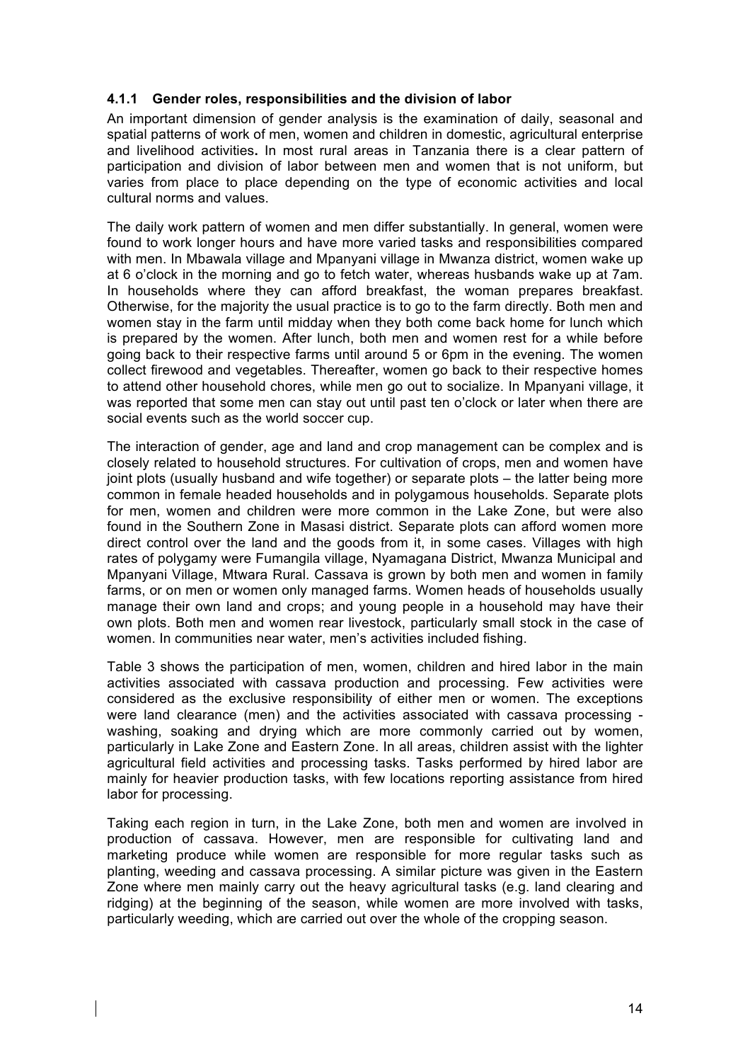#### 4.1.1 Gender roles, responsibilities and the division of labor

An important dimension of gender analysis is the examination of daily, seasonal and spatial patterns of work of men, women and children in domestic, agricultural enterprise and livelihood activities**.** In most rural areas in Tanzania there is a clear pattern of participation and division of labor between men and women that is not uniform, but varies from place to place depending on the type of economic activities and local cultural norms and values.

The daily work pattern of women and men differ substantially. In general, women were found to work longer hours and have more varied tasks and responsibilities compared with men. In Mbawala village and Mpanyani village in Mwanza district, women wake up at 6 o'clock in the morning and go to fetch water, whereas husbands wake up at 7am. In households where they can afford breakfast, the woman prepares breakfast. Otherwise, for the majority the usual practice is to go to the farm directly. Both men and women stay in the farm until midday when they both come back home for lunch which is prepared by the women. After lunch, both men and women rest for a while before going back to their respective farms until around 5 or 6pm in the evening. The women collect firewood and vegetables. Thereafter, women go back to their respective homes to attend other household chores, while men go out to socialize. In Mpanyani village, it was reported that some men can stay out until past ten o'clock or later when there are social events such as the world soccer cup.

The interaction of gender, age and land and crop management can be complex and is closely related to household structures. For cultivation of crops, men and women have joint plots (usually husband and wife together) or separate plots – the latter being more common in female headed households and in polygamous households. Separate plots for men, women and children were more common in the Lake Zone, but were also found in the Southern Zone in Masasi district. Separate plots can afford women more direct control over the land and the goods from it, in some cases. Villages with high rates of polygamy were Fumangila village, Nyamagana District, Mwanza Municipal and Mpanyani Village, Mtwara Rural. Cassava is grown by both men and women in family farms, or on men or women only managed farms. Women heads of households usually manage their own land and crops; and young people in a household may have their own plots. Both men and women rear livestock, particularly small stock in the case of women. In communities near water, men's activities included fishing.

Table 3 shows the participation of men, women, children and hired labor in the main activities associated with cassava production and processing. Few activities were considered as the exclusive responsibility of either men or women. The exceptions were land clearance (men) and the activities associated with cassava processing - washing, soaking and drying which are more commonly carried out by women, particularly in Lake Zone and Eastern Zone. In all areas, children assist with the lighter agricultural field activities and processing tasks. Tasks performed by hired labor are mainly for heavier production tasks, with few locations reporting assistance from hired labor for processing.

Taking each region in turn, in the Lake Zone, both men and women are involved in production of cassava. However, men are responsible for cultivating land and marketing produce while women are responsible for more regular tasks such as planting, weeding and cassava processing. A similar picture was given in the Eastern Zone where men mainly carry out the heavy agricultural tasks (e.g. land clearing and ridging) at the beginning of the season, while women are more involved with tasks, particularly weeding, which are carried out over the whole of the cropping season.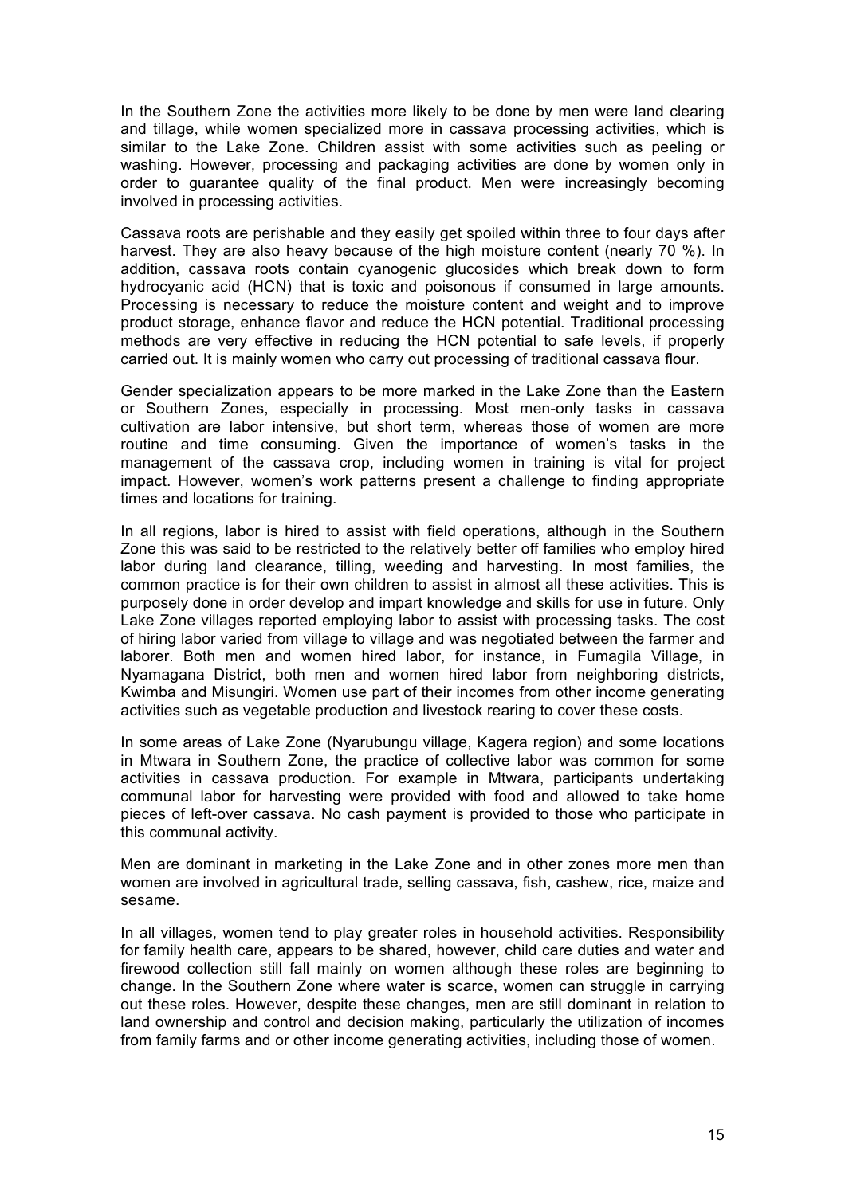In the Southern Zone the activities more likely to be done by men were land clearing and tillage, while women specialized more in cassava processing activities, which is similar to the Lake Zone. Children assist with some activities such as peeling or washing. However, processing and packaging activities are done by women only in order to guarantee quality of the final product. Men were increasingly becoming involved in processing activities.

Cassava roots are perishable and they easily get spoiled within three to four days after harvest. They are also heavy because of the high moisture content (nearly 70 %). In addition, cassava roots contain cyanogenic glucosides which break down to form hydrocyanic acid (HCN) that is toxic and poisonous if consumed in large amounts. Processing is necessary to reduce the moisture content and weight and to improve product storage, enhance flavor and reduce the HCN potential. Traditional processing methods are very effective in reducing the HCN potential to safe levels, if properly carried out. It is mainly women who carry out processing of traditional cassava flour.

Gender specialization appears to be more marked in the Lake Zone than the Eastern or Southern Zones, especially in processing. Most men-only tasks in cassava cultivation are labor intensive, but short term, whereas those of women are more routine and time consuming. Given the importance of women's tasks in the management of the cassava crop, including women in training is vital for project impact. However, women's work patterns present a challenge to finding appropriate times and locations for training.

In all regions, labor is hired to assist with field operations, although in the Southern Zone this was said to be restricted to the relatively better off families who employ hired labor during land clearance, tilling, weeding and harvesting. In most families, the common practice is for their own children to assist in almost all these activities. This is purposely done in order develop and impart knowledge and skills for use in future. Only Lake Zone villages reported employing labor to assist with processing tasks. The cost of hiring labor varied from village to village and was negotiated between the farmer and laborer. Both men and women hired labor, for instance, in Fumagila Village, in Nyamagana District, both men and women hired labor from neighboring districts, Kwimba and Misungiri. Women use part of their incomes from other income generating activities such as vegetable production and livestock rearing to cover these costs.

In some areas of Lake Zone (Nyarubungu village, Kagera region) and some locations in Mtwara in Southern Zone, the practice of collective labor was common for some activities in cassava production. For example in Mtwara, participants undertaking communal labor for harvesting were provided with food and allowed to take home pieces of left-over cassava. No cash payment is provided to those who participate in this communal activity.

Men are dominant in marketing in the Lake Zone and in other zones more men than women are involved in agricultural trade, selling cassava, fish, cashew, rice, maize and sesame.

In all villages, women tend to play greater roles in household activities. Responsibility for family health care, appears to be shared, however, child care duties and water and firewood collection still fall mainly on women although these roles are beginning to change. In the Southern Zone where water is scarce, women can struggle in carrying out these roles. However, despite these changes, men are still dominant in relation to land ownership and control and decision making, particularly the utilization of incomes from family farms and or other income generating activities, including those of women.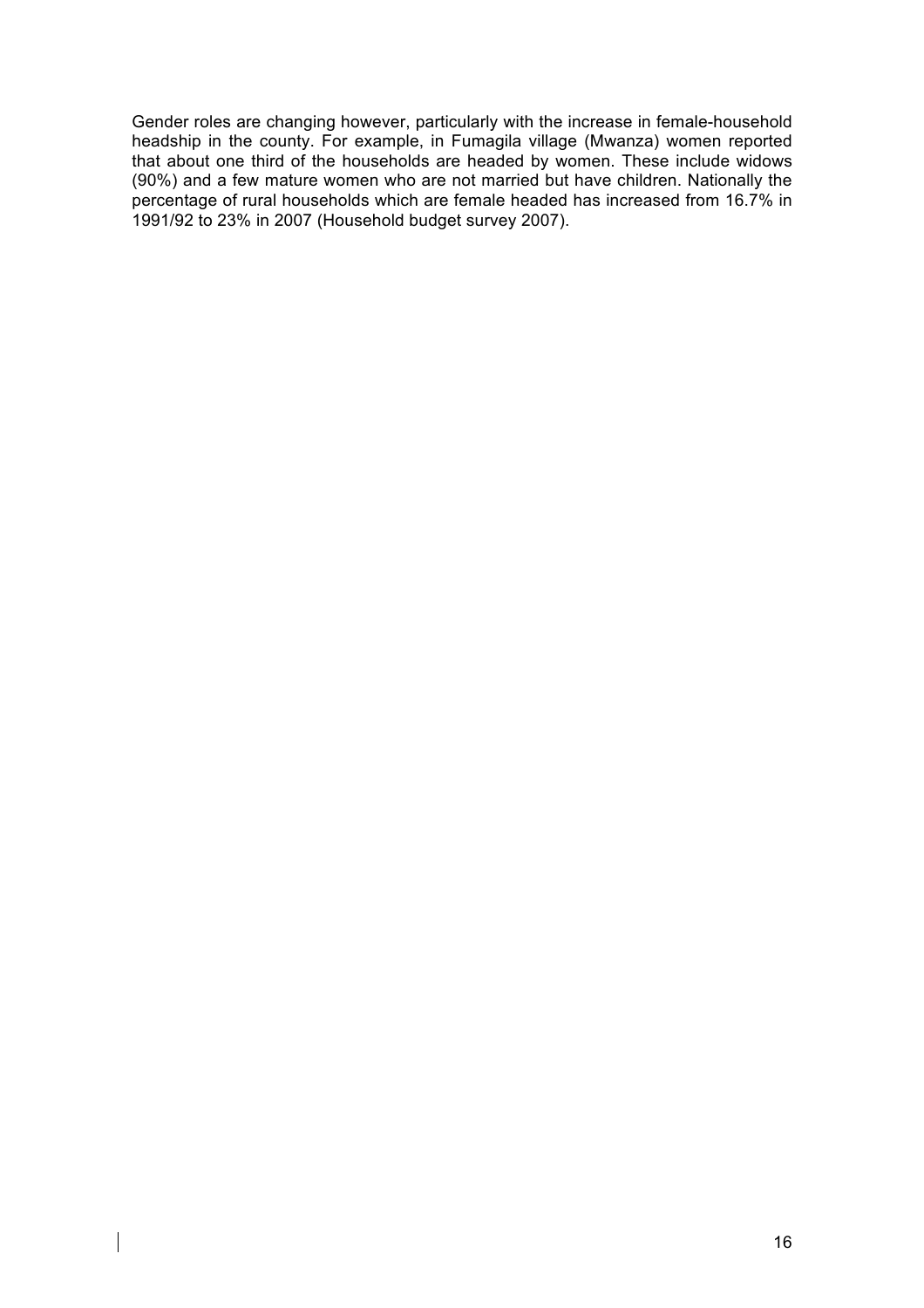Gender roles are changing however, particularly with the increase in female-household headship in the county. For example, in Fumagila village (Mwanza) women reported that about one third of the households are headed by women. These include widows (90%) and a few mature women who are not married but have children. Nationally the percentage of rural households which are female headed has increased from 16.7% in 1991/92 to 23% in 2007 (Household budget survey 2007).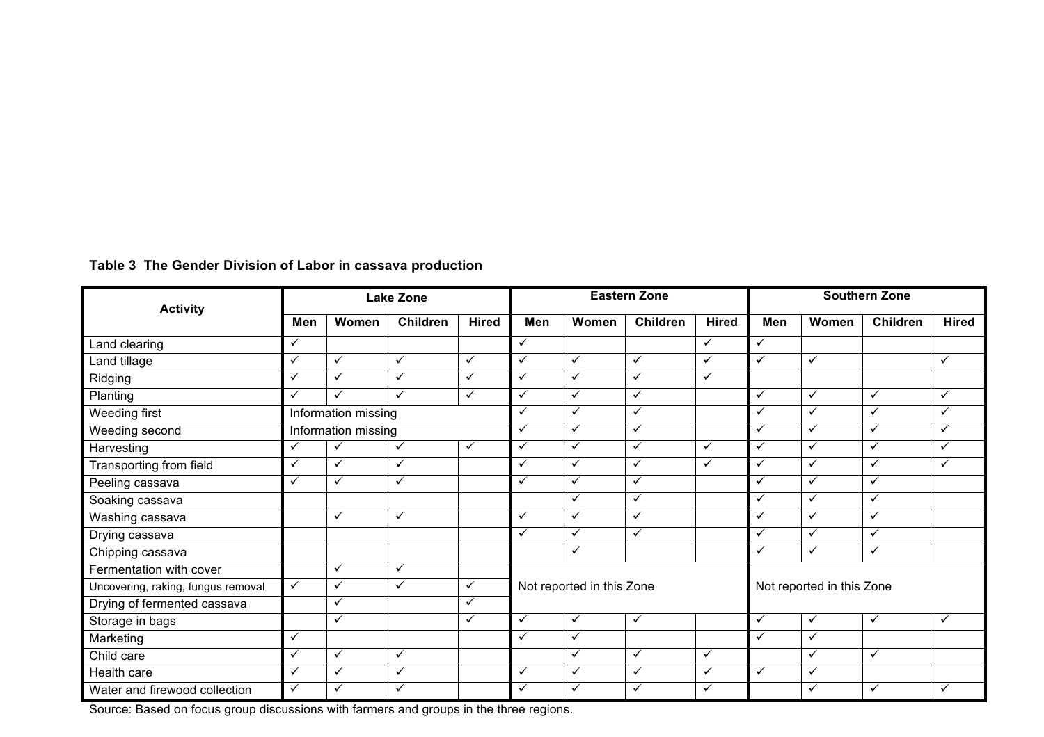**Table 3  The Gender Division of Labor in cassava production**

| Activity | Lake Zone | | | | Eastern Zone | | | | Southern Zone | | | |
|---|---|---|---|---|---|---|---|---|---|---|---|---|
| | Men | Women | Children | Hired | Men | Women | Children | Hired | Men | Women | Children | Hired |
| Land clearing | ✓ | | | | ✓ | | | ✓ | ✓ | | | |
| Land tillage | ✓ | ✓ | ✓ | ✓ | ✓ | ✓ | ✓ | ✓ | ✓ | ✓ | | ✓ |
| Ridging | ✓ | ✓ | ✓ | ✓ | ✓ | ✓ | ✓ | ✓ | | | | |
| Planting | ✓ | ✓ | ✓ | ✓ | ✓ | ✓ | ✓ | | ✓ | ✓ | ✓ | ✓ |
| Weeding first | Information missing | | | | ✓ | ✓ | ✓ | | ✓ | ✓ | ✓ | ✓ |
| Weeding second | Information missing | | | | ✓ | ✓ | ✓ | | ✓ | ✓ | ✓ | ✓ |
| Harvesting | ✓ | ✓ | ✓ | ✓ | ✓ | ✓ | ✓ | ✓ | ✓ | ✓ | ✓ | ✓ |
| Transporting from field | ✓ | ✓ | ✓ | | ✓ | ✓ | ✓ | ✓ | ✓ | ✓ | ✓ | ✓ |
| Peeling cassava | ✓ | ✓ | ✓ | | ✓ | ✓ | ✓ | | ✓ | ✓ | ✓ | |
| Soaking cassava | | | | | | ✓ | ✓ | | ✓ | ✓ | ✓ | |
| Washing cassava | | ✓ | ✓ | | ✓ | ✓ | ✓ | | ✓ | ✓ | ✓ | |
| Drying cassava | | | | | ✓ | ✓ | ✓ | | ✓ | ✓ | ✓ | |
| Chipping cassava | | | | | | ✓ | | | ✓ | ✓ | ✓ | |
| Fermentation with cover | | ✓ | ✓ | | Not reported in this Zone | | | | Not reported in this Zone | | | |
| Uncovering, raking, fungus removal | ✓ | ✓ | ✓ | ✓ | | | | | | | | |
| Drying of fermented cassava | | ✓ | | ✓ | | | | | | | | |
| Storage in bags | | ✓ | | ✓ | ✓ | ✓ | ✓ | | ✓ | ✓ | ✓ | ✓ |
| Marketing | ✓ | | | | ✓ | ✓ | | | ✓ | ✓ | | |
| Child care | ✓ | ✓ | ✓ | | | ✓ | ✓ | ✓ | | ✓ | ✓ | |
| Health care | ✓ | ✓ | ✓ | | ✓ | ✓ | ✓ | ✓ | ✓ | ✓ | | |
| Water and firewood collection | ✓ | ✓ | ✓ | | ✓ | ✓ | ✓ | ✓ | | ✓ | ✓ | ✓ |

Source: Based on focus group discussions with farmers and groups in the three regions.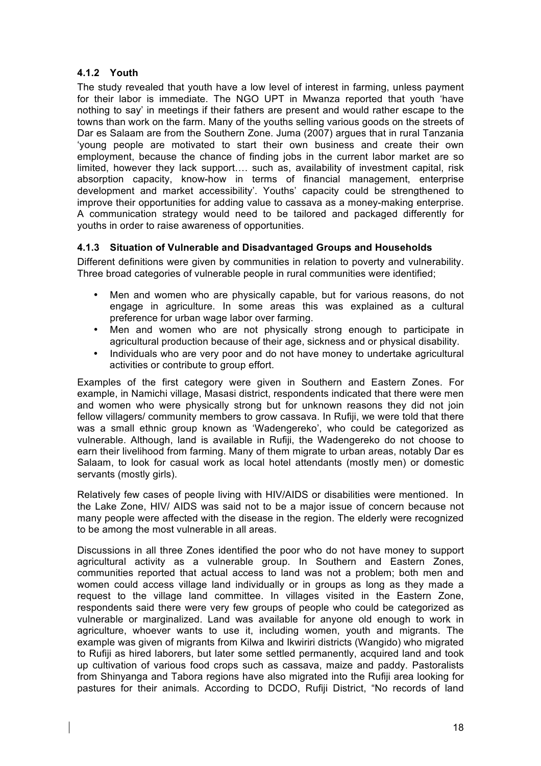### 4.1.2 Youth

The study revealed that youth have a low level of interest in farming, unless payment for their labor is immediate. The NGO UPT in Mwanza reported that youth 'have nothing to say' in meetings if their fathers are present and would rather escape to the towns than work on the farm. Many of the youths selling various goods on the streets of Dar es Salaam are from the Southern Zone. Juma (2007) argues that in rural Tanzania 'young people are motivated to start their own business and create their own employment, because the chance of finding jobs in the current labor market are so limited, however they lack support…. such as, availability of investment capital, risk absorption capacity, know-how in terms of financial management, enterprise development and market accessibility'. Youths' capacity could be strengthened to improve their opportunities for adding value to cassava as a money-making enterprise. A communication strategy would need to be tailored and packaged differently for youths in order to raise awareness of opportunities.

### 4.1.3 Situation of Vulnerable and Disadvantaged Groups and Households

Different definitions were given by communities in relation to poverty and vulnerability. Three broad categories of vulnerable people in rural communities were identified;

- Men and women who are physically capable, but for various reasons, do not engage in agriculture. In some areas this was explained as a cultural preference for urban wage labor over farming.
- Men and women who are not physically strong enough to participate in agricultural production because of their age, sickness and or physical disability.
- Individuals who are very poor and do not have money to undertake agricultural activities or contribute to group effort.

Examples of the first category were given in Southern and Eastern Zones. For example, in Namichi village, Masasi district, respondents indicated that there were men and women who were physically strong but for unknown reasons they did not join fellow villagers/ community members to grow cassava. In Rufiji, we were told that there was a small ethnic group known as 'Wadengereko', who could be categorized as vulnerable. Although, land is available in Rufiji, the Wadengereko do not choose to earn their livelihood from farming. Many of them migrate to urban areas, notably Dar es Salaam, to look for casual work as local hotel attendants (mostly men) or domestic servants (mostly girls).

Relatively few cases of people living with HIV/AIDS or disabilities were mentioned. In the Lake Zone, HIV/ AIDS was said not to be a major issue of concern because not many people were affected with the disease in the region. The elderly were recognized to be among the most vulnerable in all areas.

Discussions in all three Zones identified the poor who do not have money to support agricultural activity as a vulnerable group. In Southern and Eastern Zones, communities reported that actual access to land was not a problem; both men and women could access village land individually or in groups as long as they made a request to the village land committee. In villages visited in the Eastern Zone, respondents said there were very few groups of people who could be categorized as vulnerable or marginalized. Land was available for anyone old enough to work in agriculture, whoever wants to use it, including women, youth and migrants. The example was given of migrants from Kilwa and Ikwiriri districts (Wangido) who migrated to Rufiji as hired laborers, but later some settled permanently, acquired land and took up cultivation of various food crops such as cassava, maize and paddy. Pastoralists from Shinyanga and Tabora regions have also migrated into the Rufiji area looking for pastures for their animals. According to DCDO, Rufiji District, "No records of land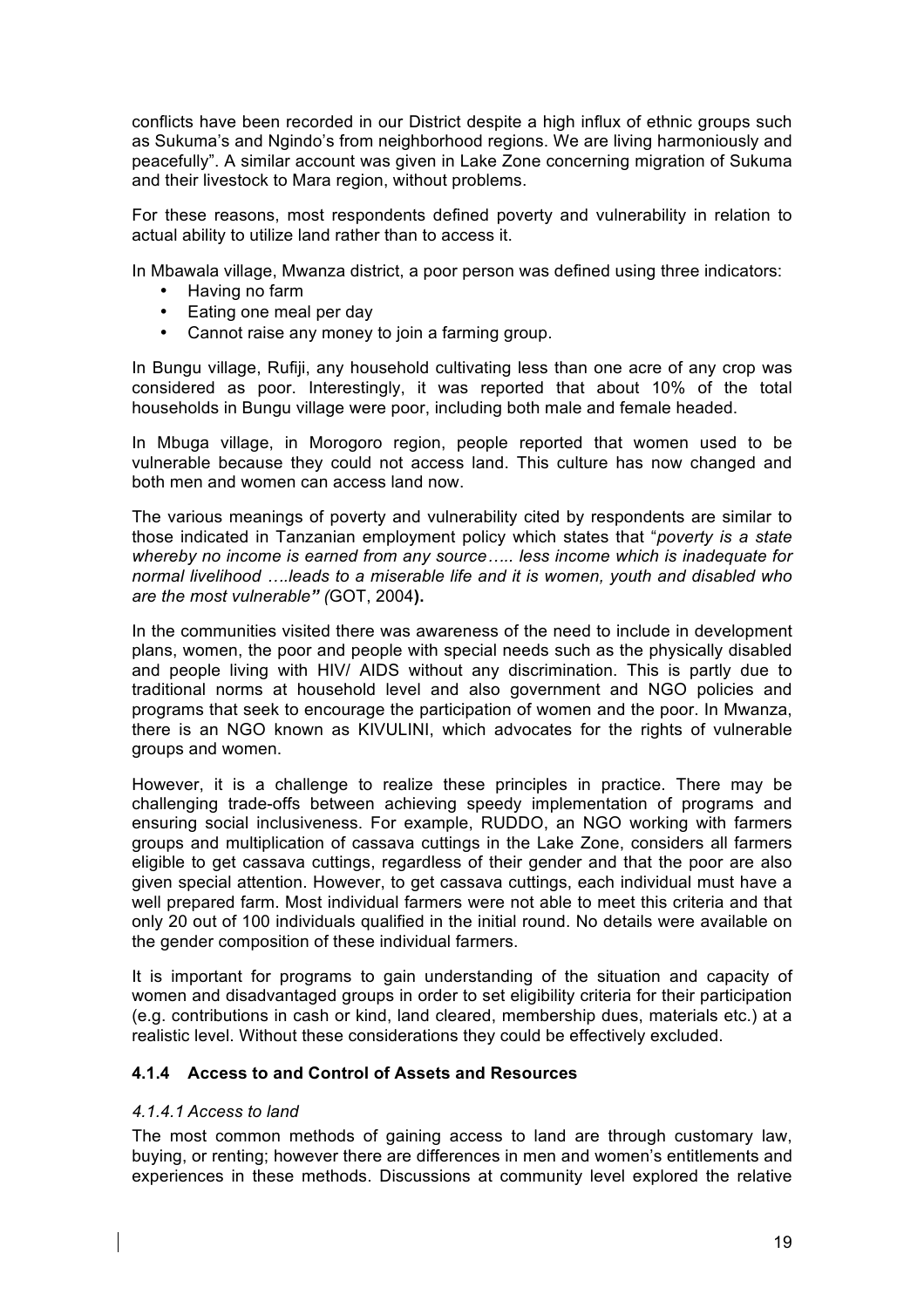conflicts have been recorded in our District despite a high influx of ethnic groups such as Sukuma's and Ngindo's from neighborhood regions. We are living harmoniously and peacefully". A similar account was given in Lake Zone concerning migration of Sukuma and their livestock to Mara region, without problems.

For these reasons, most respondents defined poverty and vulnerability in relation to actual ability to utilize land rather than to access it.

In Mbawala village, Mwanza district, a poor person was defined using three indicators:

- Having no farm
- Eating one meal per day
- Cannot raise any money to join a farming group.

In Bungu village, Rufiji, any household cultivating less than one acre of any crop was considered as poor. Interestingly, it was reported that about 10% of the total households in Bungu village were poor, including both male and female headed.

In Mbuga village, in Morogoro region, people reported that women used to be vulnerable because they could not access land. This culture has now changed and both men and women can access land now.

The various meanings of poverty and vulnerability cited by respondents are similar to those indicated in Tanzanian employment policy which states that "*poverty is a state whereby no income is earned from any source….. less income which is inadequate for normal livelihood ….leads to a miserable life and it is women, youth and disabled who are the most vulnerable" (*GOT, 2004**).**

In the communities visited there was awareness of the need to include in development plans, women, the poor and people with special needs such as the physically disabled and people living with HIV/ AIDS without any discrimination. This is partly due to traditional norms at household level and also government and NGO policies and programs that seek to encourage the participation of women and the poor. In Mwanza, there is an NGO known as KIVULINI, which advocates for the rights of vulnerable groups and women.

However, it is a challenge to realize these principles in practice. There may be challenging trade-offs between achieving speedy implementation of programs and ensuring social inclusiveness. For example, RUDDO, an NGO working with farmers groups and multiplication of cassava cuttings in the Lake Zone, considers all farmers eligible to get cassava cuttings, regardless of their gender and that the poor are also given special attention. However, to get cassava cuttings, each individual must have a well prepared farm. Most individual farmers were not able to meet this criteria and that only 20 out of 100 individuals qualified in the initial round. No details were available on the gender composition of these individual farmers.

It is important for programs to gain understanding of the situation and capacity of women and disadvantaged groups in order to set eligibility criteria for their participation (e.g. contributions in cash or kind, land cleared, membership dues, materials etc.) at a realistic level. Without these considerations they could be effectively excluded.

### 4.1.4 Access to and Control of Assets and Resources

#### *4.1.4.1 Access to land*

The most common methods of gaining access to land are through customary law, buying, or renting; however there are differences in men and women's entitlements and experiences in these methods. Discussions at community level explored the relative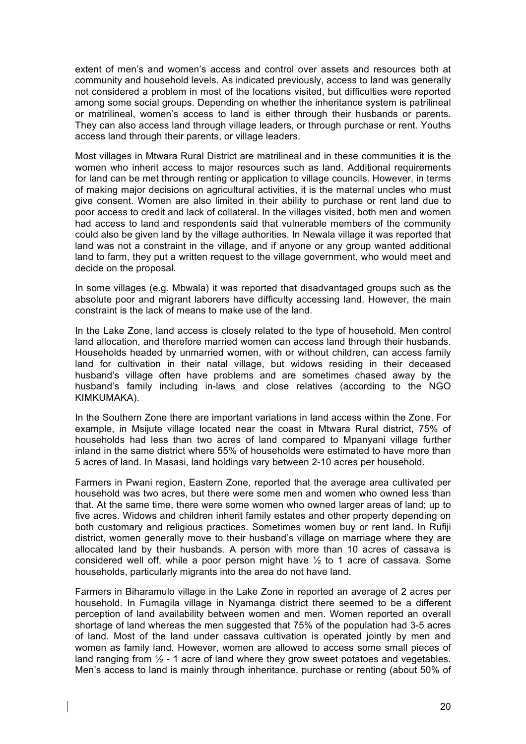extent of men's and women's access and control over assets and resources both at community and household levels. As indicated previously, access to land was generally not considered a problem in most of the locations visited, but difficulties were reported among some social groups. Depending on whether the inheritance system is patrilineal or matrilineal, women's access to land is either through their husbands or parents. They can also access land through village leaders, or through purchase or rent. Youths access land through their parents, or village leaders.

Most villages in Mtwara Rural District are matrilineal and in these communities it is the women who inherit access to major resources such as land. Additional requirements for land can be met through renting or application to village councils. However, in terms of making major decisions on agricultural activities, it is the maternal uncles who must give consent. Women are also limited in their ability to purchase or rent land due to poor access to credit and lack of collateral. In the villages visited, both men and women had access to land and respondents said that vulnerable members of the community could also be given land by the village authorities. In Newala village it was reported that land was not a constraint in the village, and if anyone or any group wanted additional land to farm, they put a written request to the village government, who would meet and decide on the proposal.

In some villages (e.g. Mbwala) it was reported that disadvantaged groups such as the absolute poor and migrant laborers have difficulty accessing land. However, the main constraint is the lack of means to make use of the land.

In the Lake Zone, land access is closely related to the type of household. Men control land allocation, and therefore married women can access land through their husbands. Households headed by unmarried women, with or without children, can access family land for cultivation in their natal village, but widows residing in their deceased husband's village often have problems and are sometimes chased away by the husband's family including in-laws and close relatives (according to the NGO KIMKUMAKA).

In the Southern Zone there are important variations in land access within the Zone. For example, in Msijute village located near the coast in Mtwara Rural district, 75% of households had less than two acres of land compared to Mpanyani village further inland in the same district where 55% of households were estimated to have more than 5 acres of land. In Masasi, land holdings vary between 2-10 acres per household.

Farmers in Pwani region, Eastern Zone, reported that the average area cultivated per household was two acres, but there were some men and women who owned less than that. At the same time, there were some women who owned larger areas of land; up to five acres. Widows and children inherit family estates and other property depending on both customary and religious practices. Sometimes women buy or rent land. In Rufiji district, women generally move to their husband's village on marriage where they are allocated land by their husbands. A person with more than 10 acres of cassava is considered well off, while a poor person might have ½ to 1 acre of cassava. Some households, particularly migrants into the area do not have land.

Farmers in Biharamulo village in the Lake Zone in reported an average of 2 acres per household. In Fumagila village in Nyamanga district there seemed to be a different perception of land availability between women and men. Women reported an overall shortage of land whereas the men suggested that 75% of the population had 3-5 acres of land. Most of the land under cassava cultivation is operated jointly by men and women as family land. However, women are allowed to access some small pieces of land ranging from ½ - 1 acre of land where they grow sweet potatoes and vegetables. Men's access to land is mainly through inheritance, purchase or renting (about 50% of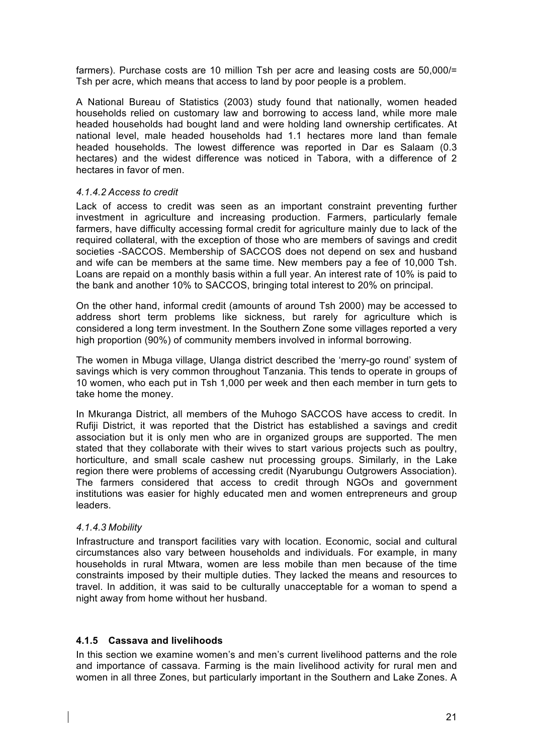farmers). Purchase costs are 10 million Tsh per acre and leasing costs are 50,000/= Tsh per acre, which means that access to land by poor people is a problem.

A National Bureau of Statistics (2003) study found that nationally, women headed households relied on customary law and borrowing to access land, while more male headed households had bought land and were holding land ownership certificates. At national level, male headed households had 1.1 hectares more land than female headed households. The lowest difference was reported in Dar es Salaam (0.3 hectares) and the widest difference was noticed in Tabora, with a difference of 2 hectares in favor of men.

#### *4.1.4.2 Access to credit*

Lack of access to credit was seen as an important constraint preventing further investment in agriculture and increasing production. Farmers, particularly female farmers, have difficulty accessing formal credit for agriculture mainly due to lack of the required collateral, with the exception of those who are members of savings and credit societies -SACCOS. Membership of SACCOS does not depend on sex and husband and wife can be members at the same time. New members pay a fee of 10,000 Tsh. Loans are repaid on a monthly basis within a full year. An interest rate of 10% is paid to the bank and another 10% to SACCOS, bringing total interest to 20% on principal.

On the other hand, informal credit (amounts of around Tsh 2000) may be accessed to address short term problems like sickness, but rarely for agriculture which is considered a long term investment. In the Southern Zone some villages reported a very high proportion (90%) of community members involved in informal borrowing.

The women in Mbuga village, Ulanga district described the 'merry-go round' system of savings which is very common throughout Tanzania. This tends to operate in groups of 10 women, who each put in Tsh 1,000 per week and then each member in turn gets to take home the money.

In Mkuranga District, all members of the Muhogo SACCOS have access to credit. In Rufiji District, it was reported that the District has established a savings and credit association but it is only men who are in organized groups are supported. The men stated that they collaborate with their wives to start various projects such as poultry, horticulture, and small scale cashew nut processing groups. Similarly, in the Lake region there were problems of accessing credit (Nyarubungu Outgrowers Association). The farmers considered that access to credit through NGOs and government institutions was easier for highly educated men and women entrepreneurs and group leaders.

#### *4.1.4.3 Mobility*

Infrastructure and transport facilities vary with location. Economic, social and cultural circumstances also vary between households and individuals. For example, in many households in rural Mtwara, women are less mobile than men because of the time constraints imposed by their multiple duties. They lacked the means and resources to travel. In addition, it was said to be culturally unacceptable for a woman to spend a night away from home without her husband.

### **4.1.5 Cassava and livelihoods**

In this section we examine women's and men's current livelihood patterns and the role and importance of cassava. Farming is the main livelihood activity for rural men and women in all three Zones, but particularly important in the Southern and Lake Zones. A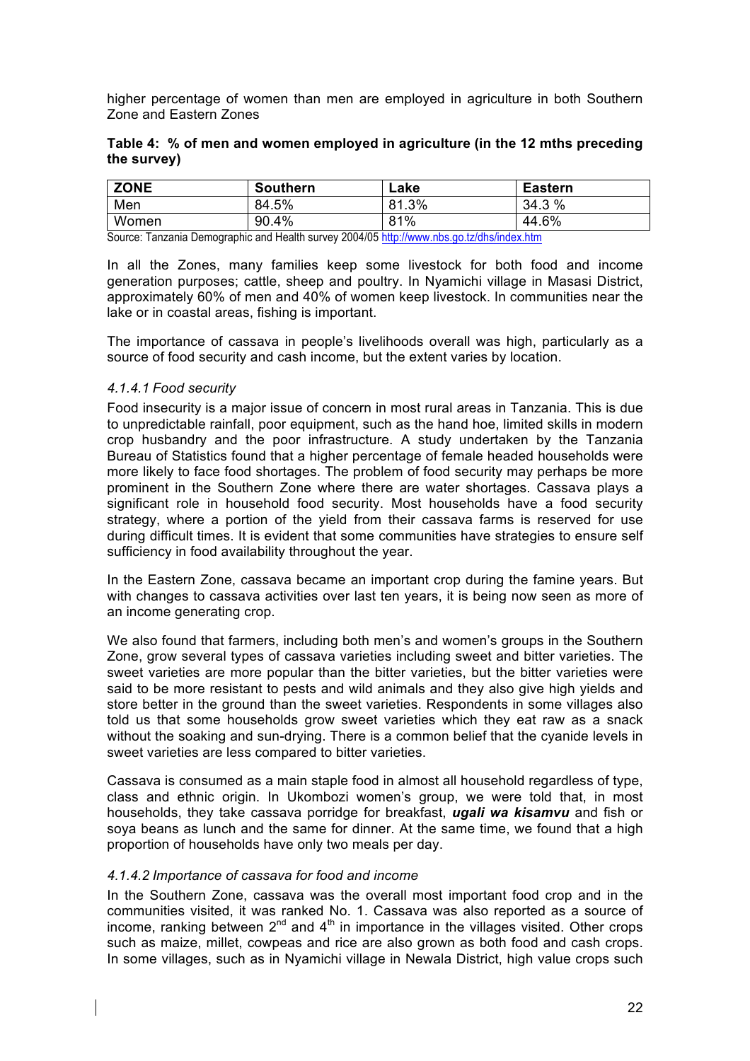higher percentage of women than men are employed in agriculture in both Southern Zone and Eastern Zones

**Table 4: % of men and women employed in agriculture (in the 12 mths preceding the survey)**

| ZONE | Southern | Lake | Eastern |
| --- | --- | --- | --- |
| Men | 84.5% | 81.3% | 34.3 % |
| Women | 90.4% | 81% | 44.6% |

Source: Tanzania Demographic and Health survey 2004/05 http://www.nbs.go.tz/dhs/index.htm

In all the Zones, many families keep some livestock for both food and income generation purposes; cattle, sheep and poultry. In Nyamichi village in Masasi District, approximately 60% of men and 40% of women keep livestock. In communities near the lake or in coastal areas, fishing is important.

The importance of cassava in people's livelihoods overall was high, particularly as a source of food security and cash income, but the extent varies by location.

#### *4.1.4.1 Food security*

Food insecurity is a major issue of concern in most rural areas in Tanzania. This is due to unpredictable rainfall, poor equipment, such as the hand hoe, limited skills in modern crop husbandry and the poor infrastructure. A study undertaken by the Tanzania Bureau of Statistics found that a higher percentage of female headed households were more likely to face food shortages. The problem of food security may perhaps be more prominent in the Southern Zone where there are water shortages. Cassava plays a significant role in household food security. Most households have a food security strategy, where a portion of the yield from their cassava farms is reserved for use during difficult times. It is evident that some communities have strategies to ensure self sufficiency in food availability throughout the year.

In the Eastern Zone, cassava became an important crop during the famine years. But with changes to cassava activities over last ten years, it is being now seen as more of an income generating crop.

We also found that farmers, including both men's and women's groups in the Southern Zone, grow several types of cassava varieties including sweet and bitter varieties. The sweet varieties are more popular than the bitter varieties, but the bitter varieties were said to be more resistant to pests and wild animals and they also give high yields and store better in the ground than the sweet varieties. Respondents in some villages also told us that some households grow sweet varieties which they eat raw as a snack without the soaking and sun-drying. There is a common belief that the cyanide levels in sweet varieties are less compared to bitter varieties.

Cassava is consumed as a main staple food in almost all household regardless of type, class and ethnic origin. In Ukombozi women's group, we were told that, in most households, they take cassava porridge for breakfast, ***ugali wa kisamvu*** and fish or soya beans as lunch and the same for dinner. At the same time, we found that a high proportion of households have only two meals per day.

#### *4.1.4.2 Importance of cassava for food and income*

In the Southern Zone, cassava was the overall most important food crop and in the communities visited, it was ranked No. 1. Cassava was also reported as a source of income, ranking between 2nd and 4th in importance in the villages visited. Other crops such as maize, millet, cowpeas and rice are also grown as both food and cash crops. In some villages, such as in Nyamichi village in Newala District, high value crops such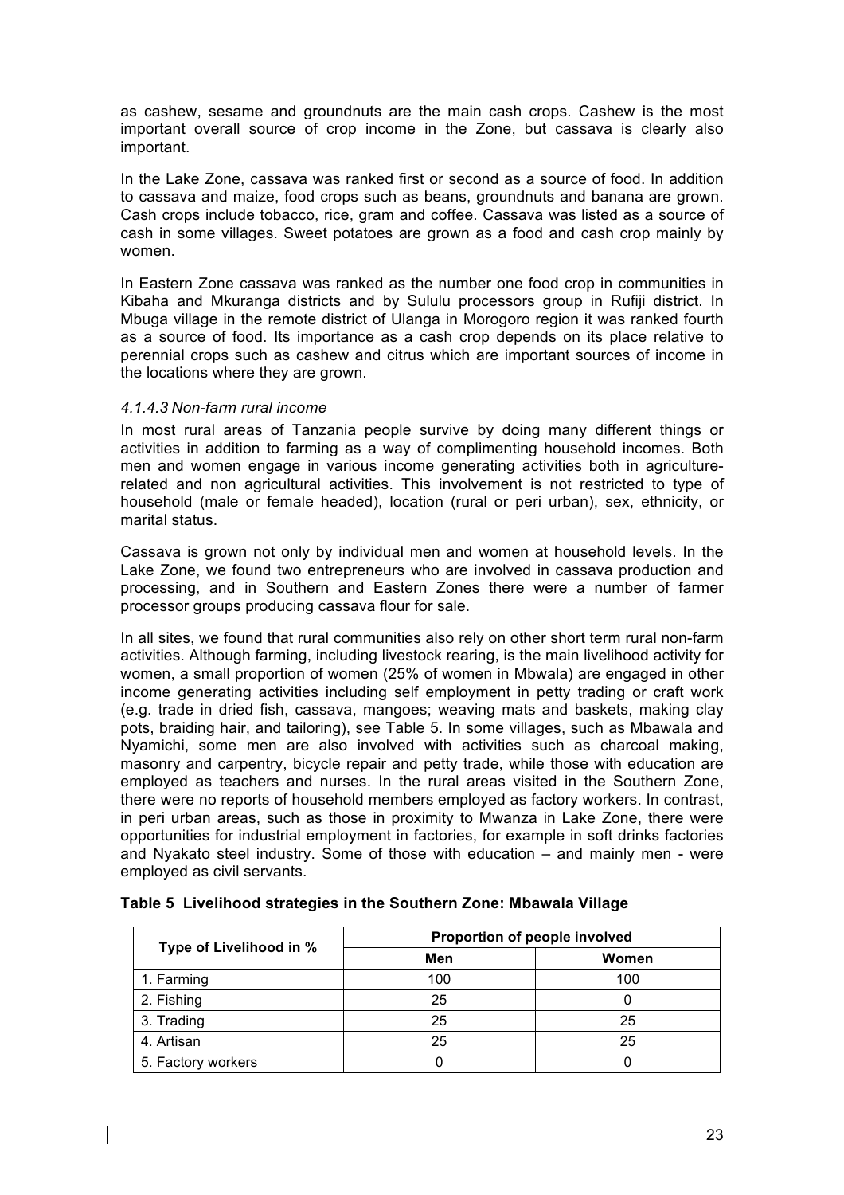as cashew, sesame and groundnuts are the main cash crops. Cashew is the most important overall source of crop income in the Zone, but cassava is clearly also important.

In the Lake Zone, cassava was ranked first or second as a source of food. In addition to cassava and maize, food crops such as beans, groundnuts and banana are grown. Cash crops include tobacco, rice, gram and coffee. Cassava was listed as a source of cash in some villages. Sweet potatoes are grown as a food and cash crop mainly by women.

In Eastern Zone cassava was ranked as the number one food crop in communities in Kibaha and Mkuranga districts and by Sululu processors group in Rufiji district. In Mbuga village in the remote district of Ulanga in Morogoro region it was ranked fourth as a source of food. Its importance as a cash crop depends on its place relative to perennial crops such as cashew and citrus which are important sources of income in the locations where they are grown.

#### *4.1.4.3 Non-farm rural income*

In most rural areas of Tanzania people survive by doing many different things or activities in addition to farming as a way of complimenting household incomes. Both men and women engage in various income generating activities both in agriculture-related and non agricultural activities. This involvement is not restricted to type of household (male or female headed), location (rural or peri urban), sex, ethnicity, or marital status.

Cassava is grown not only by individual men and women at household levels. In the Lake Zone, we found two entrepreneurs who are involved in cassava production and processing, and in Southern and Eastern Zones there were a number of farmer processor groups producing cassava flour for sale.

In all sites, we found that rural communities also rely on other short term rural non-farm activities. Although farming, including livestock rearing, is the main livelihood activity for women, a small proportion of women (25% of women in Mbwala) are engaged in other income generating activities including self employment in petty trading or craft work (e.g. trade in dried fish, cassava, mangoes; weaving mats and baskets, making clay pots, braiding hair, and tailoring), see Table 5. In some villages, such as Mbawala and Nyamichi, some men are also involved with activities such as charcoal making, masonry and carpentry, bicycle repair and petty trade, while those with education are employed as teachers and nurses. In the rural areas visited in the Southern Zone, there were no reports of household members employed as factory workers. In contrast, in peri urban areas, such as those in proximity to Mwanza in Lake Zone, there were opportunities for industrial employment in factories, for example in soft drinks factories and Nyakato steel industry. Some of those with education – and mainly men - were employed as civil servants.

**Table 5 Livelihood strategies in the Southern Zone: Mbawala Village**

| Type of Livelihood in % | Proportion of people involved | |
|---|---|---|
| | **Men** | **Women** |
| 1. Farming | 100 | 100 |
| 2. Fishing | 25 | 0 |
| 3. Trading | 25 | 25 |
| 4. Artisan | 25 | 25 |
| 5. Factory workers | 0 | 0 |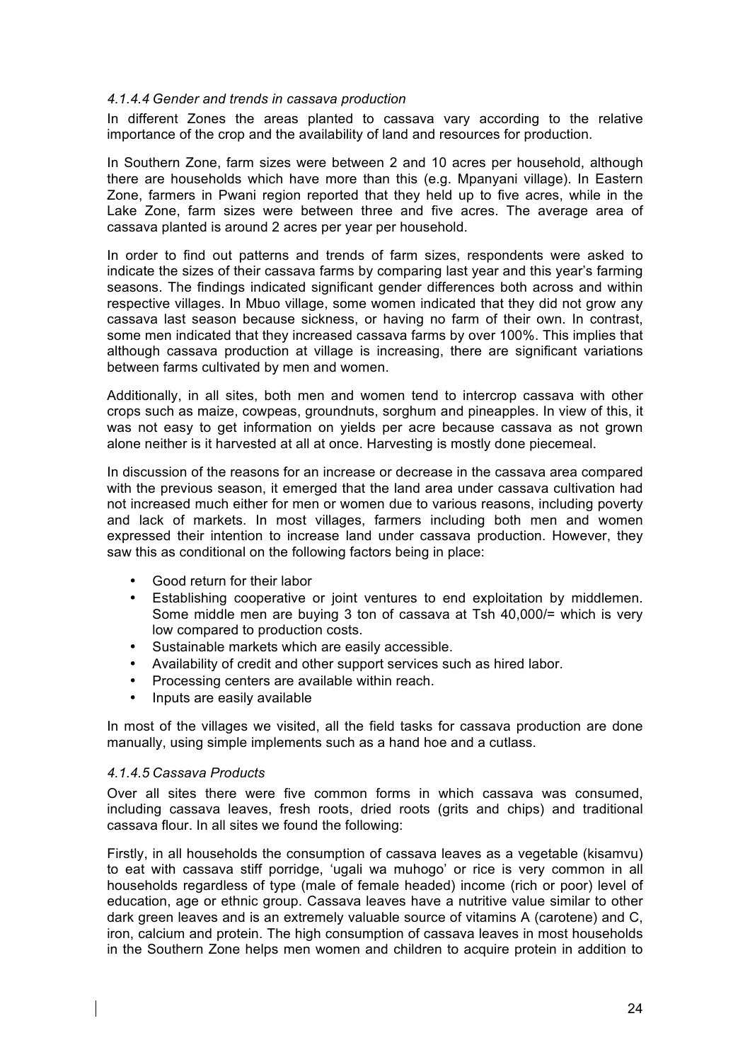#### *4.1.4.4 Gender and trends in cassava production*

In different Zones the areas planted to cassava vary according to the relative importance of the crop and the availability of land and resources for production.

In Southern Zone, farm sizes were between 2 and 10 acres per household, although there are households which have more than this (e.g. Mpanyani village). In Eastern Zone, farmers in Pwani region reported that they held up to five acres, while in the Lake Zone, farm sizes were between three and five acres. The average area of cassava planted is around 2 acres per year per household.

In order to find out patterns and trends of farm sizes, respondents were asked to indicate the sizes of their cassava farms by comparing last year and this year's farming seasons. The findings indicated significant gender differences both across and within respective villages. In Mbuo village, some women indicated that they did not grow any cassava last season because sickness, or having no farm of their own. In contrast, some men indicated that they increased cassava farms by over 100%. This implies that although cassava production at village is increasing, there are significant variations between farms cultivated by men and women.

Additionally, in all sites, both men and women tend to intercrop cassava with other crops such as maize, cowpeas, groundnuts, sorghum and pineapples. In view of this, it was not easy to get information on yields per acre because cassava as not grown alone neither is it harvested at all at once. Harvesting is mostly done piecemeal.

In discussion of the reasons for an increase or decrease in the cassava area compared with the previous season, it emerged that the land area under cassava cultivation had not increased much either for men or women due to various reasons, including poverty and lack of markets. In most villages, farmers including both men and women expressed their intention to increase land under cassava production. However, they saw this as conditional on the following factors being in place:

- Good return for their labor
- Establishing cooperative or joint ventures to end exploitation by middlemen. Some middle men are buying 3 ton of cassava at Tsh 40,000/= which is very low compared to production costs.
- Sustainable markets which are easily accessible.
- Availability of credit and other support services such as hired labor.
- Processing centers are available within reach.
- Inputs are easily available

In most of the villages we visited, all the field tasks for cassava production are done manually, using simple implements such as a hand hoe and a cutlass.

#### *4.1.4.5 Cassava Products*

Over all sites there were five common forms in which cassava was consumed, including cassava leaves, fresh roots, dried roots (grits and chips) and traditional cassava flour. In all sites we found the following:

Firstly, in all households the consumption of cassava leaves as a vegetable (kisamvu) to eat with cassava stiff porridge, 'ugali wa muhogo' or rice is very common in all households regardless of type (male of female headed) income (rich or poor) level of education, age or ethnic group. Cassava leaves have a nutritive value similar to other dark green leaves and is an extremely valuable source of vitamins A (carotene) and C, iron, calcium and protein. The high consumption of cassava leaves in most households in the Southern Zone helps men women and children to acquire protein in addition to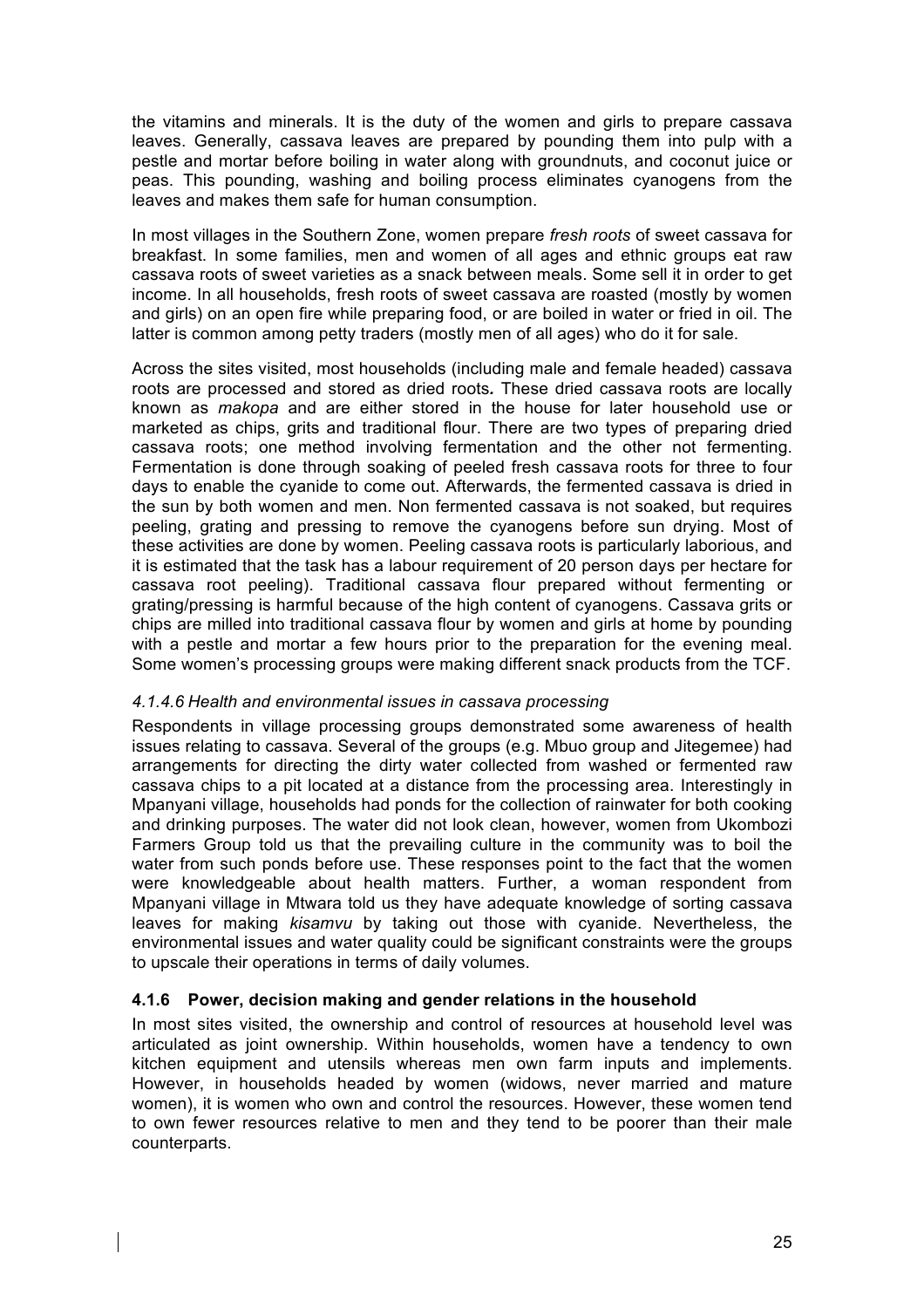the vitamins and minerals. It is the duty of the women and girls to prepare cassava leaves. Generally, cassava leaves are prepared by pounding them into pulp with a pestle and mortar before boiling in water along with groundnuts, and coconut juice or peas. This pounding, washing and boiling process eliminates cyanogens from the leaves and makes them safe for human consumption.

In most villages in the Southern Zone, women prepare *fresh roots* of sweet cassava for breakfast. In some families, men and women of all ages and ethnic groups eat raw cassava roots of sweet varieties as a snack between meals. Some sell it in order to get income. In all households, fresh roots of sweet cassava are roasted (mostly by women and girls) on an open fire while preparing food, or are boiled in water or fried in oil. The latter is common among petty traders (mostly men of all ages) who do it for sale.

Across the sites visited, most households (including male and female headed) cassava roots are processed and stored as dried roots*.* These dried cassava roots are locally known as *makopa* and are either stored in the house for later household use or marketed as chips, grits and traditional flour. There are two types of preparing dried cassava roots; one method involving fermentation and the other not fermenting. Fermentation is done through soaking of peeled fresh cassava roots for three to four days to enable the cyanide to come out. Afterwards, the fermented cassava is dried in the sun by both women and men. Non fermented cassava is not soaked, but requires peeling, grating and pressing to remove the cyanogens before sun drying. Most of these activities are done by women. Peeling cassava roots is particularly laborious, and it is estimated that the task has a labour requirement of 20 person days per hectare for cassava root peeling). Traditional cassava flour prepared without fermenting or grating/pressing is harmful because of the high content of cyanogens. Cassava grits or chips are milled into traditional cassava flour by women and girls at home by pounding with a pestle and mortar a few hours prior to the preparation for the evening meal. Some women's processing groups were making different snack products from the TCF.

#### *4.1.4.6 Health and environmental issues in cassava processing*

Respondents in village processing groups demonstrated some awareness of health issues relating to cassava. Several of the groups (e.g. Mbuo group and Jitegemee) had arrangements for directing the dirty water collected from washed or fermented raw cassava chips to a pit located at a distance from the processing area. Interestingly in Mpanyani village, households had ponds for the collection of rainwater for both cooking and drinking purposes. The water did not look clean, however, women from Ukombozi Farmers Group told us that the prevailing culture in the community was to boil the water from such ponds before use. These responses point to the fact that the women were knowledgeable about health matters. Further, a woman respondent from Mpanyani village in Mtwara told us they have adequate knowledge of sorting cassava leaves for making *kisamvu* by taking out those with cyanide. Nevertheless, the environmental issues and water quality could be significant constraints were the groups to upscale their operations in terms of daily volumes.

### 4.1.6 Power, decision making and gender relations in the household

In most sites visited, the ownership and control of resources at household level was articulated as joint ownership. Within households, women have a tendency to own kitchen equipment and utensils whereas men own farm inputs and implements. However, in households headed by women (widows, never married and mature women), it is women who own and control the resources. However, these women tend to own fewer resources relative to men and they tend to be poorer than their male counterparts.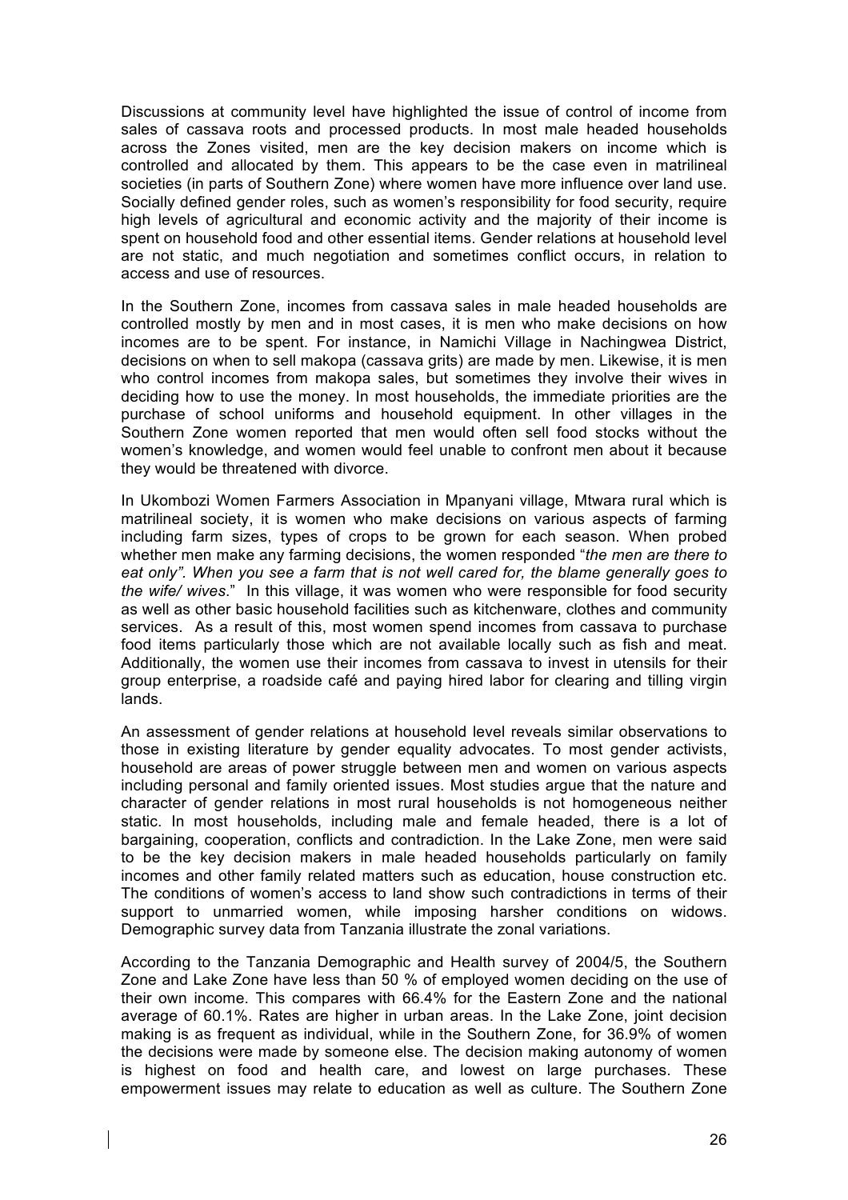Discussions at community level have highlighted the issue of control of income from sales of cassava roots and processed products. In most male headed households across the Zones visited, men are the key decision makers on income which is controlled and allocated by them. This appears to be the case even in matrilineal societies (in parts of Southern Zone) where women have more influence over land use. Socially defined gender roles, such as women's responsibility for food security, require high levels of agricultural and economic activity and the majority of their income is spent on household food and other essential items. Gender relations at household level are not static, and much negotiation and sometimes conflict occurs, in relation to access and use of resources.

In the Southern Zone, incomes from cassava sales in male headed households are controlled mostly by men and in most cases, it is men who make decisions on how incomes are to be spent. For instance, in Namichi Village in Nachingwea District, decisions on when to sell makopa (cassava grits) are made by men. Likewise, it is men who control incomes from makopa sales, but sometimes they involve their wives in deciding how to use the money. In most households, the immediate priorities are the purchase of school uniforms and household equipment. In other villages in the Southern Zone women reported that men would often sell food stocks without the women's knowledge, and women would feel unable to confront men about it because they would be threatened with divorce.

In Ukombozi Women Farmers Association in Mpanyani village, Mtwara rural which is matrilineal society, it is women who make decisions on various aspects of farming including farm sizes, types of crops to be grown for each season. When probed whether men make any farming decisions, the women responded "*the men are there to eat only". When you see a farm that is not well cared for, the blame generally goes to the wife/ wives*." In this village, it was women who were responsible for food security as well as other basic household facilities such as kitchenware, clothes and community services. As a result of this, most women spend incomes from cassava to purchase food items particularly those which are not available locally such as fish and meat. Additionally, the women use their incomes from cassava to invest in utensils for their group enterprise, a roadside café and paying hired labor for clearing and tilling virgin lands.

An assessment of gender relations at household level reveals similar observations to those in existing literature by gender equality advocates. To most gender activists, household are areas of power struggle between men and women on various aspects including personal and family oriented issues. Most studies argue that the nature and character of gender relations in most rural households is not homogeneous neither static. In most households, including male and female headed, there is a lot of bargaining, cooperation, conflicts and contradiction. In the Lake Zone, men were said to be the key decision makers in male headed households particularly on family incomes and other family related matters such as education, house construction etc. The conditions of women's access to land show such contradictions in terms of their support to unmarried women, while imposing harsher conditions on widows. Demographic survey data from Tanzania illustrate the zonal variations.

According to the Tanzania Demographic and Health survey of 2004/5, the Southern Zone and Lake Zone have less than 50 % of employed women deciding on the use of their own income. This compares with 66.4% for the Eastern Zone and the national average of 60.1%. Rates are higher in urban areas. In the Lake Zone, joint decision making is as frequent as individual, while in the Southern Zone, for 36.9% of women the decisions were made by someone else. The decision making autonomy of women is highest on food and health care, and lowest on large purchases. These empowerment issues may relate to education as well as culture. The Southern Zone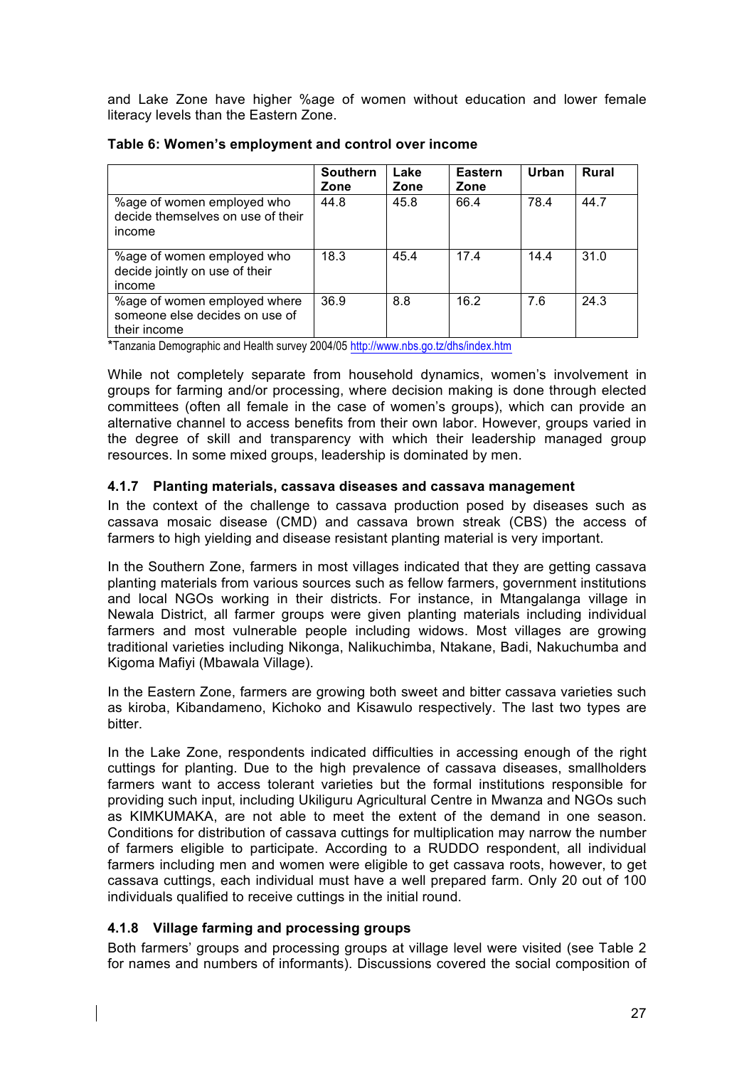and Lake Zone have higher %age of women without education and lower female literacy levels than the Eastern Zone.

**Table 6: Women's employment and control over income**

| | Southern Zone | Lake Zone | Eastern Zone | Urban | Rural |
|---|---|---|---|---|---|
| %age of women employed who decide themselves on use of their income | 44.8 | 45.8 | 66.4 | 78.4 | 44.7 |
| %age of women employed who decide jointly on use of their income | 18.3 | 45.4 | 17.4 | 14.4 | 31.0 |
| %age of women employed where someone else decides on use of their income | 36.9 | 8.8 | 16.2 | 7.6 | 24.3 |

*Tanzania Demographic and Health survey 2004/05 http://www.nbs.go.tz/dhs/index.htm

While not completely separate from household dynamics, women's involvement in groups for farming and/or processing, where decision making is done through elected committees (often all female in the case of women's groups), which can provide an alternative channel to access benefits from their own labor. However, groups varied in the degree of skill and transparency with which their leadership managed group resources. In some mixed groups, leadership is dominated by men.

### 4.1.7 Planting materials, cassava diseases and cassava management

In the context of the challenge to cassava production posed by diseases such as cassava mosaic disease (CMD) and cassava brown streak (CBS) the access of farmers to high yielding and disease resistant planting material is very important.

In the Southern Zone, farmers in most villages indicated that they are getting cassava planting materials from various sources such as fellow farmers, government institutions and local NGOs working in their districts. For instance, in Mtangalanga village in Newala District, all farmer groups were given planting materials including individual farmers and most vulnerable people including widows. Most villages are growing traditional varieties including Nikonga, Nalikuchimba, Ntakane, Badi, Nakuchumba and Kigoma Mafiyi (Mbawala Village).

In the Eastern Zone, farmers are growing both sweet and bitter cassava varieties such as kiroba, Kibandameno, Kichoko and Kisawulo respectively. The last two types are bitter.

In the Lake Zone, respondents indicated difficulties in accessing enough of the right cuttings for planting. Due to the high prevalence of cassava diseases, smallholders farmers want to access tolerant varieties but the formal institutions responsible for providing such input, including Ukiliguru Agricultural Centre in Mwanza and NGOs such as KIMKUMAKA, are not able to meet the extent of the demand in one season. Conditions for distribution of cassava cuttings for multiplication may narrow the number of farmers eligible to participate. According to a RUDDO respondent, all individual farmers including men and women were eligible to get cassava roots, however, to get cassava cuttings, each individual must have a well prepared farm. Only 20 out of 100 individuals qualified to receive cuttings in the initial round.

### 4.1.8 Village farming and processing groups

Both farmers' groups and processing groups at village level were visited (see Table 2 for names and numbers of informants). Discussions covered the social composition of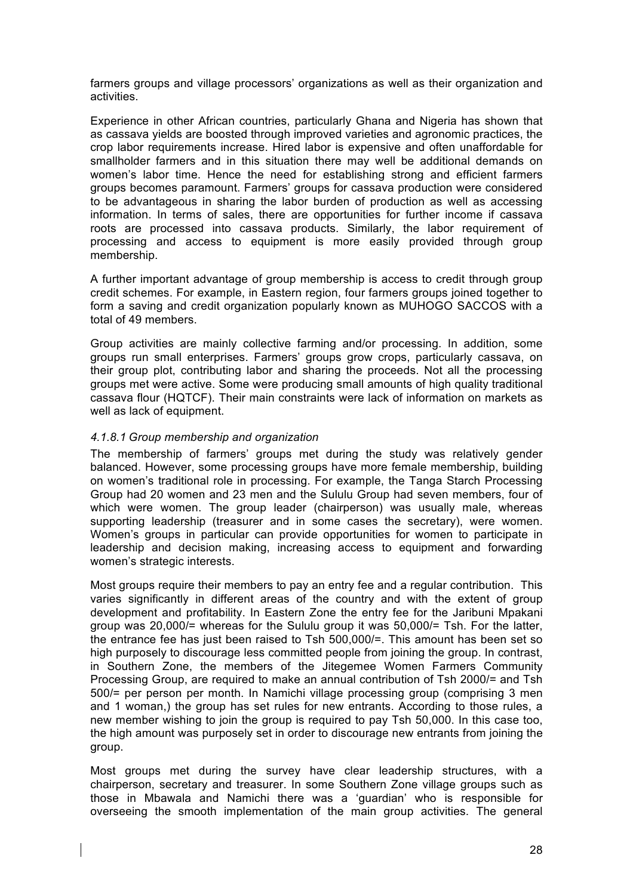farmers groups and village processors' organizations as well as their organization and activities.

Experience in other African countries, particularly Ghana and Nigeria has shown that as cassava yields are boosted through improved varieties and agronomic practices, the crop labor requirements increase. Hired labor is expensive and often unaffordable for smallholder farmers and in this situation there may well be additional demands on women's labor time. Hence the need for establishing strong and efficient farmers groups becomes paramount. Farmers' groups for cassava production were considered to be advantageous in sharing the labor burden of production as well as accessing information. In terms of sales, there are opportunities for further income if cassava roots are processed into cassava products. Similarly, the labor requirement of processing and access to equipment is more easily provided through group membership.

A further important advantage of group membership is access to credit through group credit schemes. For example, in Eastern region, four farmers groups joined together to form a saving and credit organization popularly known as MUHOGO SACCOS with a total of 49 members.

Group activities are mainly collective farming and/or processing. In addition, some groups run small enterprises. Farmers' groups grow crops, particularly cassava, on their group plot, contributing labor and sharing the proceeds. Not all the processing groups met were active. Some were producing small amounts of high quality traditional cassava flour (HQTCF). Their main constraints were lack of information on markets as well as lack of equipment.

#### *4.1.8.1 Group membership and organization*

The membership of farmers' groups met during the study was relatively gender balanced. However, some processing groups have more female membership, building on women's traditional role in processing. For example, the Tanga Starch Processing Group had 20 women and 23 men and the Sululu Group had seven members, four of which were women. The group leader (chairperson) was usually male, whereas supporting leadership (treasurer and in some cases the secretary), were women. Women's groups in particular can provide opportunities for women to participate in leadership and decision making, increasing access to equipment and forwarding women's strategic interests.

Most groups require their members to pay an entry fee and a regular contribution. This varies significantly in different areas of the country and with the extent of group development and profitability. In Eastern Zone the entry fee for the Jaribuni Mpakani group was 20,000/= whereas for the Sululu group it was 50,000/= Tsh. For the latter, the entrance fee has just been raised to Tsh 500,000/=. This amount has been set so high purposely to discourage less committed people from joining the group. In contrast, in Southern Zone, the members of the Jitegemee Women Farmers Community Processing Group, are required to make an annual contribution of Tsh 2000/= and Tsh 500/= per person per month. In Namichi village processing group (comprising 3 men and 1 woman,) the group has set rules for new entrants. According to those rules, a new member wishing to join the group is required to pay Tsh 50,000. In this case too, the high amount was purposely set in order to discourage new entrants from joining the group.

Most groups met during the survey have clear leadership structures, with a chairperson, secretary and treasurer. In some Southern Zone village groups such as those in Mbawala and Namichi there was a 'guardian' who is responsible for overseeing the smooth implementation of the main group activities. The general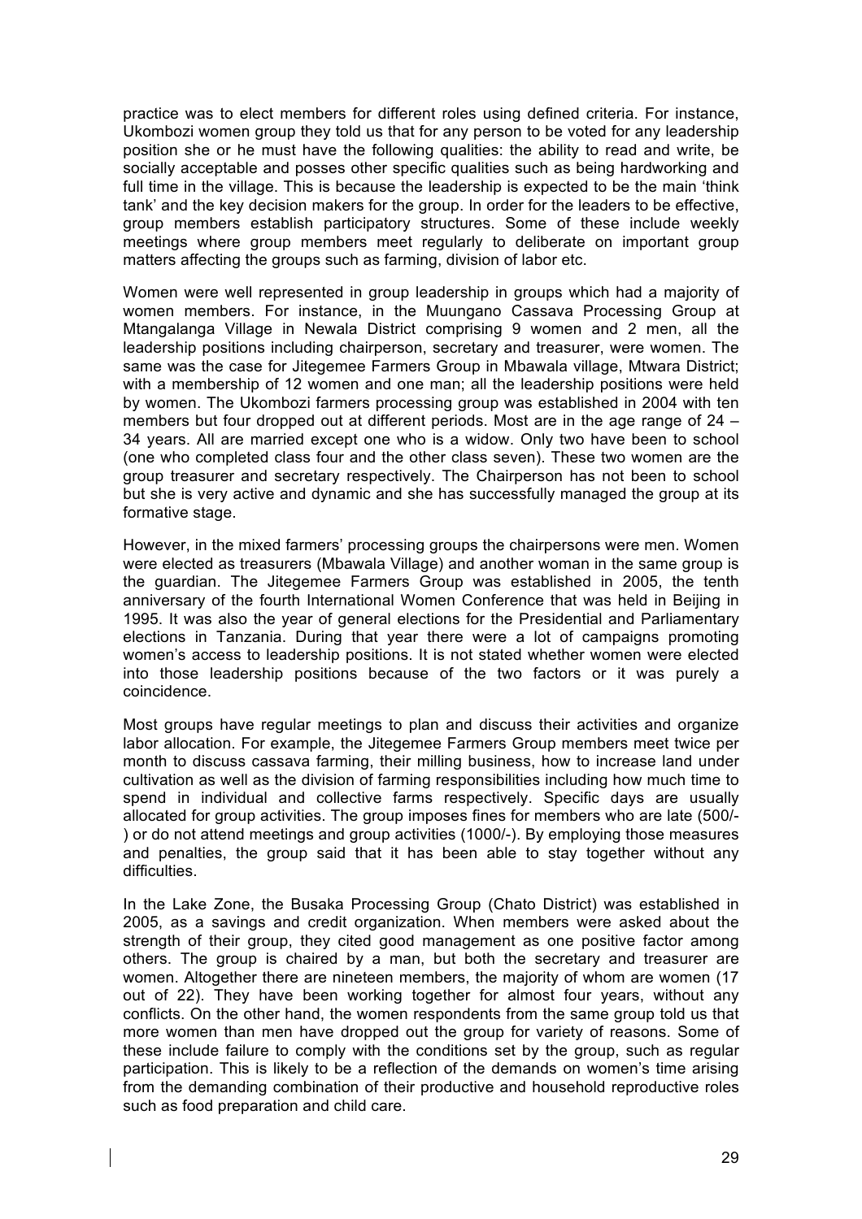practice was to elect members for different roles using defined criteria. For instance, Ukombozi women group they told us that for any person to be voted for any leadership position she or he must have the following qualities: the ability to read and write, be socially acceptable and posses other specific qualities such as being hardworking and full time in the village. This is because the leadership is expected to be the main 'think tank' and the key decision makers for the group. In order for the leaders to be effective, group members establish participatory structures. Some of these include weekly meetings where group members meet regularly to deliberate on important group matters affecting the groups such as farming, division of labor etc.

Women were well represented in group leadership in groups which had a majority of women members. For instance, in the Muungano Cassava Processing Group at Mtangalanga Village in Newala District comprising 9 women and 2 men, all the leadership positions including chairperson, secretary and treasurer, were women. The same was the case for Jitegemee Farmers Group in Mbawala village, Mtwara District; with a membership of 12 women and one man; all the leadership positions were held by women. The Ukombozi farmers processing group was established in 2004 with ten members but four dropped out at different periods. Most are in the age range of 24 – 34 years. All are married except one who is a widow. Only two have been to school (one who completed class four and the other class seven). These two women are the group treasurer and secretary respectively. The Chairperson has not been to school but she is very active and dynamic and she has successfully managed the group at its formative stage.

However, in the mixed farmers' processing groups the chairpersons were men. Women were elected as treasurers (Mbawala Village) and another woman in the same group is the guardian. The Jitegemee Farmers Group was established in 2005, the tenth anniversary of the fourth International Women Conference that was held in Beijing in 1995. It was also the year of general elections for the Presidential and Parliamentary elections in Tanzania. During that year there were a lot of campaigns promoting women's access to leadership positions. It is not stated whether women were elected into those leadership positions because of the two factors or it was purely a coincidence.

Most groups have regular meetings to plan and discuss their activities and organize labor allocation. For example, the Jitegemee Farmers Group members meet twice per month to discuss cassava farming, their milling business, how to increase land under cultivation as well as the division of farming responsibilities including how much time to spend in individual and collective farms respectively. Specific days are usually allocated for group activities. The group imposes fines for members who are late (500/-) or do not attend meetings and group activities (1000/-). By employing those measures and penalties, the group said that it has been able to stay together without any difficulties.

In the Lake Zone, the Busaka Processing Group (Chato District) was established in 2005, as a savings and credit organization. When members were asked about the strength of their group, they cited good management as one positive factor among others. The group is chaired by a man, but both the secretary and treasurer are women. Altogether there are nineteen members, the majority of whom are women (17 out of 22). They have been working together for almost four years, without any conflicts. On the other hand, the women respondents from the same group told us that more women than men have dropped out the group for variety of reasons. Some of these include failure to comply with the conditions set by the group, such as regular participation. This is likely to be a reflection of the demands on women's time arising from the demanding combination of their productive and household reproductive roles such as food preparation and child care.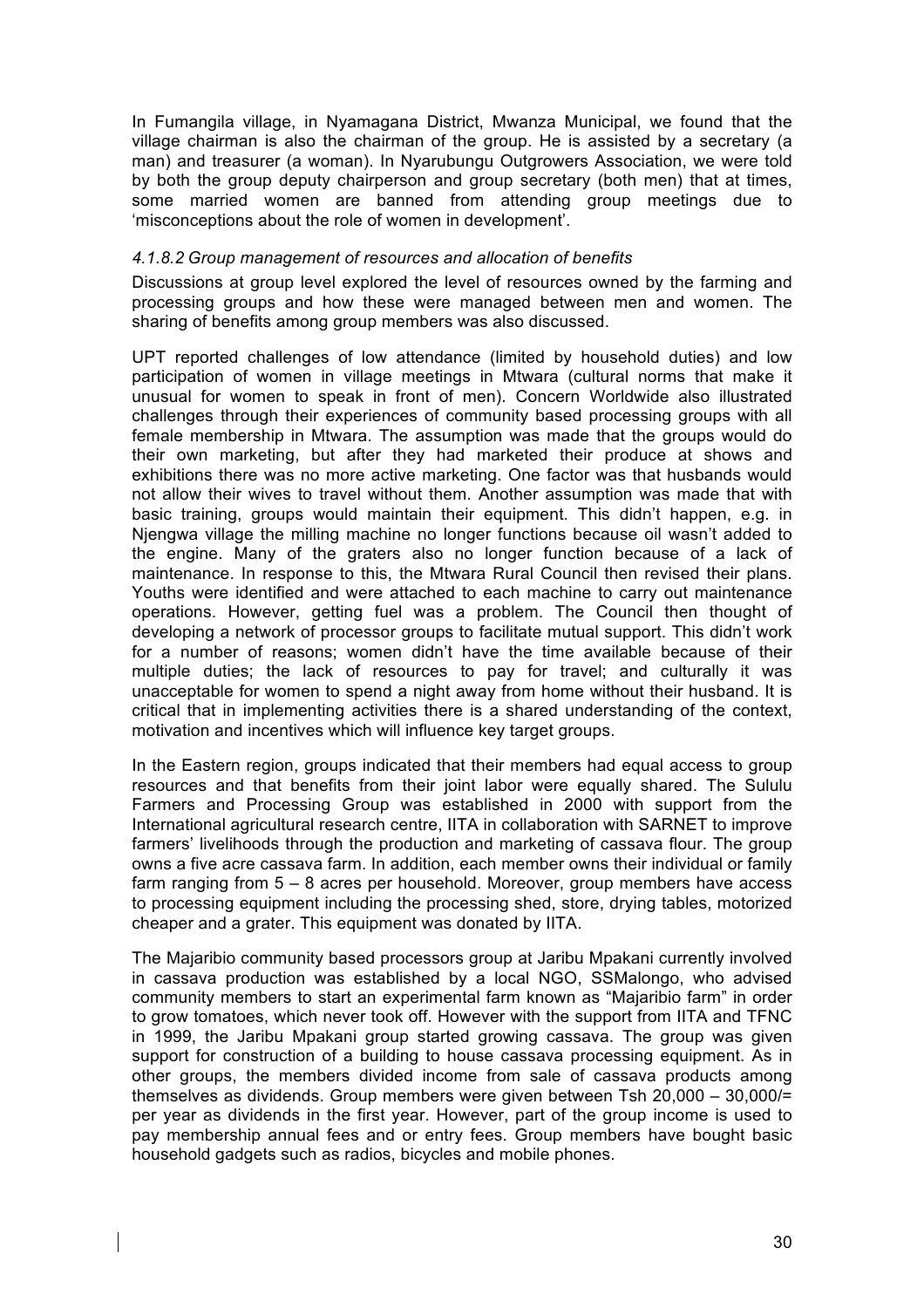In Fumangila village, in Nyamagana District, Mwanza Municipal, we found that the village chairman is also the chairman of the group. He is assisted by a secretary (a man) and treasurer (a woman). In Nyarubungu Outgrowers Association, we were told by both the group deputy chairperson and group secretary (both men) that at times, some married women are banned from attending group meetings due to 'misconceptions about the role of women in development'.

#### *4.1.8.2 Group management of resources and allocation of benefits*

Discussions at group level explored the level of resources owned by the farming and processing groups and how these were managed between men and women. The sharing of benefits among group members was also discussed.

UPT reported challenges of low attendance (limited by household duties) and low participation of women in village meetings in Mtwara (cultural norms that make it unusual for women to speak in front of men). Concern Worldwide also illustrated challenges through their experiences of community based processing groups with all female membership in Mtwara. The assumption was made that the groups would do their own marketing, but after they had marketed their produce at shows and exhibitions there was no more active marketing. One factor was that husbands would not allow their wives to travel without them. Another assumption was made that with basic training, groups would maintain their equipment. This didn't happen, e.g. in Njengwa village the milling machine no longer functions because oil wasn't added to the engine. Many of the graters also no longer function because of a lack of maintenance. In response to this, the Mtwara Rural Council then revised their plans. Youths were identified and were attached to each machine to carry out maintenance operations. However, getting fuel was a problem. The Council then thought of developing a network of processor groups to facilitate mutual support. This didn't work for a number of reasons; women didn't have the time available because of their multiple duties; the lack of resources to pay for travel; and culturally it was unacceptable for women to spend a night away from home without their husband. It is critical that in implementing activities there is a shared understanding of the context, motivation and incentives which will influence key target groups.

In the Eastern region, groups indicated that their members had equal access to group resources and that benefits from their joint labor were equally shared. The Sululu Farmers and Processing Group was established in 2000 with support from the International agricultural research centre, IITA in collaboration with SARNET to improve farmers' livelihoods through the production and marketing of cassava flour. The group owns a five acre cassava farm. In addition, each member owns their individual or family farm ranging from 5 – 8 acres per household. Moreover, group members have access to processing equipment including the processing shed, store, drying tables, motorized cheaper and a grater. This equipment was donated by IITA.

The Majaribio community based processors group at Jaribu Mpakani currently involved in cassava production was established by a local NGO, SSMalongo, who advised community members to start an experimental farm known as "Majaribio farm" in order to grow tomatoes, which never took off. However with the support from IITA and TFNC in 1999, the Jaribu Mpakani group started growing cassava. The group was given support for construction of a building to house cassava processing equipment. As in other groups, the members divided income from sale of cassava products among themselves as dividends. Group members were given between Tsh 20,000 – 30,000/= per year as dividends in the first year. However, part of the group income is used to pay membership annual fees and or entry fees. Group members have bought basic household gadgets such as radios, bicycles and mobile phones.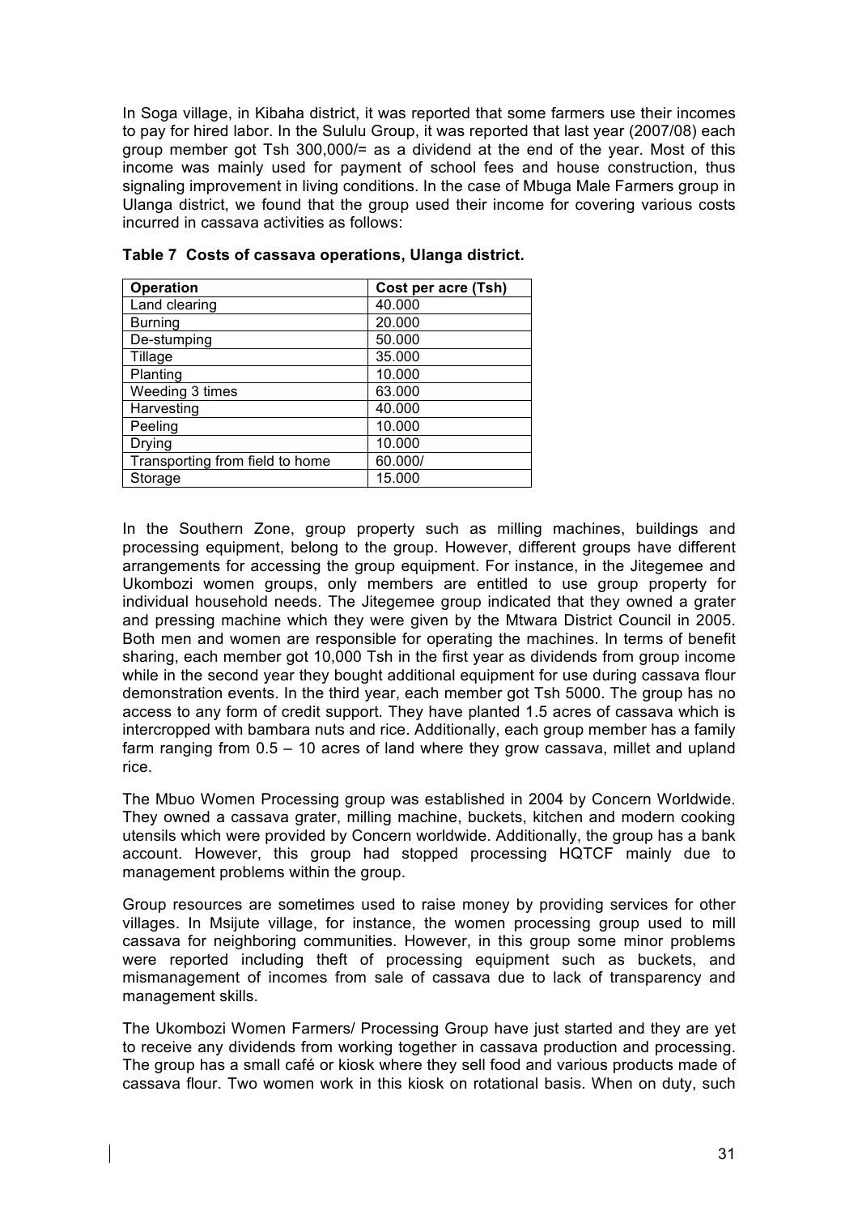In Soga village, in Kibaha district, it was reported that some farmers use their incomes to pay for hired labor. In the Sululu Group, it was reported that last year (2007/08) each group member got Tsh 300,000/= as a dividend at the end of the year. Most of this income was mainly used for payment of school fees and house construction, thus signaling improvement in living conditions. In the case of Mbuga Male Farmers group in Ulanga district, we found that the group used their income for covering various costs incurred in cassava activities as follows:

**Table 7 Costs of cassava operations, Ulanga district.**

| Operation | Cost per acre (Tsh) |
|---|---|
| Land clearing | 40.000 |
| Burning | 20.000 |
| De-stumping | 50.000 |
| Tillage | 35.000 |
| Planting | 10.000 |
| Weeding 3 times | 63.000 |
| Harvesting | 40.000 |
| Peeling | 10.000 |
| Drying | 10.000 |
| Transporting from field to home | 60.000/ |
| Storage | 15.000 |

In the Southern Zone, group property such as milling machines, buildings and processing equipment, belong to the group. However, different groups have different arrangements for accessing the group equipment. For instance, in the Jitegemee and Ukombozi women groups, only members are entitled to use group property for individual household needs. The Jitegemee group indicated that they owned a grater and pressing machine which they were given by the Mtwara District Council in 2005. Both men and women are responsible for operating the machines. In terms of benefit sharing, each member got 10,000 Tsh in the first year as dividends from group income while in the second year they bought additional equipment for use during cassava flour demonstration events. In the third year, each member got Tsh 5000. The group has no access to any form of credit support. They have planted 1.5 acres of cassava which is intercropped with bambara nuts and rice. Additionally, each group member has a family farm ranging from 0.5 – 10 acres of land where they grow cassava, millet and upland rice.

The Mbuo Women Processing group was established in 2004 by Concern Worldwide. They owned a cassava grater, milling machine, buckets, kitchen and modern cooking utensils which were provided by Concern worldwide. Additionally, the group has a bank account. However, this group had stopped processing HQTCF mainly due to management problems within the group.

Group resources are sometimes used to raise money by providing services for other villages. In Msijute village, for instance, the women processing group used to mill cassava for neighboring communities. However, in this group some minor problems were reported including theft of processing equipment such as buckets, and mismanagement of incomes from sale of cassava due to lack of transparency and management skills.

The Ukombozi Women Farmers/ Processing Group have just started and they are yet to receive any dividends from working together in cassava production and processing. The group has a small café or kiosk where they sell food and various products made of cassava flour. Two women work in this kiosk on rotational basis. When on duty, such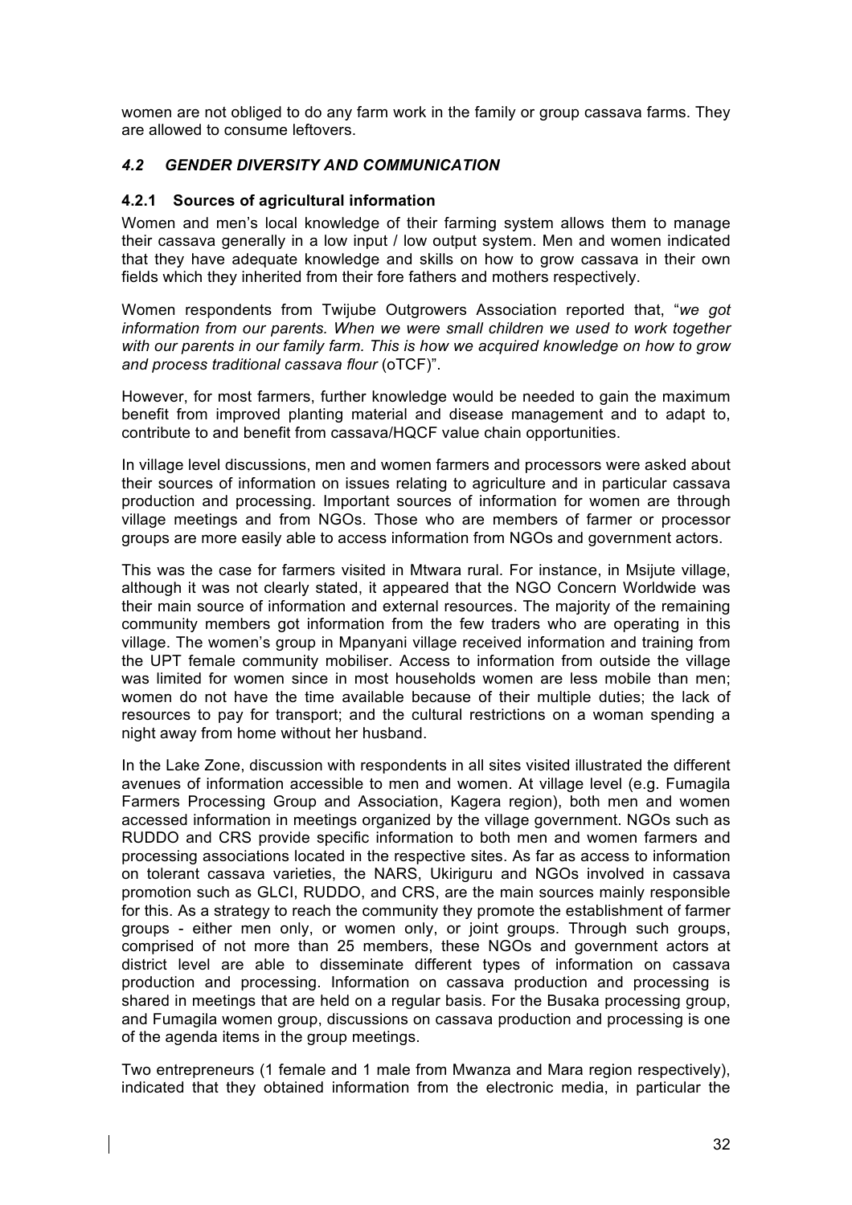women are not obliged to do any farm work in the family or group cassava farms. They are allowed to consume leftovers.

### *4.2 GENDER DIVERSITY AND COMMUNICATION*

#### 4.2.1 Sources of agricultural information

Women and men's local knowledge of their farming system allows them to manage their cassava generally in a low input / low output system. Men and women indicated that they have adequate knowledge and skills on how to grow cassava in their own fields which they inherited from their fore fathers and mothers respectively.

Women respondents from Twijube Outgrowers Association reported that, "*we got information from our parents. When we were small children we used to work together with our parents in our family farm. This is how we acquired knowledge on how to grow and process traditional cassava flour* (oTCF)".

However, for most farmers, further knowledge would be needed to gain the maximum benefit from improved planting material and disease management and to adapt to, contribute to and benefit from cassava/HQCF value chain opportunities.

In village level discussions, men and women farmers and processors were asked about their sources of information on issues relating to agriculture and in particular cassava production and processing. Important sources of information for women are through village meetings and from NGOs. Those who are members of farmer or processor groups are more easily able to access information from NGOs and government actors.

This was the case for farmers visited in Mtwara rural. For instance, in Msijute village, although it was not clearly stated, it appeared that the NGO Concern Worldwide was their main source of information and external resources. The majority of the remaining community members got information from the few traders who are operating in this village. The women's group in Mpanyani village received information and training from the UPT female community mobiliser. Access to information from outside the village was limited for women since in most households women are less mobile than men; women do not have the time available because of their multiple duties; the lack of resources to pay for transport; and the cultural restrictions on a woman spending a night away from home without her husband.

In the Lake Zone, discussion with respondents in all sites visited illustrated the different avenues of information accessible to men and women. At village level (e.g. Fumagila Farmers Processing Group and Association, Kagera region), both men and women accessed information in meetings organized by the village government. NGOs such as RUDDO and CRS provide specific information to both men and women farmers and processing associations located in the respective sites. As far as access to information on tolerant cassava varieties, the NARS, Ukiriguru and NGOs involved in cassava promotion such as GLCI, RUDDO, and CRS, are the main sources mainly responsible for this. As a strategy to reach the community they promote the establishment of farmer groups - either men only, or women only, or joint groups. Through such groups, comprised of not more than 25 members, these NGOs and government actors at district level are able to disseminate different types of information on cassava production and processing. Information on cassava production and processing is shared in meetings that are held on a regular basis. For the Busaka processing group, and Fumagila women group, discussions on cassava production and processing is one of the agenda items in the group meetings.

Two entrepreneurs (1 female and 1 male from Mwanza and Mara region respectively), indicated that they obtained information from the electronic media, in particular the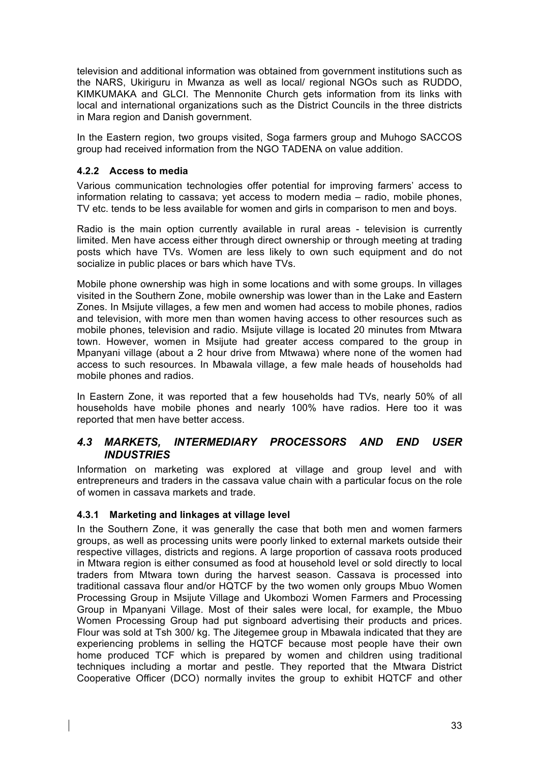television and additional information was obtained from government institutions such as the NARS, Ukiriguru in Mwanza as well as local/ regional NGOs such as RUDDO, KIMKUMAKA and GLCI. The Mennonite Church gets information from its links with local and international organizations such as the District Councils in the three districts in Mara region and Danish government.

In the Eastern region, two groups visited, Soga farmers group and Muhogo SACCOS group had received information from the NGO TADENA on value addition.

### 4.2.2 Access to media

Various communication technologies offer potential for improving farmers' access to information relating to cassava; yet access to modern media – radio, mobile phones, TV etc. tends to be less available for women and girls in comparison to men and boys.

Radio is the main option currently available in rural areas - television is currently limited. Men have access either through direct ownership or through meeting at trading posts which have TVs. Women are less likely to own such equipment and do not socialize in public places or bars which have TVs.

Mobile phone ownership was high in some locations and with some groups. In villages visited in the Southern Zone, mobile ownership was lower than in the Lake and Eastern Zones. In Msijute villages, a few men and women had access to mobile phones, radios and television, with more men than women having access to other resources such as mobile phones, television and radio. Msijute village is located 20 minutes from Mtwara town. However, women in Msijute had greater access compared to the group in Mpanyani village (about a 2 hour drive from Mtwawa) where none of the women had access to such resources. In Mbawala village, a few male heads of households had mobile phones and radios.

In Eastern Zone, it was reported that a few households had TVs, nearly 50% of all households have mobile phones and nearly 100% have radios. Here too it was reported that men have better access.

## *4.3 MARKETS, INTERMEDIARY PROCESSORS AND END USER INDUSTRIES*

Information on marketing was explored at village and group level and with entrepreneurs and traders in the cassava value chain with a particular focus on the role of women in cassava markets and trade.

### 4.3.1 Marketing and linkages at village level

In the Southern Zone, it was generally the case that both men and women farmers groups, as well as processing units were poorly linked to external markets outside their respective villages, districts and regions. A large proportion of cassava roots produced in Mtwara region is either consumed as food at household level or sold directly to local traders from Mtwara town during the harvest season. Cassava is processed into traditional cassava flour and/or HQTCF by the two women only groups Mbuo Women Processing Group in Msijute Village and Ukombozi Women Farmers and Processing Group in Mpanyani Village. Most of their sales were local, for example, the Mbuo Women Processing Group had put signboard advertising their products and prices. Flour was sold at Tsh 300/ kg. The Jitegemee group in Mbawala indicated that they are experiencing problems in selling the HQTCF because most people have their own home produced TCF which is prepared by women and children using traditional techniques including a mortar and pestle. They reported that the Mtwara District Cooperative Officer (DCO) normally invites the group to exhibit HQTCF and other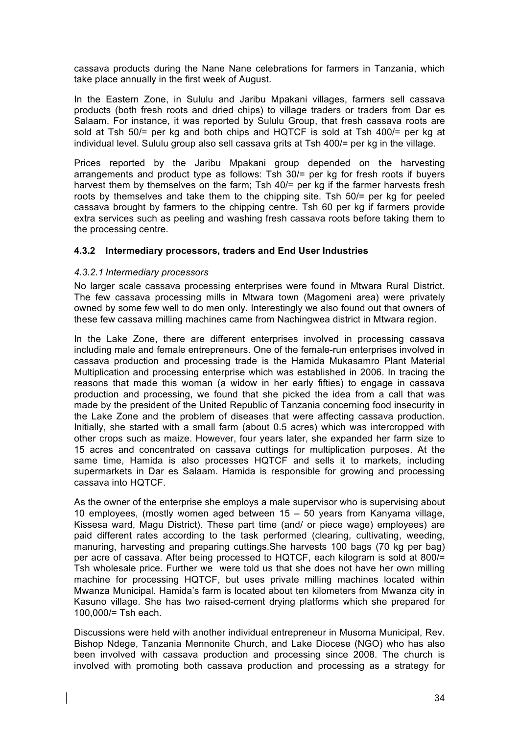cassava products during the Nane Nane celebrations for farmers in Tanzania, which take place annually in the first week of August.

In the Eastern Zone, in Sululu and Jaribu Mpakani villages, farmers sell cassava products (both fresh roots and dried chips) to village traders or traders from Dar es Salaam. For instance, it was reported by Sululu Group, that fresh cassava roots are sold at Tsh 50/= per kg and both chips and HQTCF is sold at Tsh 400/= per kg at individual level. Sululu group also sell cassava grits at Tsh 400/= per kg in the village.

Prices reported by the Jaribu Mpakani group depended on the harvesting arrangements and product type as follows: Tsh 30/= per kg for fresh roots if buyers harvest them by themselves on the farm; Tsh 40/= per kg if the farmer harvests fresh roots by themselves and take them to the chipping site. Tsh 50/= per kg for peeled cassava brought by farmers to the chipping centre. Tsh 60 per kg if farmers provide extra services such as peeling and washing fresh cassava roots before taking them to the processing centre.

### 4.3.2 Intermediary processors, traders and End User Industries

*4.3.2.1 Intermediary processors*

No larger scale cassava processing enterprises were found in Mtwara Rural District. The few cassava processing mills in Mtwara town (Magomeni area) were privately owned by some few well to do men only. Interestingly we also found out that owners of these few cassava milling machines came from Nachingwea district in Mtwara region.

In the Lake Zone, there are different enterprises involved in processing cassava including male and female entrepreneurs. One of the female-run enterprises involved in cassava production and processing trade is the Hamida Mukasamro Plant Material Multiplication and processing enterprise which was established in 2006. In tracing the reasons that made this woman (a widow in her early fifties) to engage in cassava production and processing, we found that she picked the idea from a call that was made by the president of the United Republic of Tanzania concerning food insecurity in the Lake Zone and the problem of diseases that were affecting cassava production. Initially, she started with a small farm (about 0.5 acres) which was intercropped with other crops such as maize. However, four years later, she expanded her farm size to 15 acres and concentrated on cassava cuttings for multiplication purposes. At the same time, Hamida is also processes HQTCF and sells it to markets, including supermarkets in Dar es Salaam. Hamida is responsible for growing and processing cassava into HQTCF.

As the owner of the enterprise she employs a male supervisor who is supervising about 10 employees, (mostly women aged between 15 – 50 years from Kanyama village, Kissesa ward, Magu District). These part time (and/ or piece wage) employees) are paid different rates according to the task performed (clearing, cultivating, weeding, manuring, harvesting and preparing cuttings.She harvests 100 bags (70 kg per bag) per acre of cassava. After being processed to HQTCF, each kilogram is sold at 800/= Tsh wholesale price. Further we were told us that she does not have her own milling machine for processing HQTCF, but uses private milling machines located within Mwanza Municipal. Hamida's farm is located about ten kilometers from Mwanza city in Kasuno village. She has two raised-cement drying platforms which she prepared for 100,000/= Tsh each.

Discussions were held with another individual entrepreneur in Musoma Municipal, Rev. Bishop Ndege, Tanzania Mennonite Church, and Lake Diocese (NGO) who has also been involved with cassava production and processing since 2008. The church is involved with promoting both cassava production and processing as a strategy for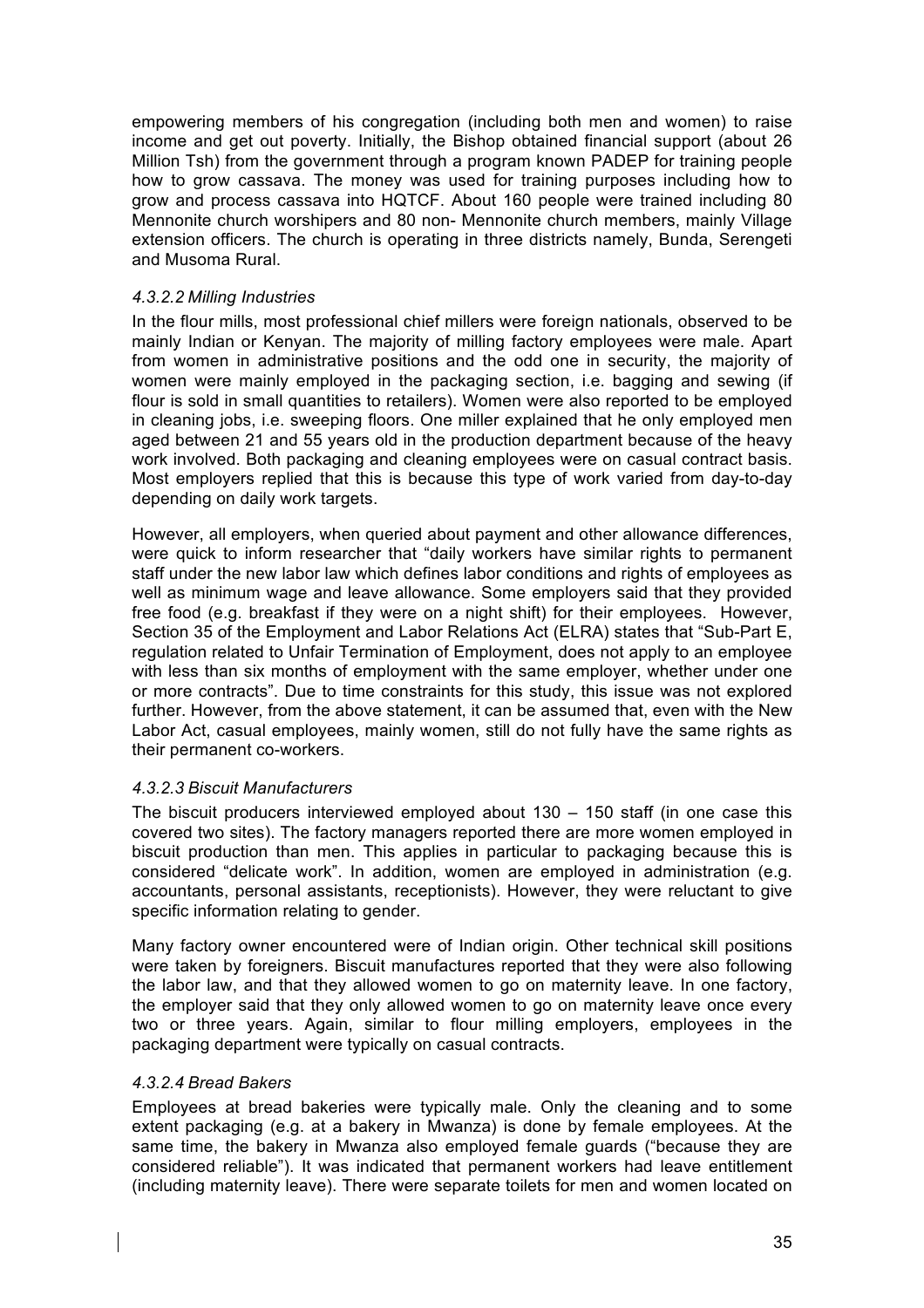empowering members of his congregation (including both men and women) to raise income and get out poverty. Initially, the Bishop obtained financial support (about 26 Million Tsh) from the government through a program known PADEP for training people how to grow cassava. The money was used for training purposes including how to grow and process cassava into HQTCF. About 160 people were trained including 80 Mennonite church worshipers and 80 non- Mennonite church members, mainly Village extension officers. The church is operating in three districts namely, Bunda, Serengeti and Musoma Rural.

#### *4.3.2.2 Milling Industries*

In the flour mills, most professional chief millers were foreign nationals, observed to be mainly Indian or Kenyan. The majority of milling factory employees were male. Apart from women in administrative positions and the odd one in security, the majority of women were mainly employed in the packaging section, i.e. bagging and sewing (if flour is sold in small quantities to retailers). Women were also reported to be employed in cleaning jobs, i.e. sweeping floors. One miller explained that he only employed men aged between 21 and 55 years old in the production department because of the heavy work involved. Both packaging and cleaning employees were on casual contract basis. Most employers replied that this is because this type of work varied from day-to-day depending on daily work targets.

However, all employers, when queried about payment and other allowance differences, were quick to inform researcher that "daily workers have similar rights to permanent staff under the new labor law which defines labor conditions and rights of employees as well as minimum wage and leave allowance. Some employers said that they provided free food (e.g. breakfast if they were on a night shift) for their employees. However, Section 35 of the Employment and Labor Relations Act (ELRA) states that "Sub-Part E, regulation related to Unfair Termination of Employment, does not apply to an employee with less than six months of employment with the same employer, whether under one or more contracts". Due to time constraints for this study, this issue was not explored further. However, from the above statement, it can be assumed that, even with the New Labor Act, casual employees, mainly women, still do not fully have the same rights as their permanent co-workers.

#### *4.3.2.3 Biscuit Manufacturers*

The biscuit producers interviewed employed about 130 – 150 staff (in one case this covered two sites). The factory managers reported there are more women employed in biscuit production than men. This applies in particular to packaging because this is considered "delicate work". In addition, women are employed in administration (e.g. accountants, personal assistants, receptionists). However, they were reluctant to give specific information relating to gender.

Many factory owner encountered were of Indian origin. Other technical skill positions were taken by foreigners. Biscuit manufactures reported that they were also following the labor law, and that they allowed women to go on maternity leave. In one factory, the employer said that they only allowed women to go on maternity leave once every two or three years. Again, similar to flour milling employers, employees in the packaging department were typically on casual contracts.

#### *4.3.2.4 Bread Bakers*

Employees at bread bakeries were typically male. Only the cleaning and to some extent packaging (e.g. at a bakery in Mwanza) is done by female employees. At the same time, the bakery in Mwanza also employed female guards ("because they are considered reliable"). It was indicated that permanent workers had leave entitlement (including maternity leave). There were separate toilets for men and women located on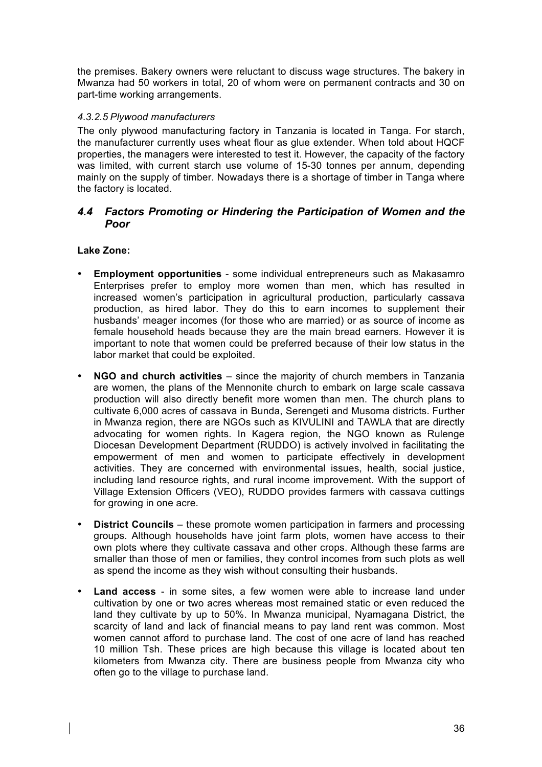the premises. Bakery owners were reluctant to discuss wage structures. The bakery in Mwanza had 50 workers in total, 20 of whom were on permanent contracts and 30 on part-time working arrangements.

#### *4.3.2.5 Plywood manufacturers*

The only plywood manufacturing factory in Tanzania is located in Tanga. For starch, the manufacturer currently uses wheat flour as glue extender. When told about HQCF properties, the managers were interested to test it. However, the capacity of the factory was limited, with current starch use volume of 15-30 tonnes per annum, depending mainly on the supply of timber. Nowadays there is a shortage of timber in Tanga where the factory is located.

## *4.4 Factors Promoting or Hindering the Participation of Women and the Poor*

**Lake Zone:**

- **Employment opportunities** - some individual entrepreneurs such as Makasamro Enterprises prefer to employ more women than men, which has resulted in increased women's participation in agricultural production, particularly cassava production, as hired labor. They do this to earn incomes to supplement their husbands' meager incomes (for those who are married) or as source of income as female household heads because they are the main bread earners. However it is important to note that women could be preferred because of their low status in the labor market that could be exploited.

- **NGO and church activities** – since the majority of church members in Tanzania are women, the plans of the Mennonite church to embark on large scale cassava production will also directly benefit more women than men. The church plans to cultivate 6,000 acres of cassava in Bunda, Serengeti and Musoma districts. Further in Mwanza region, there are NGOs such as KIVULINI and TAWLA that are directly advocating for women rights. In Kagera region, the NGO known as Rulenge Diocesan Development Department (RUDDO) is actively involved in facilitating the empowerment of men and women to participate effectively in development activities. They are concerned with environmental issues, health, social justice, including land resource rights, and rural income improvement. With the support of Village Extension Officers (VEO), RUDDO provides farmers with cassava cuttings for growing in one acre.

- **District Councils** – these promote women participation in farmers and processing groups. Although households have joint farm plots, women have access to their own plots where they cultivate cassava and other crops. Although these farms are smaller than those of men or families, they control incomes from such plots as well as spend the income as they wish without consulting their husbands.

- **Land access** - in some sites, a few women were able to increase land under cultivation by one or two acres whereas most remained static or even reduced the land they cultivate by up to 50%. In Mwanza municipal, Nyamagana District, the scarcity of land and lack of financial means to pay land rent was common. Most women cannot afford to purchase land. The cost of one acre of land has reached 10 million Tsh. These prices are high because this village is located about ten kilometers from Mwanza city. There are business people from Mwanza city who often go to the village to purchase land.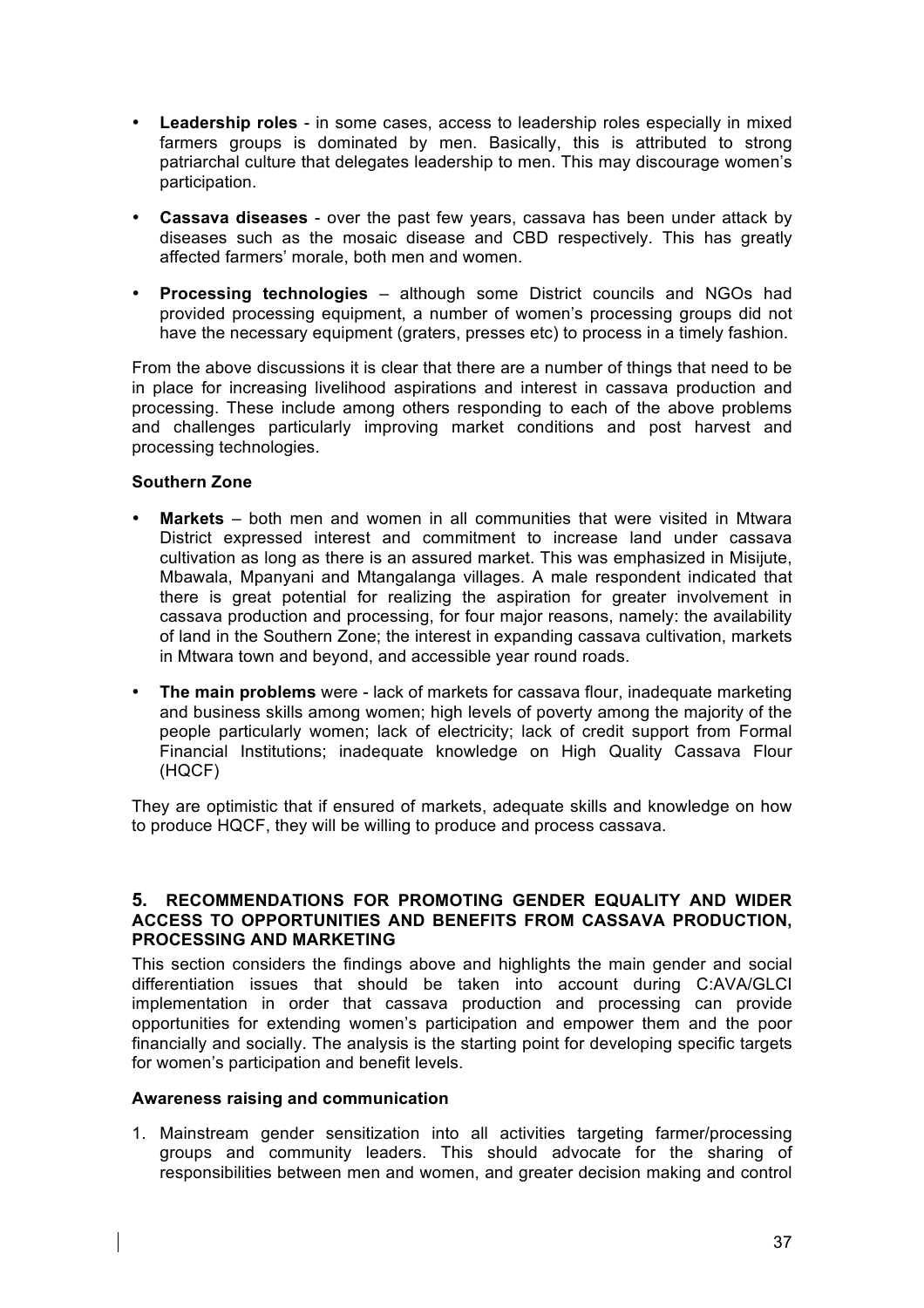- **Leadership roles** - in some cases, access to leadership roles especially in mixed farmers groups is dominated by men. Basically, this is attributed to strong patriarchal culture that delegates leadership to men. This may discourage women's participation.
- **Cassava diseases** - over the past few years, cassava has been under attack by diseases such as the mosaic disease and CBD respectively. This has greatly affected farmers' morale, both men and women.
- **Processing technologies** – although some District councils and NGOs had provided processing equipment, a number of women's processing groups did not have the necessary equipment (graters, presses etc) to process in a timely fashion.

From the above discussions it is clear that there are a number of things that need to be in place for increasing livelihood aspirations and interest in cassava production and processing. These include among others responding to each of the above problems and challenges particularly improving market conditions and post harvest and processing technologies.

**Southern Zone**

- **Markets** – both men and women in all communities that were visited in Mtwara District expressed interest and commitment to increase land under cassava cultivation as long as there is an assured market. This was emphasized in Misijute, Mbawala, Mpanyani and Mtangalanga villages. A male respondent indicated that there is great potential for realizing the aspiration for greater involvement in cassava production and processing, for four major reasons, namely: the availability of land in the Southern Zone; the interest in expanding cassava cultivation, markets in Mtwara town and beyond, and accessible year round roads.
- **The main problems** were - lack of markets for cassava flour, inadequate marketing and business skills among women; high levels of poverty among the majority of the people particularly women; lack of electricity; lack of credit support from Formal Financial Institutions; inadequate knowledge on High Quality Cassava Flour (HQCF)

They are optimistic that if ensured of markets, adequate skills and knowledge on how to produce HQCF, they will be willing to produce and process cassava.

## 5. RECOMMENDATIONS FOR PROMOTING GENDER EQUALITY AND WIDER ACCESS TO OPPORTUNITIES AND BENEFITS FROM CASSAVA PRODUCTION, PROCESSING AND MARKETING

This section considers the findings above and highlights the main gender and social differentiation issues that should be taken into account during C:AVA/GLCI implementation in order that cassava production and processing can provide opportunities for extending women's participation and empower them and the poor financially and socially. The analysis is the starting point for developing specific targets for women's participation and benefit levels.

**Awareness raising and communication**

1. Mainstream gender sensitization into all activities targeting farmer/processing groups and community leaders. This should advocate for the sharing of responsibilities between men and women, and greater decision making and control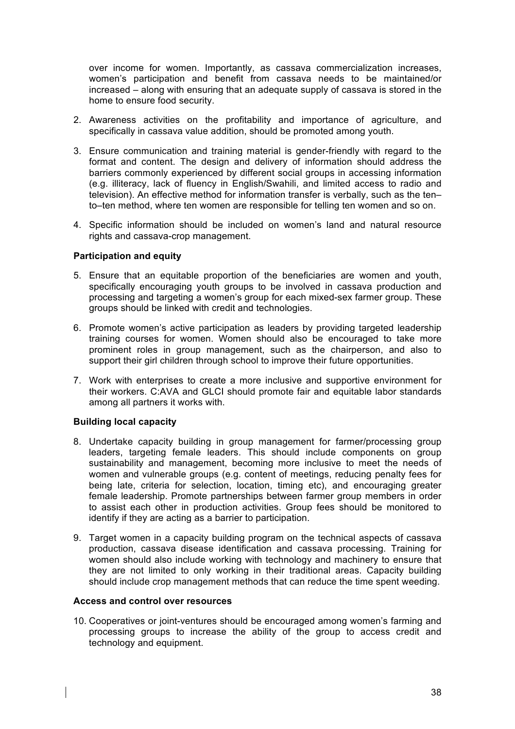over income for women. Importantly, as cassava commercialization increases, women's participation and benefit from cassava needs to be maintained/or increased – along with ensuring that an adequate supply of cassava is stored in the home to ensure food security.

2. Awareness activities on the profitability and importance of agriculture, and specifically in cassava value addition, should be promoted among youth.

3. Ensure communication and training material is gender-friendly with regard to the format and content. The design and delivery of information should address the barriers commonly experienced by different social groups in accessing information (e.g. illiteracy, lack of fluency in English/Swahili, and limited access to radio and television). An effective method for information transfer is verbally, such as the ten–to–ten method, where ten women are responsible for telling ten women and so on.

4. Specific information should be included on women's land and natural resource rights and cassava-crop management.

**Participation and equity**

5. Ensure that an equitable proportion of the beneficiaries are women and youth, specifically encouraging youth groups to be involved in cassava production and processing and targeting a women's group for each mixed-sex farmer group. These groups should be linked with credit and technologies.

6. Promote women's active participation as leaders by providing targeted leadership training courses for women. Women should also be encouraged to take more prominent roles in group management, such as the chairperson, and also to support their girl children through school to improve their future opportunities.

7. Work with enterprises to create a more inclusive and supportive environment for their workers. C:AVA and GLCI should promote fair and equitable labor standards among all partners it works with.

**Building local capacity**

8. Undertake capacity building in group management for farmer/processing group leaders, targeting female leaders. This should include components on group sustainability and management, becoming more inclusive to meet the needs of women and vulnerable groups (e.g. content of meetings, reducing penalty fees for being late, criteria for selection, location, timing etc), and encouraging greater female leadership. Promote partnerships between farmer group members in order to assist each other in production activities. Group fees should be monitored to identify if they are acting as a barrier to participation.

9. Target women in a capacity building program on the technical aspects of cassava production, cassava disease identification and cassava processing. Training for women should also include working with technology and machinery to ensure that they are not limited to only working in their traditional areas. Capacity building should include crop management methods that can reduce the time spent weeding.

**Access and control over resources**

10. Cooperatives or joint-ventures should be encouraged among women's farming and processing groups to increase the ability of the group to access credit and technology and equipment.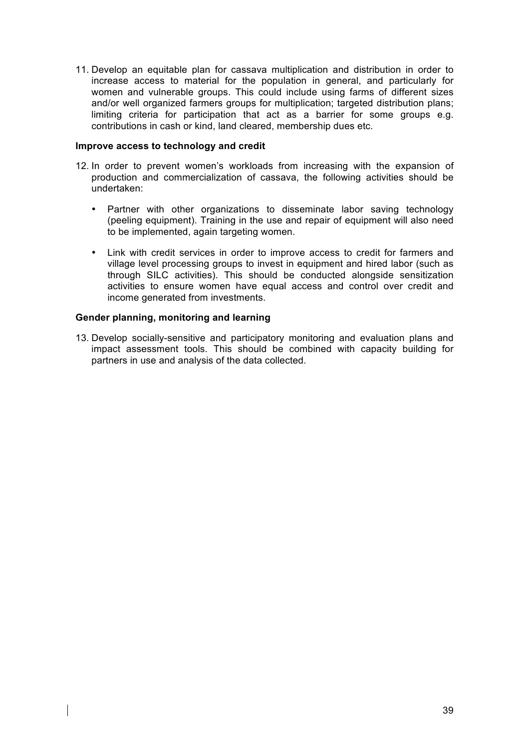11. Develop an equitable plan for cassava multiplication and distribution in order to increase access to material for the population in general, and particularly for women and vulnerable groups. This could include using farms of different sizes and/or well organized farmers groups for multiplication; targeted distribution plans; limiting criteria for participation that act as a barrier for some groups e.g. contributions in cash or kind, land cleared, membership dues etc.

**Improve access to technology and credit**

12. In order to prevent women's workloads from increasing with the expansion of production and commercialization of cassava, the following activities should be undertaken:

    - Partner with other organizations to disseminate labor saving technology (peeling equipment). Training in the use and repair of equipment will also need to be implemented, again targeting women.

    - Link with credit services in order to improve access to credit for farmers and village level processing groups to invest in equipment and hired labor (such as through SILC activities). This should be conducted alongside sensitization activities to ensure women have equal access and control over credit and income generated from investments.

**Gender planning, monitoring and learning**

13. Develop socially-sensitive and participatory monitoring and evaluation plans and impact assessment tools. This should be combined with capacity building for partners in use and analysis of the data collected.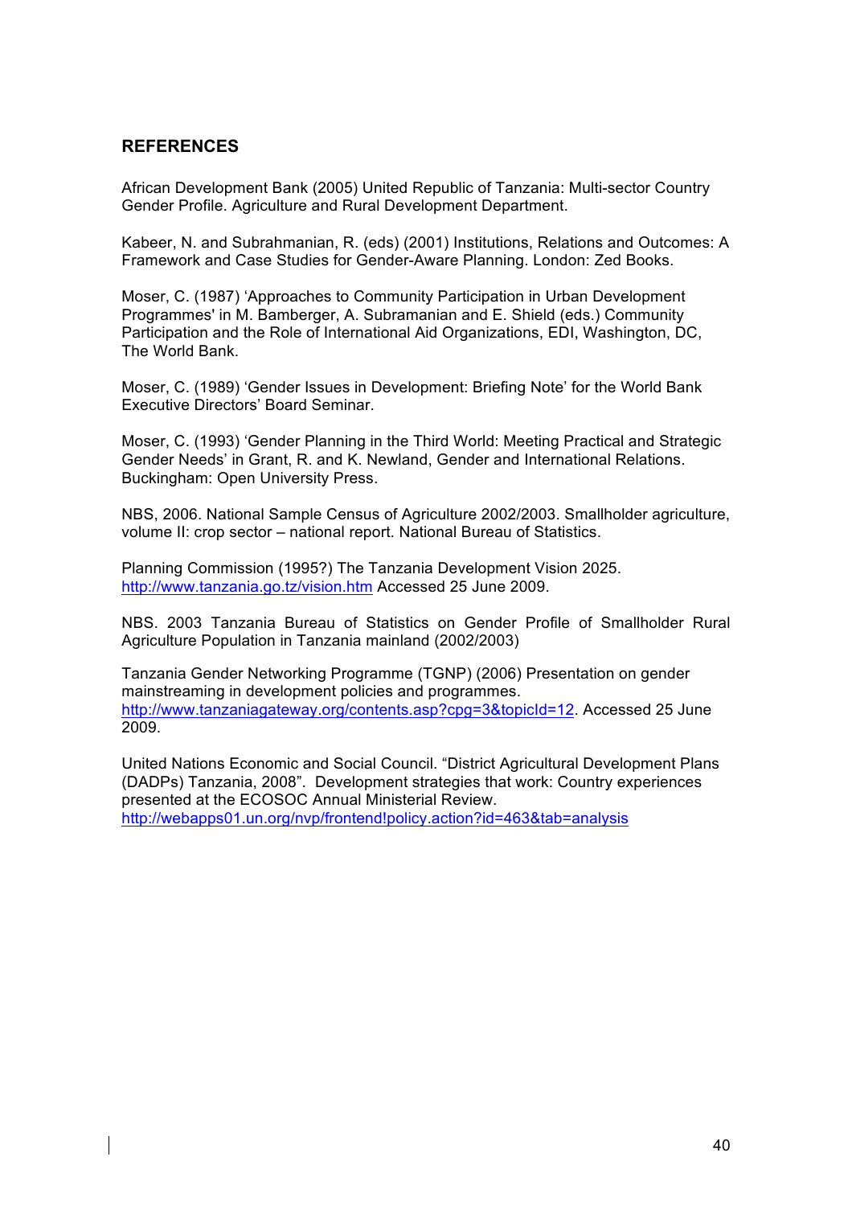## REFERENCES

African Development Bank (2005) United Republic of Tanzania: Multi-sector Country Gender Profile. Agriculture and Rural Development Department.

Kabeer, N. and Subrahmanian, R. (eds) (2001) Institutions, Relations and Outcomes: A Framework and Case Studies for Gender-Aware Planning. London: Zed Books.

Moser, C. (1987) 'Approaches to Community Participation in Urban Development Programmes' in M. Bamberger, A. Subramanian and E. Shield (eds.) Community Participation and the Role of International Aid Organizations, EDI, Washington, DC, The World Bank.

Moser, C. (1989) 'Gender Issues in Development: Briefing Note' for the World Bank Executive Directors' Board Seminar.

Moser, C. (1993) 'Gender Planning in the Third World: Meeting Practical and Strategic Gender Needs' in Grant, R. and K. Newland, Gender and International Relations. Buckingham: Open University Press.

NBS, 2006. National Sample Census of Agriculture 2002/2003. Smallholder agriculture, volume II: crop sector – national report. National Bureau of Statistics.

Planning Commission (1995?) The Tanzania Development Vision 2025. http://www.tanzania.go.tz/vision.htm Accessed 25 June 2009.

NBS. 2003 Tanzania Bureau of Statistics on Gender Profile of Smallholder Rural Agriculture Population in Tanzania mainland (2002/2003)

Tanzania Gender Networking Programme (TGNP) (2006) Presentation on gender mainstreaming in development policies and programmes. http://www.tanzaniagateway.org/contents.asp?cpg=3&topicId=12. Accessed 25 June 2009.

United Nations Economic and Social Council. "District Agricultural Development Plans (DADPs) Tanzania, 2008". Development strategies that work: Country experiences presented at the ECOSOC Annual Ministerial Review. http://webapps01.un.org/nvp/frontend!policy.action?id=463&tab=analysis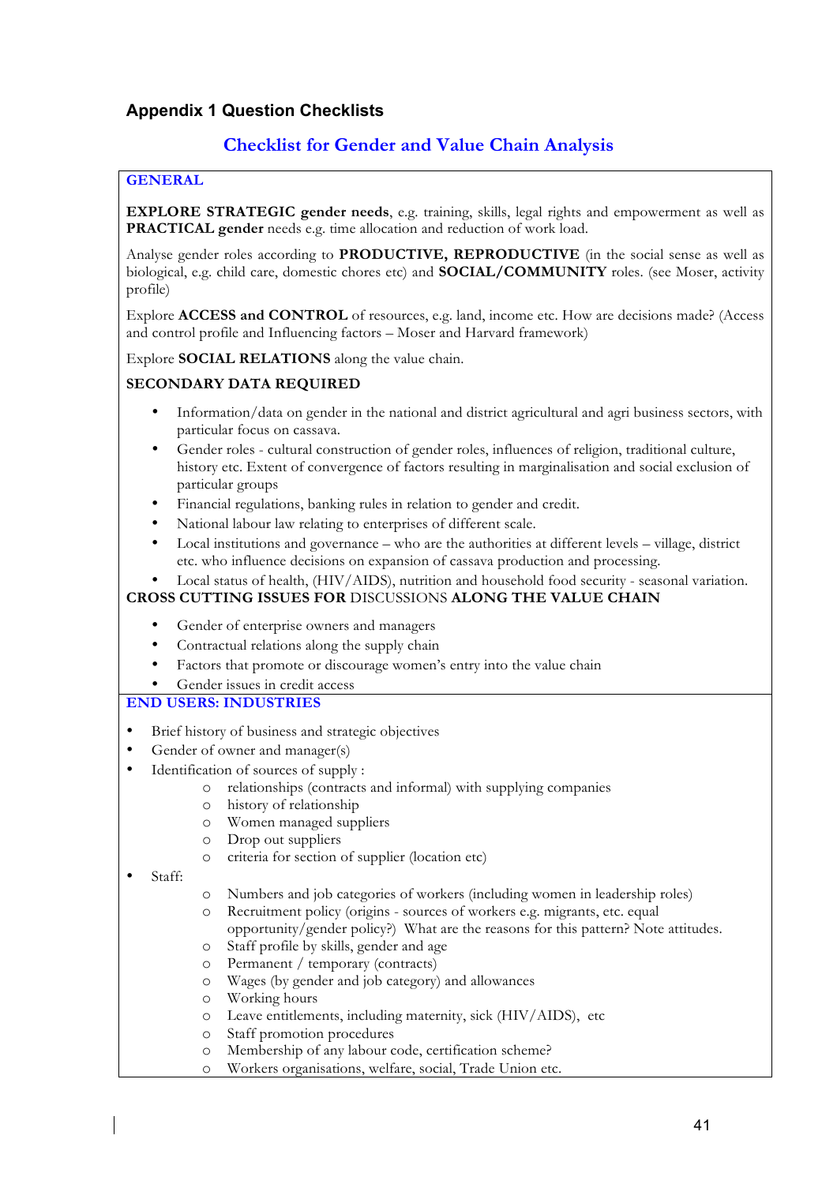## Appendix 1 Question Checklists

### Checklist for Gender and Value Chain Analysis

**GENERAL**

**EXPLORE STRATEGIC gender needs**, e.g. training, skills, legal rights and empowerment as well as **PRACTICAL gender** needs e.g. time allocation and reduction of work load.

Analyse gender roles according to **PRODUCTIVE, REPRODUCTIVE** (in the social sense as well as biological, e.g. child care, domestic chores etc) and **SOCIAL/COMMUNITY** roles. (see Moser, activity profile)

Explore **ACCESS and CONTROL** of resources, e.g. land, income etc. How are decisions made? (Access and control profile and Influencing factors – Moser and Harvard framework)

Explore **SOCIAL RELATIONS** along the value chain.

**SECONDARY DATA REQUIRED**

- Information/data on gender in the national and district agricultural and agri business sectors, with particular focus on cassava.
- Gender roles - cultural construction of gender roles, influences of religion, traditional culture, history etc. Extent of convergence of factors resulting in marginalisation and social exclusion of particular groups
- Financial regulations, banking rules in relation to gender and credit.
- National labour law relating to enterprises of different scale.
- Local institutions and governance – who are the authorities at different levels – village, district etc. who influence decisions on expansion of cassava production and processing.
- Local status of health, (HIV/AIDS), nutrition and household food security - seasonal variation.

**CROSS CUTTING ISSUES FOR** DISCUSSIONS **ALONG THE VALUE CHAIN**

- Gender of enterprise owners and managers
- Contractual relations along the supply chain
- Factors that promote or discourage women's entry into the value chain
- Gender issues in credit access

**END USERS: INDUSTRIES**

- Brief history of business and strategic objectives
- Gender of owner and manager(s)
- Identification of sources of supply :
  - relationships (contracts and informal) with supplying companies
  - history of relationship
  - Women managed suppliers
  - Drop out suppliers
  - criteria for section of supplier (location etc)
- Staff:
  - Numbers and job categories of workers (including women in leadership roles)
  - Recruitment policy (origins - sources of workers e.g. migrants, etc. equal opportunity/gender policy?) What are the reasons for this pattern? Note attitudes.
  - Staff profile by skills, gender and age
  - Permanent / temporary (contracts)
  - Wages (by gender and job category) and allowances
  - Working hours
  - Leave entitlements, including maternity, sick (HIV/AIDS), etc
  - Staff promotion procedures
  - Membership of any labour code, certification scheme?
  - Workers organisations, welfare, social, Trade Union etc.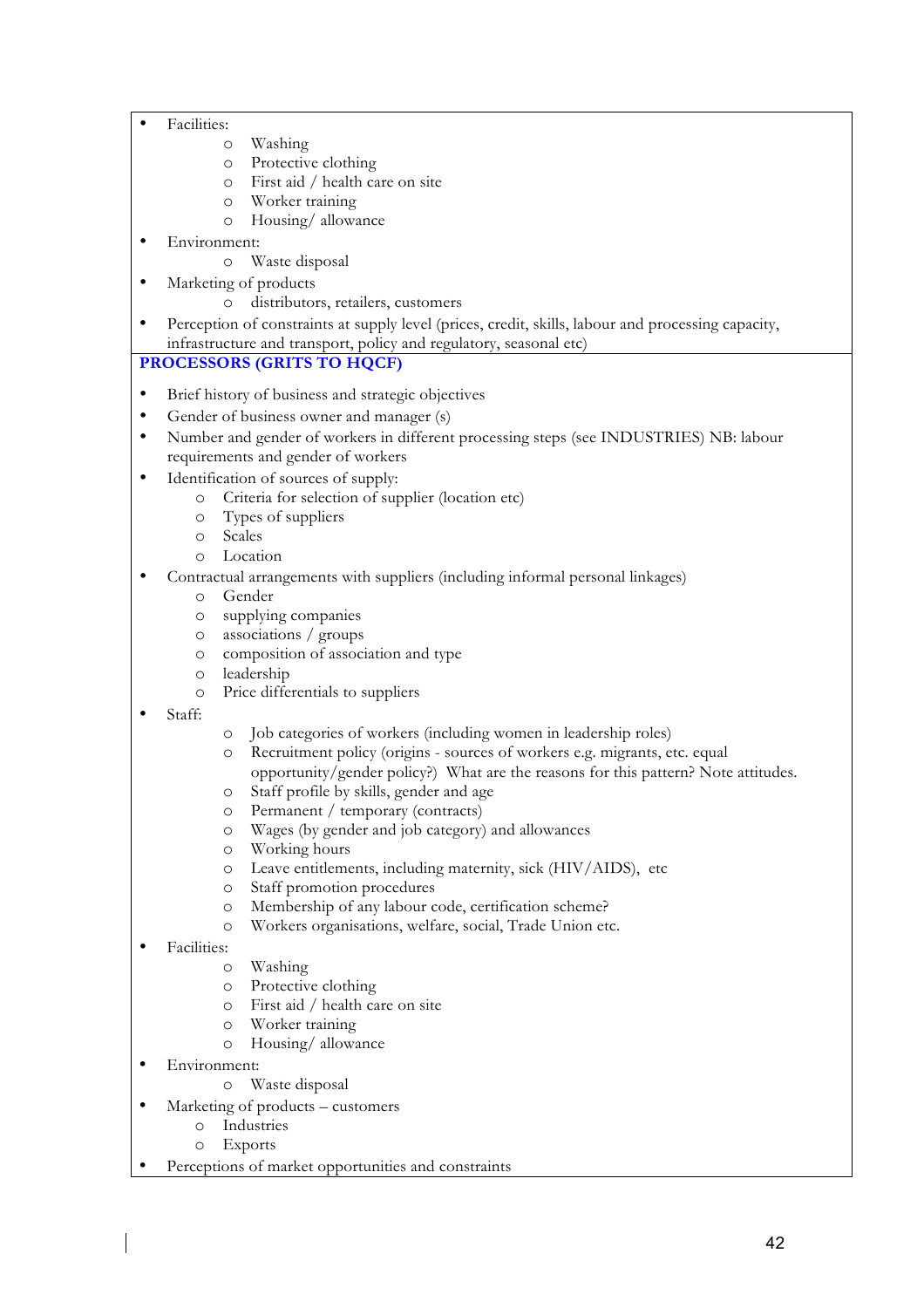- Facilities:
  - Washing
  - Protective clothing
  - First aid / health care on site
  - Worker training
  - Housing/ allowance
- Environment:
  - Waste disposal
- Marketing of products
  - distributors, retailers, customers
- Perception of constraints at supply level (prices, credit, skills, labour and processing capacity, infrastructure and transport, policy and regulatory, seasonal etc)

**PROCESSORS (GRITS TO HQCF)**

- Brief history of business and strategic objectives
- Gender of business owner and manager (s)
- Number and gender of workers in different processing steps (see INDUSTRIES) NB: labour requirements and gender of workers
- Identification of sources of supply:
  - Criteria for selection of supplier (location etc)
  - Types of suppliers
  - Scales
  - Location
- Contractual arrangements with suppliers (including informal personal linkages)
  - Gender
  - supplying companies
  - associations / groups
  - composition of association and type
  - leadership
  - Price differentials to suppliers
- Staff:
  - Job categories of workers (including women in leadership roles)
  - Recruitment policy (origins - sources of workers e.g. migrants, etc. equal opportunity/gender policy?) What are the reasons for this pattern? Note attitudes.
  - Staff profile by skills, gender and age
  - Permanent / temporary (contracts)
  - Wages (by gender and job category) and allowances
  - Working hours
  - Leave entitlements, including maternity, sick (HIV/AIDS), etc
  - Staff promotion procedures
  - Membership of any labour code, certification scheme?
  - Workers organisations, welfare, social, Trade Union etc.
- Facilities:
  - Washing
  - Protective clothing
  - First aid / health care on site
  - Worker training
  - Housing/ allowance
- Environment:
  - Waste disposal
- Marketing of products – customers
  - Industries
  - Exports
- Perceptions of market opportunities and constraints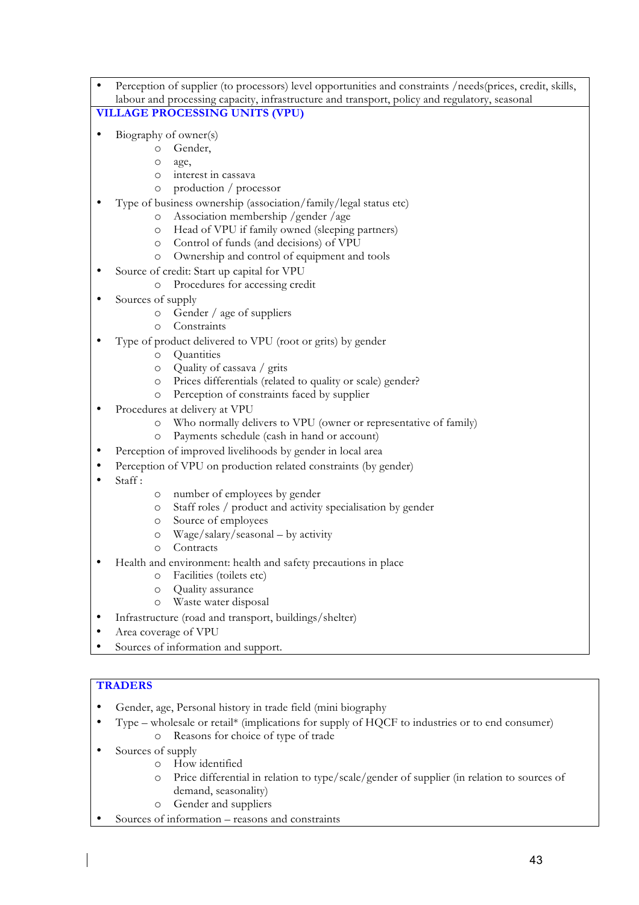- Perception of supplier (to processors) level opportunities and constraints /needs(prices, credit, skills, labour and processing capacity, infrastructure and transport, policy and regulatory, seasonal

**VILLAGE PROCESSING UNITS (VPU)**

- Biography of owner(s)
  - Gender,
  - age,
  - interest in cassava
  - production / processor
- Type of business ownership (association/family/legal status etc)
  - Association membership /gender /age
  - Head of VPU if family owned (sleeping partners)
  - Control of funds (and decisions) of VPU
  - Ownership and control of equipment and tools
- Source of credit: Start up capital for VPU
  - Procedures for accessing credit
- Sources of supply
  - Gender / age of suppliers
  - Constraints
- Type of product delivered to VPU (root or grits) by gender
  - Quantities
  - Quality of cassava / grits
  - Prices differentials (related to quality or scale) gender?
  - Perception of constraints faced by supplier
- Procedures at delivery at VPU
  - Who normally delivers to VPU (owner or representative of family)
  - Payments schedule (cash in hand or account)
- Perception of improved livelihoods by gender in local area
- Perception of VPU on production related constraints (by gender)
- Staff :
  - number of employees by gender
  - Staff roles / product and activity specialisation by gender
  - Source of employees
  - Wage/salary/seasonal – by activity
  - Contracts
- Health and environment: health and safety precautions in place
  - Facilities (toilets etc)
  - Quality assurance
  - Waste water disposal
- Infrastructure (road and transport, buildings/shelter)
- Area coverage of VPU
- Sources of information and support.

**TRADERS**

- Gender, age, Personal history in trade field (mini biography
- Type – wholesale or retail* (implications for supply of HQCF to industries or to end consumer)
  - Reasons for choice of type of trade
- Sources of supply
  - How identified
  - Price differential in relation to type/scale/gender of supplier (in relation to sources of demand, seasonality)
  - Gender and suppliers
- Sources of information – reasons and constraints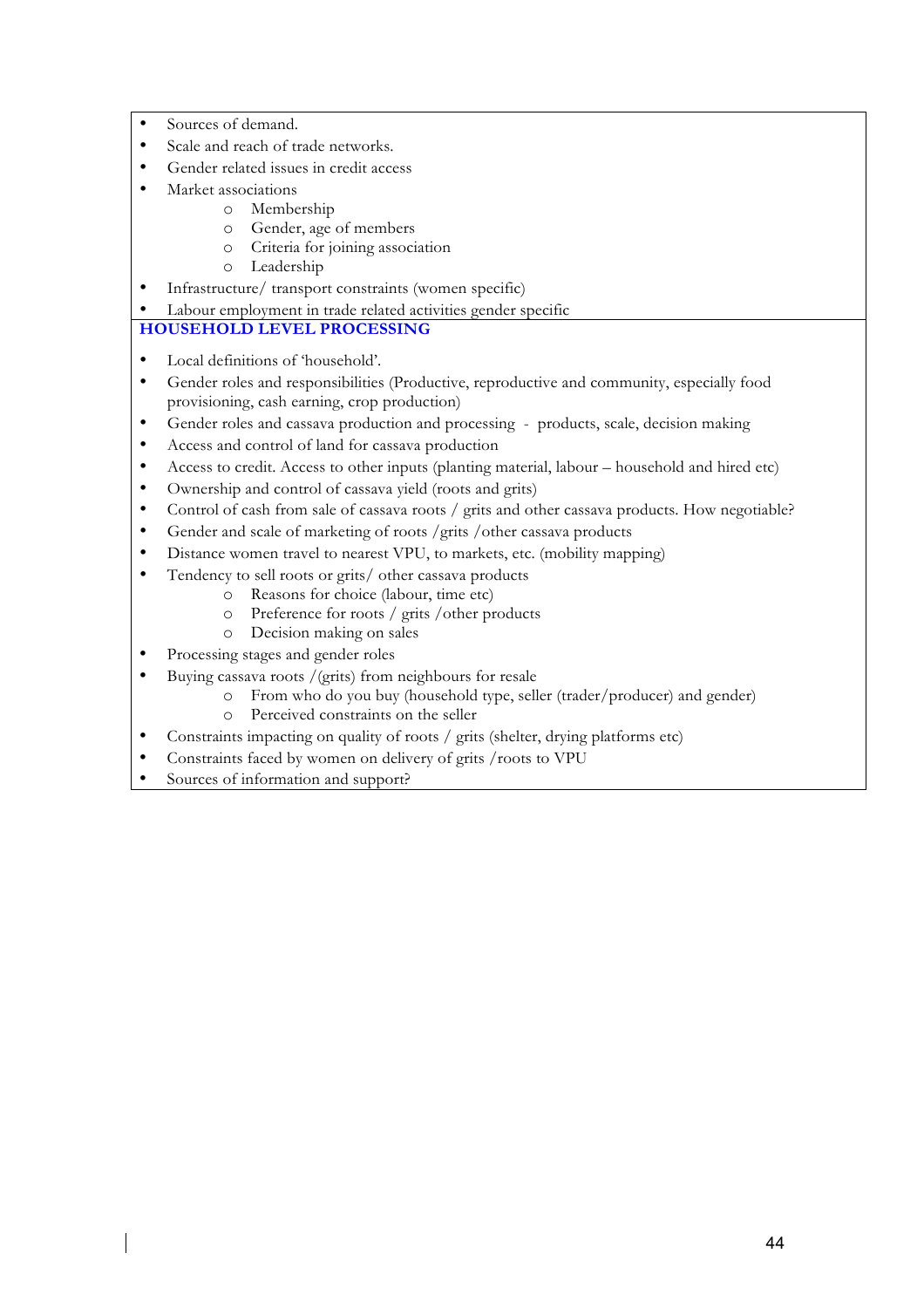- Sources of demand.
- Scale and reach of trade networks.
- Gender related issues in credit access
- Market associations
    - Membership
    - Gender, age of members
    - Criteria for joining association
    - Leadership
- Infrastructure/ transport constraints (women specific)
- Labour employment in trade related activities gender specific

**HOUSEHOLD LEVEL PROCESSING**

- Local definitions of 'household'.
- Gender roles and responsibilities (Productive, reproductive and community, especially food provisioning, cash earning, crop production)
- Gender roles and cassava production and processing - products, scale, decision making
- Access and control of land for cassava production
- Access to credit. Access to other inputs (planting material, labour – household and hired etc)
- Ownership and control of cassava yield (roots and grits)
- Control of cash from sale of cassava roots / grits and other cassava products. How negotiable?
- Gender and scale of marketing of roots /grits /other cassava products
- Distance women travel to nearest VPU, to markets, etc. (mobility mapping)
- Tendency to sell roots or grits/ other cassava products
    - Reasons for choice (labour, time etc)
    - Preference for roots / grits /other products
    - Decision making on sales
- Processing stages and gender roles
- Buying cassava roots /(grits) from neighbours for resale
    - From who do you buy (household type, seller (trader/producer) and gender)
    - Perceived constraints on the seller
- Constraints impacting on quality of roots / grits (shelter, drying platforms etc)
- Constraints faced by women on delivery of grits /roots to VPU
- Sources of information and support?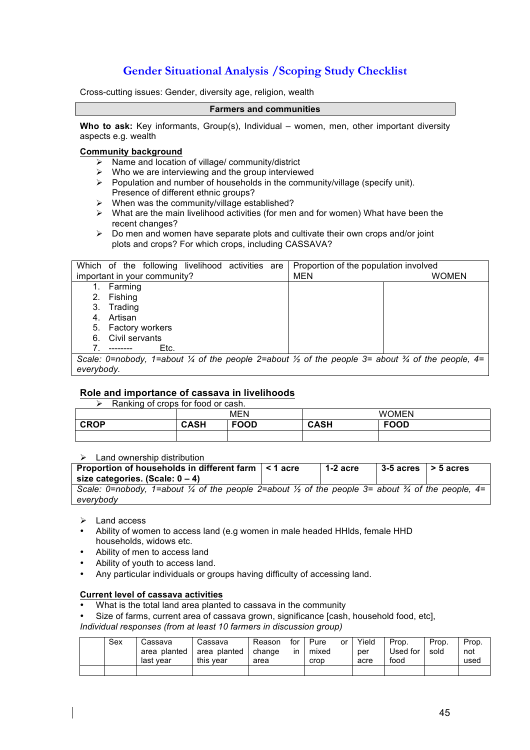# Gender Situational Analysis /Scoping Study Checklist

Cross-cutting issues: Gender, diversity age, religion, wealth

| **Farmers and communities** |
|---|

**Who to ask:** Key informants, Group(s), Individual – women, men, other important diversity aspects e.g. wealth

**Community background**

- Name and location of village/ community/district
- Who we are interviewing and the group interviewed
- Population and number of households in the community/village (specify unit). Presence of different ethnic groups?
- When was the community/village established?
- What are the main livelihood activities (for men and for women) What have been the recent changes?
- Do men and women have separate plots and cultivate their own crops and/or joint plots and crops? For which crops, including CASSAVA?

| Which of the following livelihood activities are important in your community? | Proportion of the population involved MEN | WOMEN |
|---|---|---|
| 1. Farming<br>2. Fishing<br>3. Trading<br>4. Artisan<br>5. Factory workers<br>6. Civil servants<br>7. -------- Etc. | | |
| *Scale: 0=nobody, 1=about ¼ of the people 2=about ½ of the people 3= about ¾ of the people, 4= everybody.* | | |

**Role and importance of cassava in livelihoods**

- Ranking of crops for food or cash.

| | MEN | | WOMEN | |
|---|---|---|---|---|
| **CROP** | **CASH** | **FOOD** | **CASH** | **FOOD** |
| | | | | |

- Land ownership distribution

| **Proportion of households in different farm size categories. (Scale: 0 – 4)** | **< 1 acre** | **1-2 acre** | **3-5 acres** | **> 5 acres** |
|---|---|---|---|---|
| *Scale: 0=nobody, 1=about ¼ of the people 2=about ½ of the people 3= about ¾ of the people, 4= everybody* | | | | |

- Land access
- Ability of women to access land (e.g women in male headed HHlds, female HHD households, widows etc.
- Ability of men to access land
- Ability of youth to access land.
- Any particular individuals or groups having difficulty of accessing land.

**Current level of cassava activities**

- What is the total land area planted to cassava in the community
- Size of farms, current area of cassava grown, significance [cash, household food, etc],

*Individual responses (from at least 10 farmers in discussion group)*

| | Sex | Cassava area planted last year | Cassava area planted this year | Reason for change in area | Pure or mixed crop | Yield per acre | Prop. Used for food | Prop. sold | Prop. not used |
|---|---|---|---|---|---|---|---|---|---|
| | | | | | | | | | |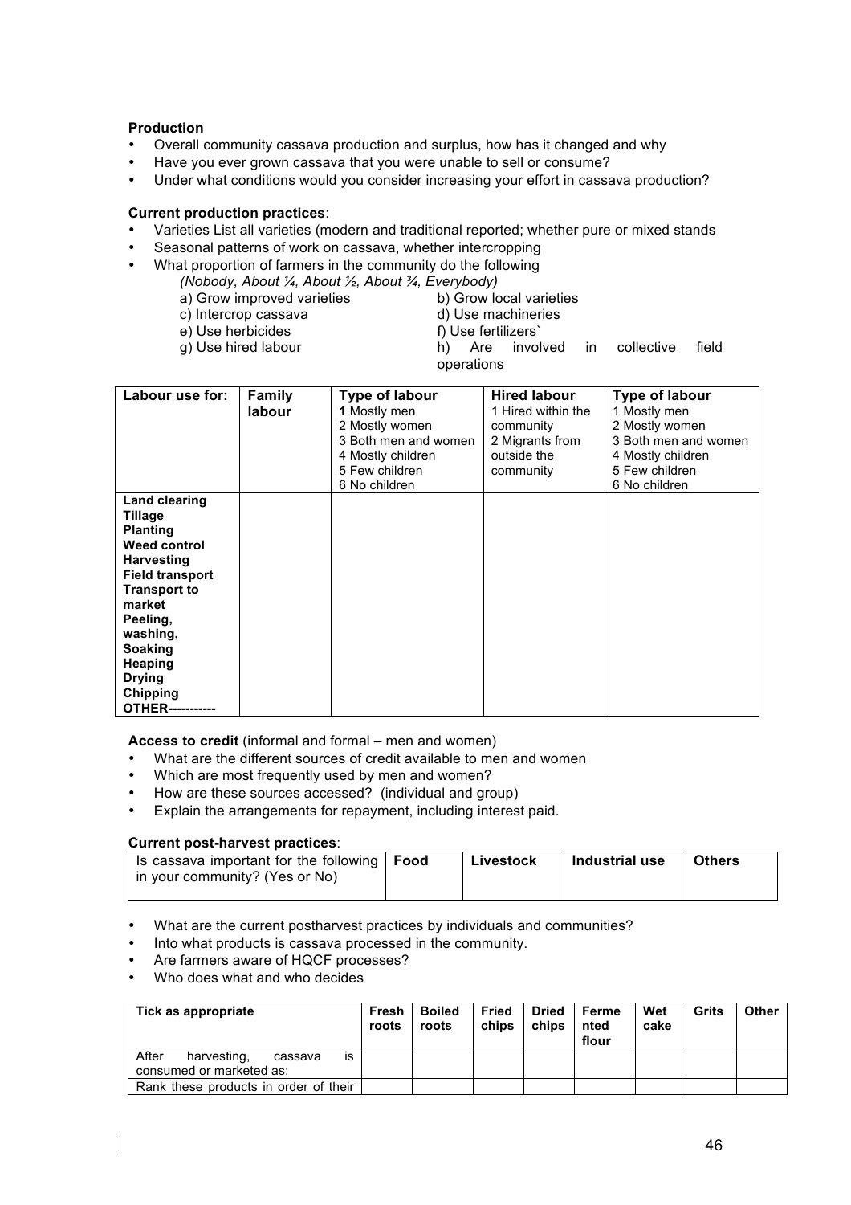**Production**

- Overall community cassava production and surplus, how has it changed and why
- Have you ever grown cassava that you were unable to sell or consume?
- Under what conditions would you consider increasing your effort in cassava production?

**Current production practices**:

- Varieties List all varieties (modern and traditional reported; whether pure or mixed stands
- Seasonal patterns of work on cassava, whether intercropping
- What proportion of farmers in the community do the following
  *(Nobody, About ¼, About ½, About ¾, Everybody)*
  a) Grow improved varieties
  b) Grow local varieties
  c) Intercrop cassava
  d) Use machineries
  e) Use herbicides
  f) Use fertilizers`
  g) Use hired labour
  h) Are involved in collective field operations

| Labour use for: | Family labour | Type of labour<br>**1** Mostly men<br>2 Mostly women<br>3 Both men and women<br>4 Mostly children<br>5 Few children<br>6 No children | Hired labour<br>1 Hired within the community<br>2 Migrants from outside the community | Type of labour<br>1 Mostly men<br>2 Mostly women<br>3 Both men and women<br>4 Mostly children<br>5 Few children<br>6 No children |
|---|---|---|---|---|
| **Land clearing**<br>**Tillage**<br>**Planting**<br>**Weed control**<br>**Harvesting**<br>**Field transport**<br>**Transport to market**<br>**Peeling, washing,**<br>**Soaking**<br>**Heaping**<br>**Drying**<br>**Chipping**<br>**OTHER-----------** | | | | |

**Access to credit** (informal and formal – men and women)

- What are the different sources of credit available to men and women
- Which are most frequently used by men and women?
- How are these sources accessed? (individual and group)
- Explain the arrangements for repayment, including interest paid.

**Current post-harvest practices**:

| Is cassava important for the following in your community? (Yes or No) | Food | Livestock | Industrial use | Others |
|---|---|---|---|---|

- What are the current postharvest practices by individuals and communities?
- Into what products is cassava processed in the community.
- Are farmers aware of HQCF processes?
- Who does what and who decides

| Tick as appropriate | Fresh roots | Boiled roots | Fried chips | Dried chips | Fermented flour | Wet cake | Grits | Other |
|---|---|---|---|---|---|---|---|---|
| After harvesting, cassava is consumed or marketed as: | | | | | | | | |
| Rank these products in order of their | | | | | | | | |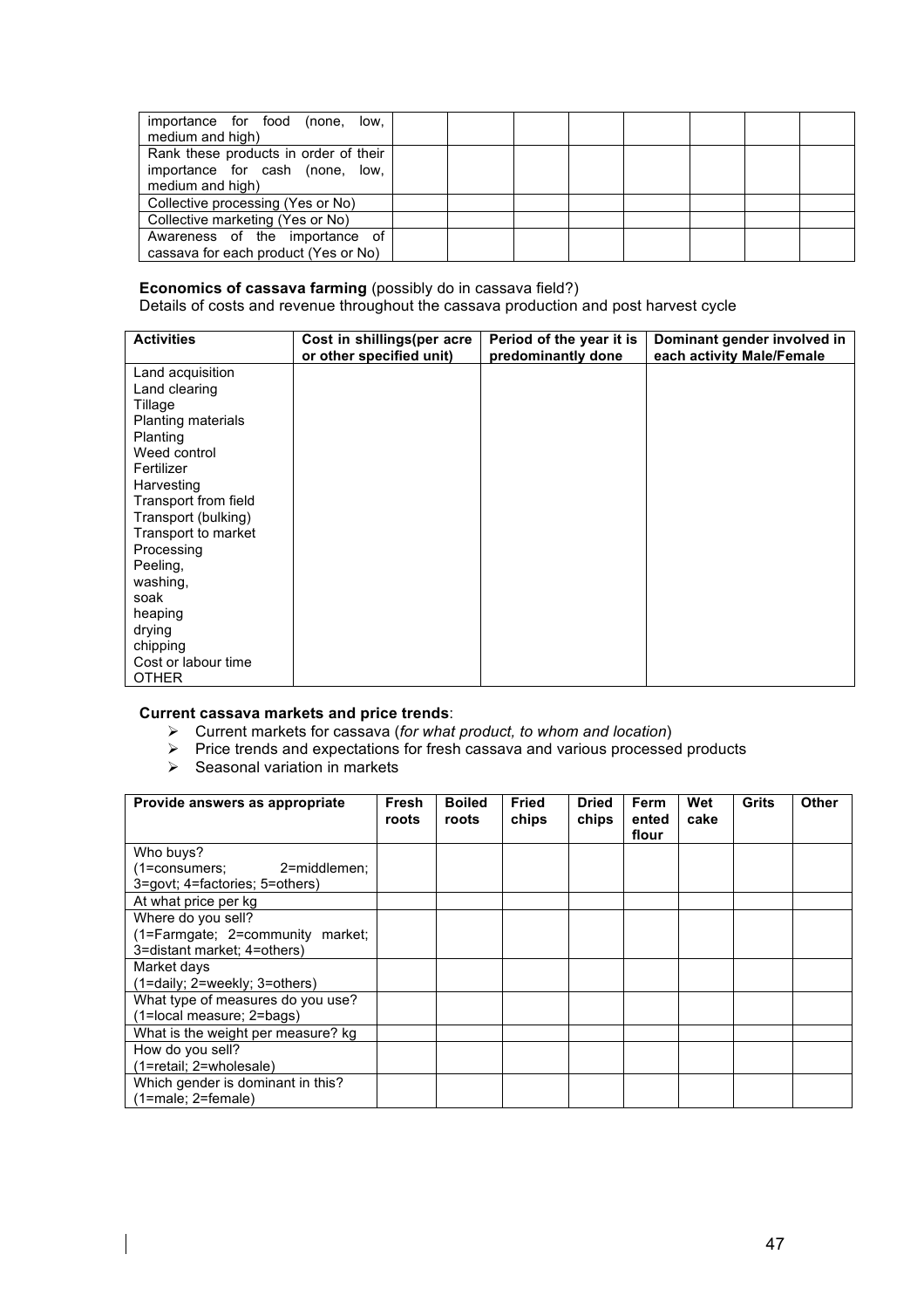| importance for food (none, low, medium and high) | | | | | | | |
|---|---|---|---|---|---|---|---|
| Rank these products in order of their importance for cash (none, low, medium and high) | | | | | | | |
| Collective processing (Yes or No) | | | | | | | |
| Collective marketing (Yes or No) | | | | | | | |
| Awareness of the importance of cassava for each product (Yes or No) | | | | | | | |

**Economics of cassava farming** (possibly do in cassava field?)
Details of costs and revenue throughout the cassava production and post harvest cycle

| Activities | Cost in shillings(per acre or other specified unit) | Period of the year it is predominantly done | Dominant gender involved in each activity Male/Female |
|---|---|---|---|
| Land acquisition<br>Land clearing<br>Tillage<br>Planting materials<br>Planting<br>Weed control<br>Fertilizer<br>Harvesting<br>Transport from field<br>Transport (bulking)<br>Transport to market<br>Processing<br>Peeling,<br>washing,<br>soak<br>heaping<br>drying<br>chipping<br>Cost or labour time<br>OTHER | | | |

**Current cassava markets and price trends**:

- Current markets for cassava (*for what product, to whom and location*)
- Price trends and expectations for fresh cassava and various processed products
- Seasonal variation in markets

| Provide answers as appropriate | Fresh roots | Boiled roots | Fried chips | Dried chips | Fermented flour | Wet cake | Grits | Other |
|---|---|---|---|---|---|---|---|---|
| Who buys? (1=consumers; 2=middlemen; 3=govt; 4=factories; 5=others) | | | | | | | | |
| At what price per kg | | | | | | | | |
| Where do you sell? (1=Farmgate; 2=community market; 3=distant market; 4=others) | | | | | | | | |
| Market days (1=daily; 2=weekly; 3=others) | | | | | | | | |
| What type of measures do you use? (1=local measure; 2=bags) | | | | | | | | |
| What is the weight per measure? kg | | | | | | | | |
| How do you sell? (1=retail; 2=wholesale) | | | | | | | | |
| Which gender is dominant in this? (1=male; 2=female) | | | | | | | | |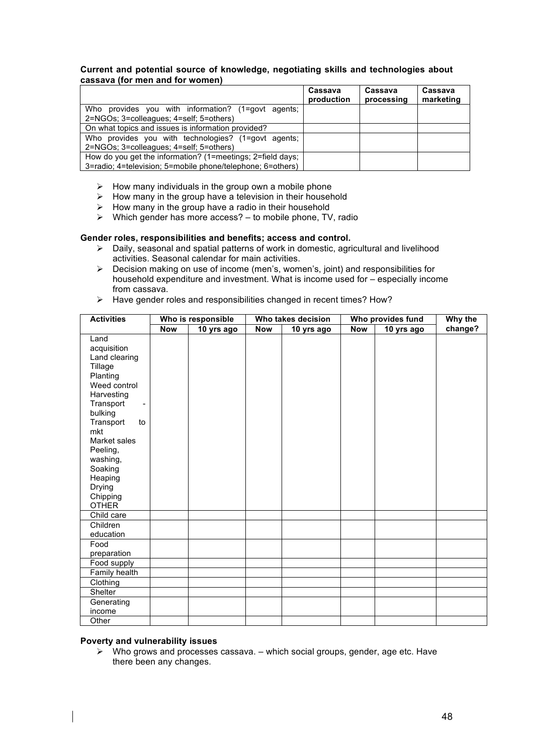**Current and potential source of knowledge, negotiating skills and technologies about cassava (for men and for women)**

| | Cassava production | Cassava processing | Cassava marketing |
|---|---|---|---|
| Who provides you with information? (1=govt agents; 2=NGOs; 3=colleagues; 4=self; 5=others) | | | |
| On what topics and issues is information provided? | | | |
| Who provides you with technologies? (1=govt agents; 2=NGOs; 3=colleagues; 4=self; 5=others) | | | |
| How do you get the information? (1=meetings; 2=field days; 3=radio; 4=television; 5=mobile phone/telephone; 6=others) | | | |

- ➢ How many individuals in the group own a mobile phone
- ➢ How many in the group have a television in their household
- ➢ How many in the group have a radio in their household
- ➢ Which gender has more access? – to mobile phone, TV, radio

**Gender roles, responsibilities and benefits; access and control.**

- ➢ Daily, seasonal and spatial patterns of work in domestic, agricultural and livelihood activities. Seasonal calendar for main activities.
- ➢ Decision making on use of income (men's, women's, joint) and responsibilities for household expenditure and investment. What is income used for – especially income from cassava.
- ➢ Have gender roles and responsibilities changed in recent times? How?

| Activities | Who is responsible | | Who takes decision | | Who provides fund | | Why the change? |
|---|---|---|---|---|---|---|---|
| | Now | 10 yrs ago | Now | 10 yrs ago | Now | 10 yrs ago | |
| Land acquisition<br>Land clearing<br>Tillage<br>Planting<br>Weed control<br>Harvesting<br>Transport - bulking<br>Transport to mkt<br>Market sales<br>Peeling, washing,<br>Soaking<br>Heaping<br>Drying<br>Chipping<br>OTHER | | | | | | | |
| Child care | | | | | | | |
| Children education | | | | | | | |
| Food preparation | | | | | | | |
| Food supply | | | | | | | |
| Family health | | | | | | | |
| Clothing | | | | | | | |
| Shelter | | | | | | | |
| Generating income | | | | | | | |
| Other | | | | | | | |

**Poverty and vulnerability issues**

- ➢ Who grows and processes cassava. – which social groups, gender, age etc. Have there been any changes.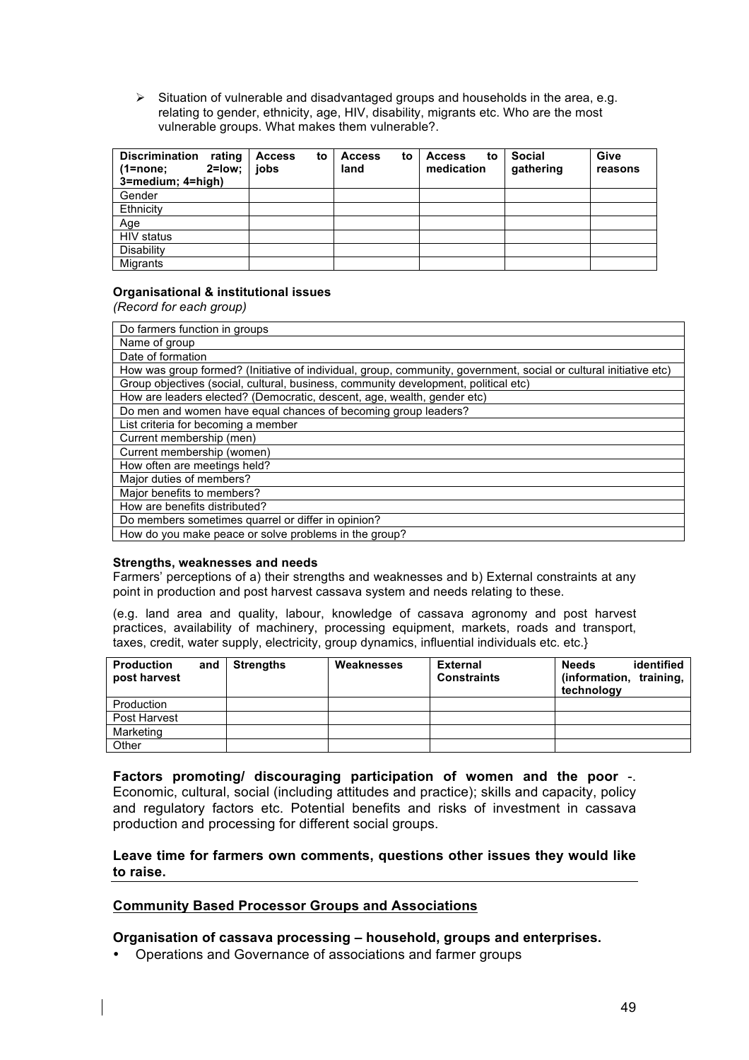- Situation of vulnerable and disadvantaged groups and households in the area, e.g. relating to gender, ethnicity, age, HIV, disability, migrants etc. Who are the most vulnerable groups. What makes them vulnerable?.

| Discrimination rating (1=none; 2=low; 3=medium; 4=high) | Access to jobs | Access to land | Access to medication | Social gathering | Give reasons |
|---|---|---|---|---|---|
| Gender | | | | | |
| Ethnicity | | | | | |
| Age | | | | | |
| HIV status | | | | | |
| Disability | | | | | |
| Migrants | | | | | |

**Organisational & institutional issues**

*(Record for each group)*

| Do farmers function in groups |
|---|
| Name of group |
| Date of formation |
| How was group formed? (Initiative of individual, group, community, government, social or cultural initiative etc) |
| Group objectives (social, cultural, business, community development, political etc) |
| How are leaders elected? (Democratic, descent, age, wealth, gender etc) |
| Do men and women have equal chances of becoming group leaders? |
| List criteria for becoming a member |
| Current membership (men) |
| Current membership (women) |
| How often are meetings held? |
| Major duties of members? |
| Major benefits to members? |
| How are benefits distributed? |
| Do members sometimes quarrel or differ in opinion? |
| How do you make peace or solve problems in the group? |

**Strengths, weaknesses and needs**

Farmers' perceptions of a) their strengths and weaknesses and b) External constraints at any point in production and post harvest cassava system and needs relating to these.

(e.g. land area and quality, labour, knowledge of cassava agronomy and post harvest practices, availability of machinery, processing equipment, markets, roads and transport, taxes, credit, water supply, electricity, group dynamics, influential individuals etc. etc.}

| Production and post harvest | Strengths | Weaknesses | External Constraints | Needs identified (information, training, technology |
|---|---|---|---|---|
| Production | | | | |
| Post Harvest | | | | |
| Marketing | | | | |
| Other | | | | |

**Factors promoting/ discouraging participation of women and the poor** -. Economic, cultural, social (including attitudes and practice); skills and capacity, policy and regulatory factors etc. Potential benefits and risks of investment in cassava production and processing for different social groups.

**Leave time for farmers own comments, questions other issues they would like to raise.**

## Community Based Processor Groups and Associations

### Organisation of cassava processing – household, groups and enterprises.

- Operations and Governance of associations and farmer groups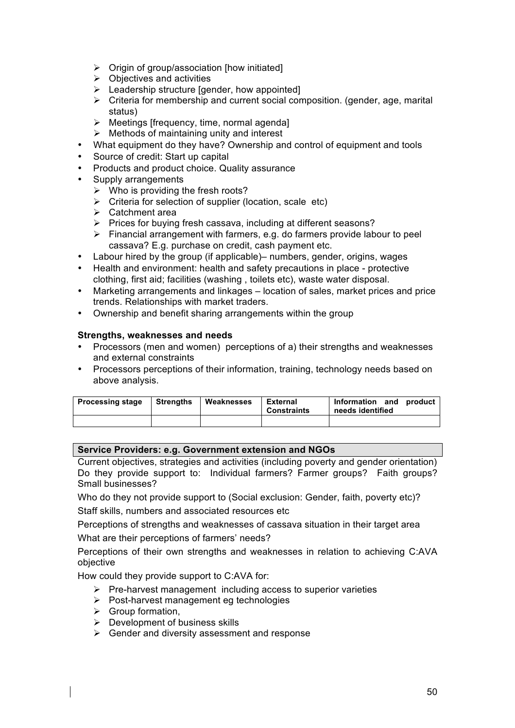- Origin of group/association [how initiated]
  - Objectives and activities
  - Leadership structure [gender, how appointed]
  - Criteria for membership and current social composition. (gender, age, marital status)
  - Meetings [frequency, time, normal agenda]
  - Methods of maintaining unity and interest
- What equipment do they have? Ownership and control of equipment and tools
- Source of credit: Start up capital
- Products and product choice. Quality assurance
- Supply arrangements
  - Who is providing the fresh roots?
  - Criteria for selection of supplier (location, scale etc)
  - Catchment area
  - Prices for buying fresh cassava, including at different seasons?
  - Financial arrangement with farmers, e.g. do farmers provide labour to peel cassava? E.g. purchase on credit, cash payment etc.
- Labour hired by the group (if applicable)– numbers, gender, origins, wages
- Health and environment: health and safety precautions in place - protective clothing, first aid; facilities (washing , toilets etc), waste water disposal.
- Marketing arrangements and linkages – location of sales, market prices and price trends. Relationships with market traders.
- Ownership and benefit sharing arrangements within the group

**Strengths, weaknesses and needs**

- Processors (men and women) perceptions of a) their strengths and weaknesses and external constraints
- Processors perceptions of their information, training, technology needs based on above analysis.

| Processing stage | Strengths | Weaknesses | External Constraints | Information and product needs identified |
|---|---|---|---|---|
| | | | | |

**Service Providers: e.g. Government extension and NGOs**

Current objectives, strategies and activities (including poverty and gender orientation) Do they provide support to: Individual farmers? Farmer groups? Faith groups? Small businesses?

Who do they not provide support to (Social exclusion: Gender, faith, poverty etc)?

Staff skills, numbers and associated resources etc

Perceptions of strengths and weaknesses of cassava situation in their target area

What are their perceptions of farmers' needs?

Perceptions of their own strengths and weaknesses in relation to achieving C:AVA objective

How could they provide support to C:AVA for:

- Pre-harvest management including access to superior varieties
- Post-harvest management eg technologies
- Group formation,
- Development of business skills
- Gender and diversity assessment and response